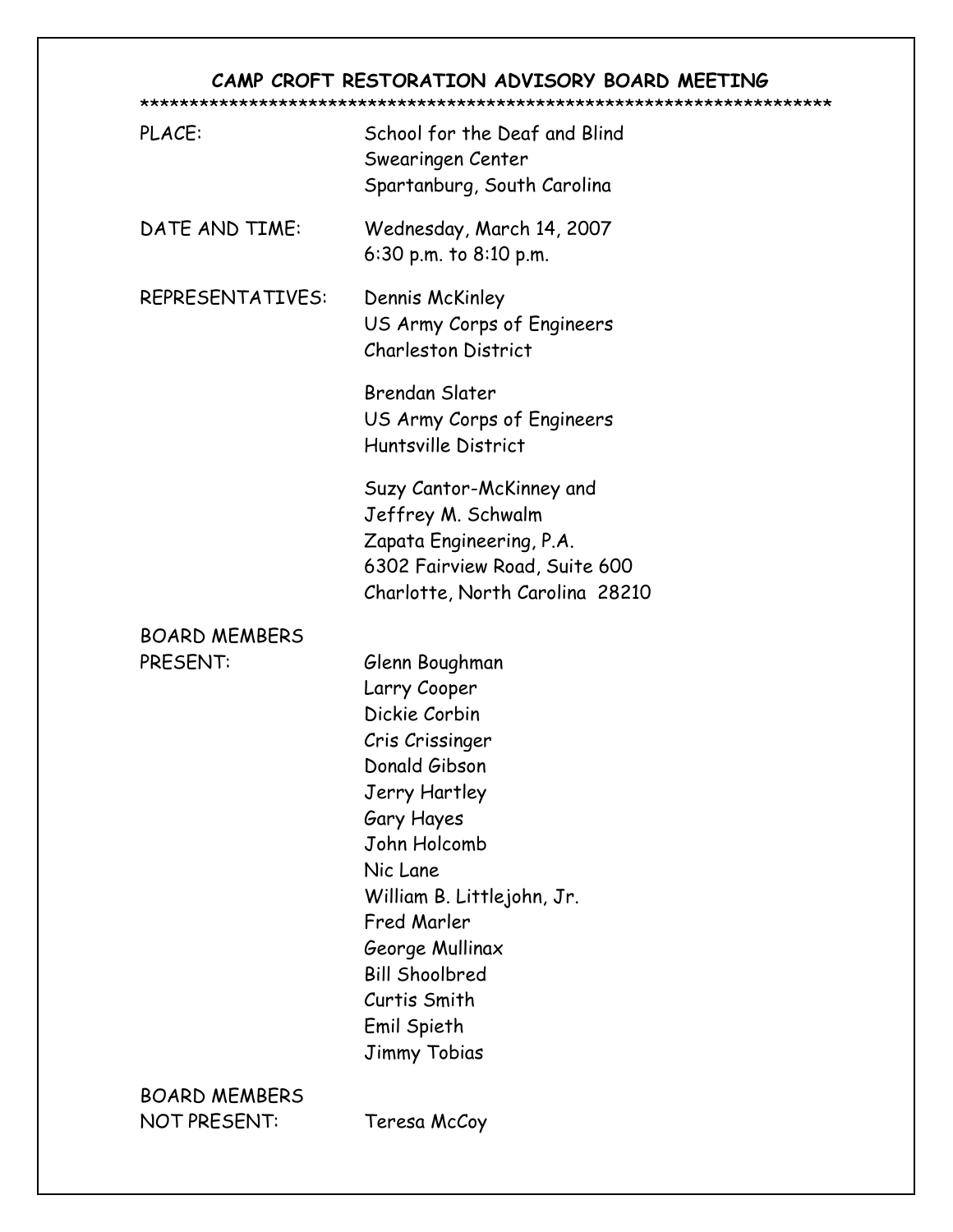# CAMP CROFT RESTORATION ADVISORY BOARD MEETING

**********************************************************************

PLACE: School for the Deaf and Blind
Swearingen Center
Spartanburg, South Carolina

DATE AND TIME: Wednesday, March 14, 2007
6:30 p.m. to 8:10 p.m.

REPRESENTATIVES: Dennis McKinley
US Army Corps of Engineers
Charleston District

Brendan Slater
US Army Corps of Engineers
Huntsville District

Suzy Cantor-McKinney and
Jeffrey M. Schwalm
Zapata Engineering, P.A.
6302 Fairview Road, Suite 600
Charlotte, North Carolina 28210

BOARD MEMBERS PRESENT:

Glenn Boughman
Larry Cooper
Dickie Corbin
Cris Crissinger
Donald Gibson
Jerry Hartley
Gary Hayes
John Holcomb
Nic Lane
William B. Littlejohn, Jr.
Fred Marler
George Mullinax
Bill Shoolbred
Curtis Smith
Emil Spieth
Jimmy Tobias

BOARD MEMBERS NOT PRESENT: Teresa McCoy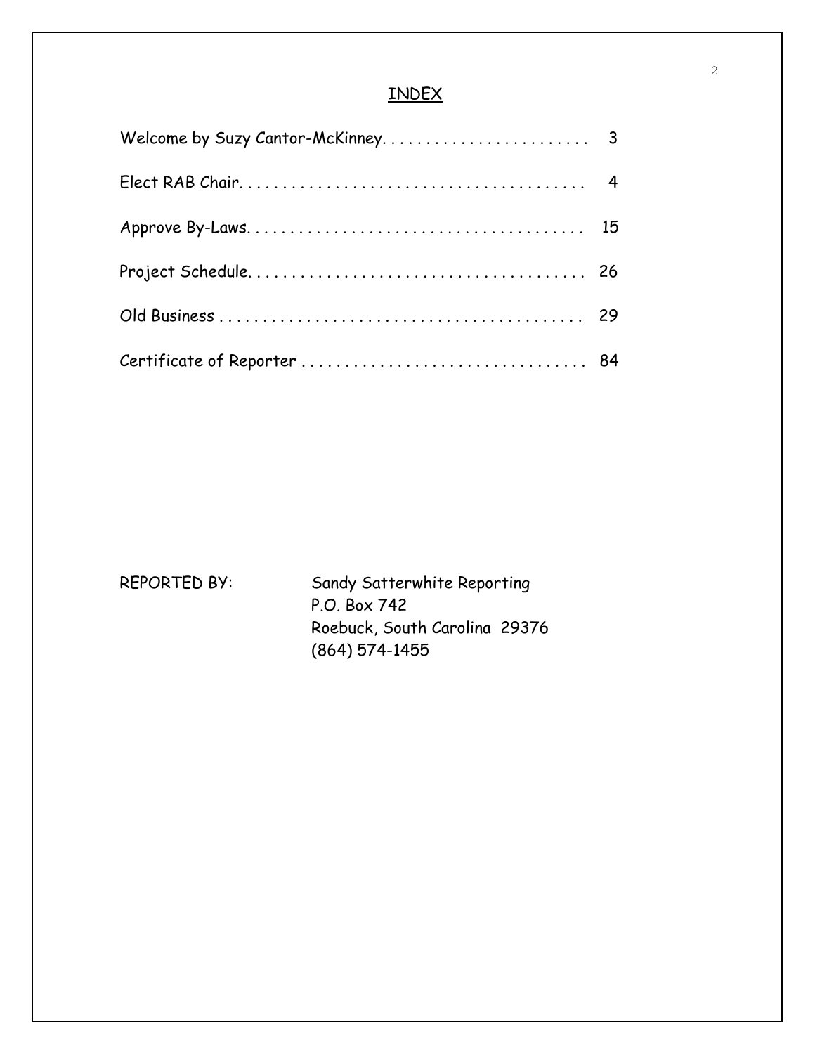## INDEX

| | |
|---|---|
| Welcome by Suzy Cantor-McKinney | 3 |
| Elect RAB Chair | 4 |
| Approve By-Laws | 15 |
| Project Schedule | 26 |
| Old Business | 29 |
| Certificate of Reporter | 84 |

REPORTED BY: Sandy Satterwhite Reporting
P.O. Box 742
Roebuck, South Carolina 29376
(864) 574-1455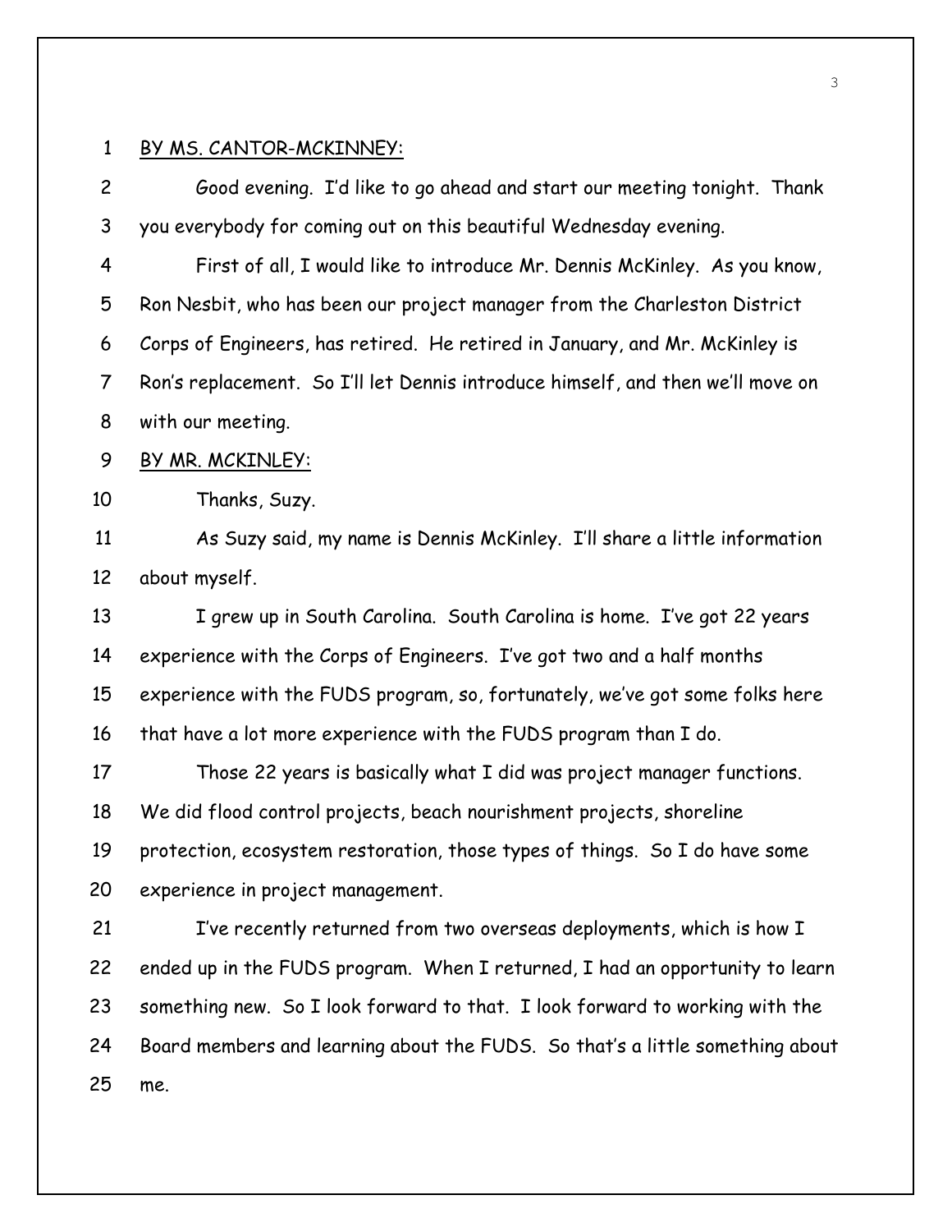BY MS. CANTOR-MCKINNEY:

Good evening. I'd like to go ahead and start our meeting tonight. Thank you everybody for coming out on this beautiful Wednesday evening.

First of all, I would like to introduce Mr. Dennis McKinley. As you know, Ron Nesbit, who has been our project manager from the Charleston District Corps of Engineers, has retired. He retired in January, and Mr. McKinley is Ron's replacement. So I'll let Dennis introduce himself, and then we'll move on with our meeting.

BY MR. MCKINLEY:

Thanks, Suzy.

As Suzy said, my name is Dennis McKinley. I'll share a little information about myself.

I grew up in South Carolina. South Carolina is home. I've got 22 years experience with the Corps of Engineers. I've got two and a half months experience with the FUDS program, so, fortunately, we've got some folks here that have a lot more experience with the FUDS program than I do.

Those 22 years is basically what I did was project manager functions. We did flood control projects, beach nourishment projects, shoreline protection, ecosystem restoration, those types of things. So I do have some experience in project management.

I've recently returned from two overseas deployments, which is how I ended up in the FUDS program. When I returned, I had an opportunity to learn something new. So I look forward to that. I look forward to working with the Board members and learning about the FUDS. So that's a little something about me.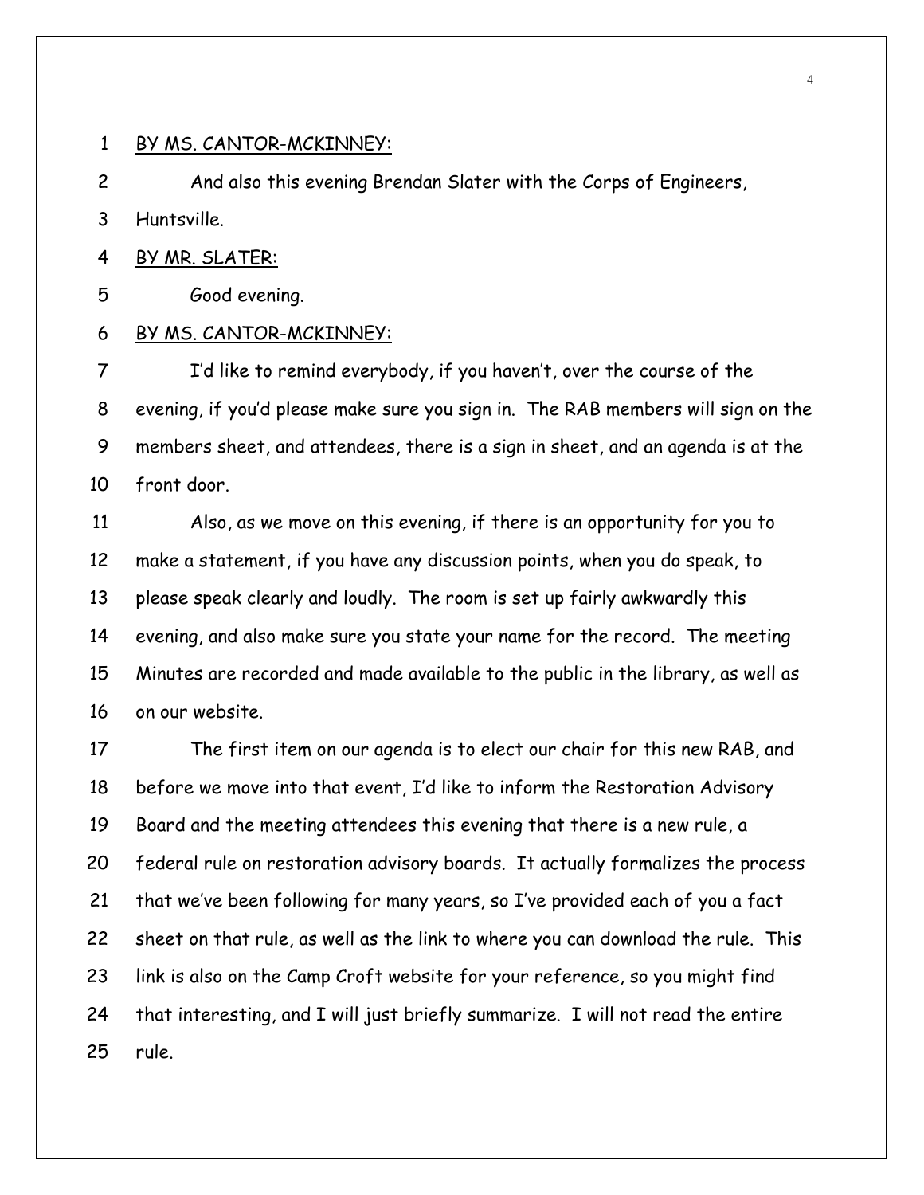BY MS. CANTOR-MCKINNEY:

And also this evening Brendan Slater with the Corps of Engineers, Huntsville.

BY MR. SLATER:

Good evening.

BY MS. CANTOR-MCKINNEY:

I'd like to remind everybody, if you haven't, over the course of the evening, if you'd please make sure you sign in. The RAB members will sign on the members sheet, and attendees, there is a sign in sheet, and an agenda is at the front door.

Also, as we move on this evening, if there is an opportunity for you to make a statement, if you have any discussion points, when you do speak, to please speak clearly and loudly. The room is set up fairly awkwardly this evening, and also make sure you state your name for the record. The meeting Minutes are recorded and made available to the public in the library, as well as on our website.

The first item on our agenda is to elect our chair for this new RAB, and before we move into that event, I'd like to inform the Restoration Advisory Board and the meeting attendees this evening that there is a new rule, a federal rule on restoration advisory boards. It actually formalizes the process that we've been following for many years, so I've provided each of you a fact sheet on that rule, as well as the link to where you can download the rule. This link is also on the Camp Croft website for your reference, so you might find that interesting, and I will just briefly summarize. I will not read the entire rule.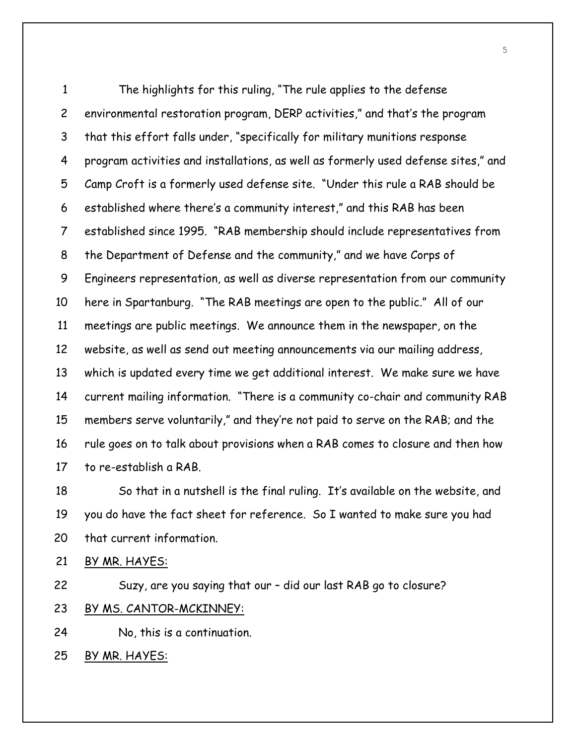The highlights for this ruling, "The rule applies to the defense environmental restoration program, DERP activities," and that's the program that this effort falls under, "specifically for military munitions response program activities and installations, as well as formerly used defense sites," and Camp Croft is a formerly used defense site. "Under this rule a RAB should be established where there's a community interest," and this RAB has been established since 1995. "RAB membership should include representatives from the Department of Defense and the community," and we have Corps of Engineers representation, as well as diverse representation from our community here in Spartanburg. "The RAB meetings are open to the public." All of our meetings are public meetings. We announce them in the newspaper, on the website, as well as send out meeting announcements via our mailing address, which is updated every time we get additional interest. We make sure we have current mailing information. "There is a community co-chair and community RAB members serve voluntarily," and they're not paid to serve on the RAB; and the rule goes on to talk about provisions when a RAB comes to closure and then how to re-establish a RAB.

So that in a nutshell is the final ruling. It's available on the website, and you do have the fact sheet for reference. So I wanted to make sure you had that current information.

BY MR. HAYES:

Suzy, are you saying that our – did our last RAB go to closure?

BY MS. CANTOR-MCKINNEY:

No, this is a continuation.

BY MR. HAYES: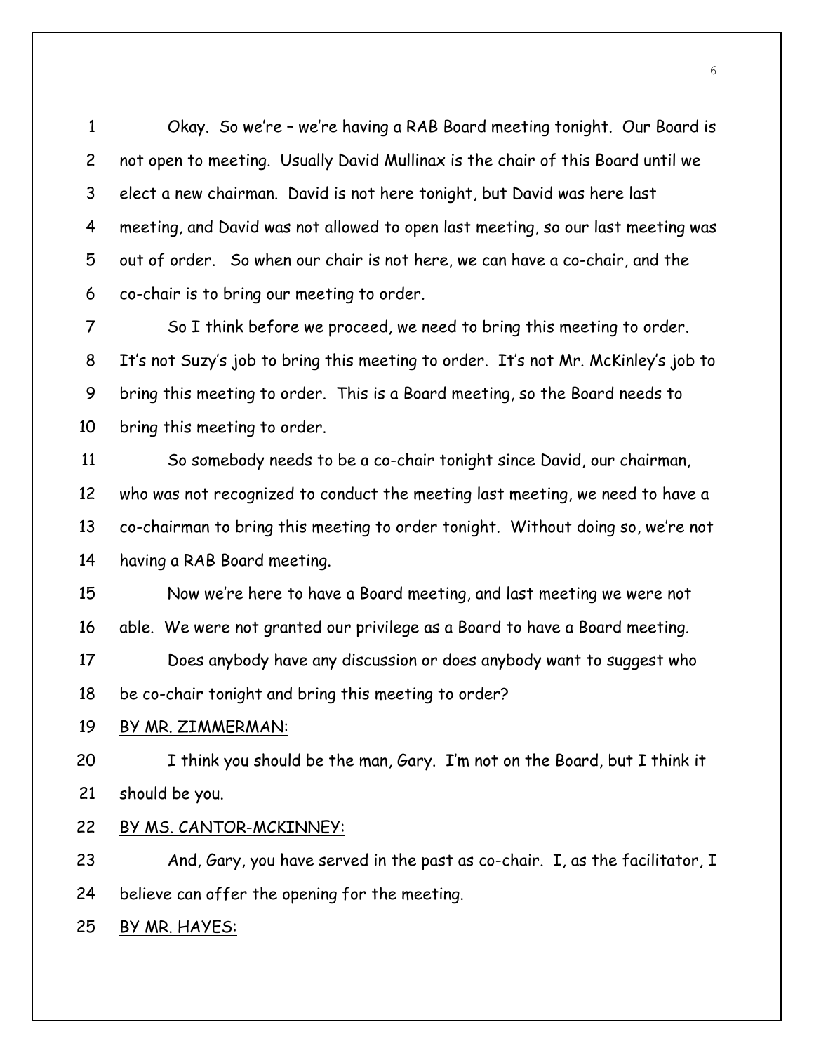Okay. So we're – we're having a RAB Board meeting tonight. Our Board is not open to meeting. Usually David Mullinax is the chair of this Board until we elect a new chairman. David is not here tonight, but David was here last meeting, and David was not allowed to open last meeting, so our last meeting was out of order. So when our chair is not here, we can have a co-chair, and the co-chair is to bring our meeting to order.

So I think before we proceed, we need to bring this meeting to order. It's not Suzy's job to bring this meeting to order. It's not Mr. McKinley's job to bring this meeting to order. This is a Board meeting, so the Board needs to bring this meeting to order.

So somebody needs to be a co-chair tonight since David, our chairman, who was not recognized to conduct the meeting last meeting, we need to have a co-chairman to bring this meeting to order tonight. Without doing so, we're not having a RAB Board meeting.

Now we're here to have a Board meeting, and last meeting we were not able. We were not granted our privilege as a Board to have a Board meeting.

Does anybody have any discussion or does anybody want to suggest who be co-chair tonight and bring this meeting to order?

BY MR. ZIMMERMAN:

I think you should be the man, Gary. I'm not on the Board, but I think it should be you.

BY MS. CANTOR-MCKINNEY:

And, Gary, you have served in the past as co-chair. I, as the facilitator, I believe can offer the opening for the meeting.

BY MR. HAYES: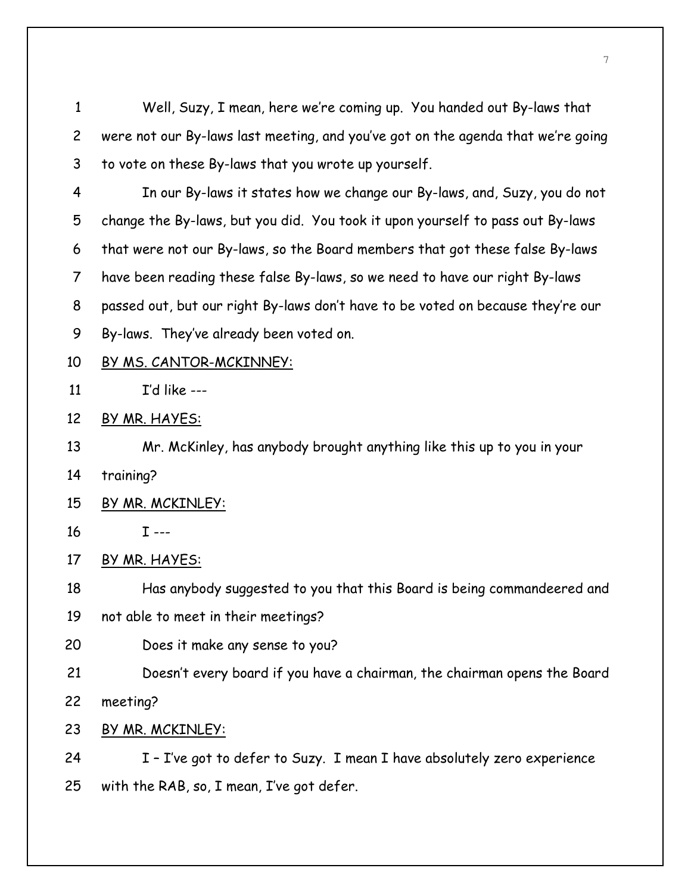Well, Suzy, I mean, here we're coming up. You handed out By-laws that were not our By-laws last meeting, and you've got on the agenda that we're going to vote on these By-laws that you wrote up yourself.

In our By-laws it states how we change our By-laws, and, Suzy, you do not change the By-laws, but you did. You took it upon yourself to pass out By-laws that were not our By-laws, so the Board members that got these false By-laws have been reading these false By-laws, so we need to have our right By-laws passed out, but our right By-laws don't have to be voted on because they're our By-laws. They've already been voted on.

BY MS. CANTOR-MCKINNEY:

I'd like ---

BY MR. HAYES:

Mr. McKinley, has anybody brought anything like this up to you in your training?

BY MR. MCKINLEY:

I ---

BY MR. HAYES:

Has anybody suggested to you that this Board is being commandeered and not able to meet in their meetings?

Does it make any sense to you?

Doesn't every board if you have a chairman, the chairman opens the Board meeting?

BY MR. MCKINLEY:

I – I've got to defer to Suzy. I mean I have absolutely zero experience with the RAB, so, I mean, I've got defer.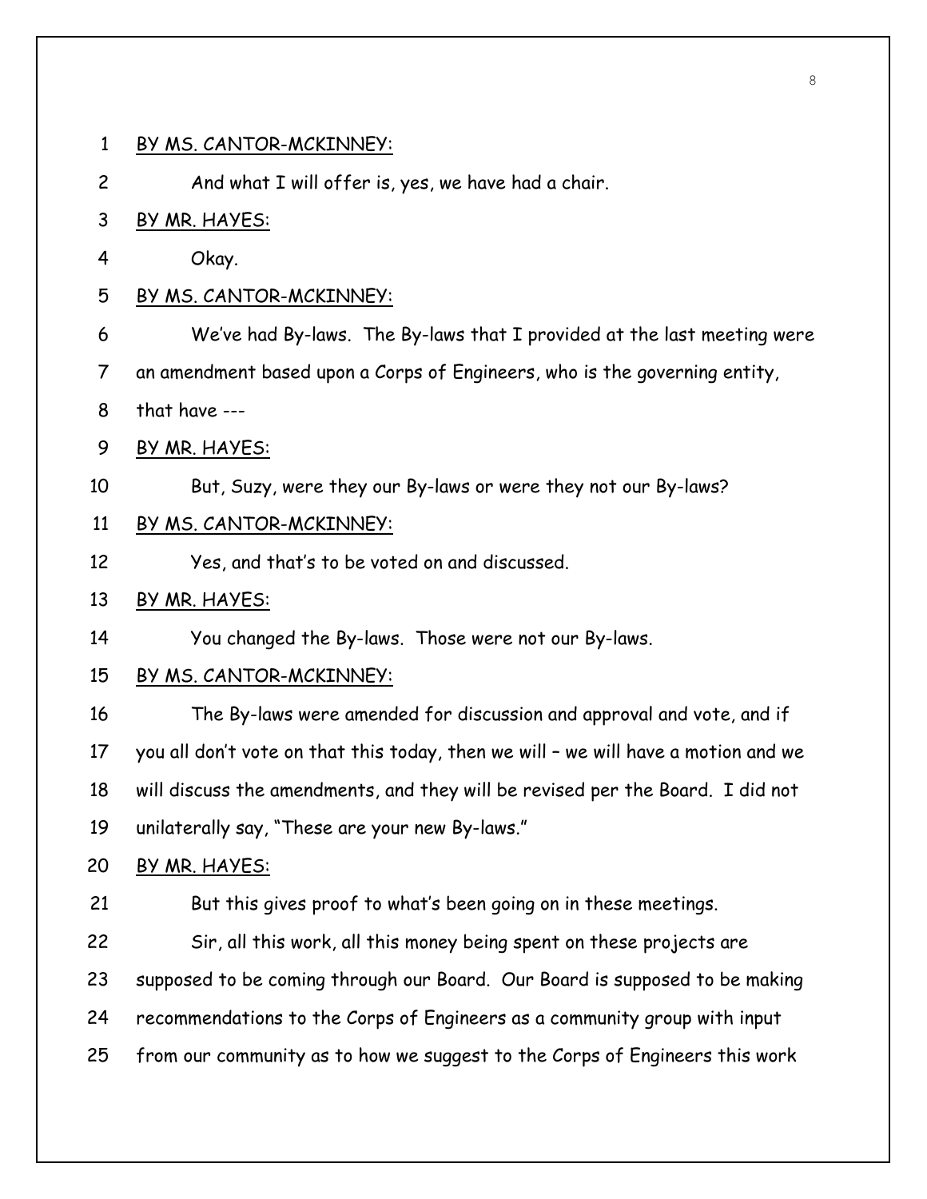BY MS. CANTOR-MCKINNEY:

And what I will offer is, yes, we have had a chair.

BY MR. HAYES:

Okay.

BY MS. CANTOR-MCKINNEY:

We've had By-laws. The By-laws that I provided at the last meeting were an amendment based upon a Corps of Engineers, who is the governing entity, that have ---

BY MR. HAYES:

But, Suzy, were they our By-laws or were they not our By-laws?

BY MS. CANTOR-MCKINNEY:

Yes, and that's to be voted on and discussed.

BY MR. HAYES:

You changed the By-laws. Those were not our By-laws.

BY MS. CANTOR-MCKINNEY:

The By-laws were amended for discussion and approval and vote, and if you all don't vote on that this today, then we will – we will have a motion and we will discuss the amendments, and they will be revised per the Board. I did not unilaterally say, "These are your new By-laws."

BY MR. HAYES:

But this gives proof to what's been going on in these meetings.

Sir, all this work, all this money being spent on these projects are supposed to be coming through our Board. Our Board is supposed to be making recommendations to the Corps of Engineers as a community group with input from our community as to how we suggest to the Corps of Engineers this work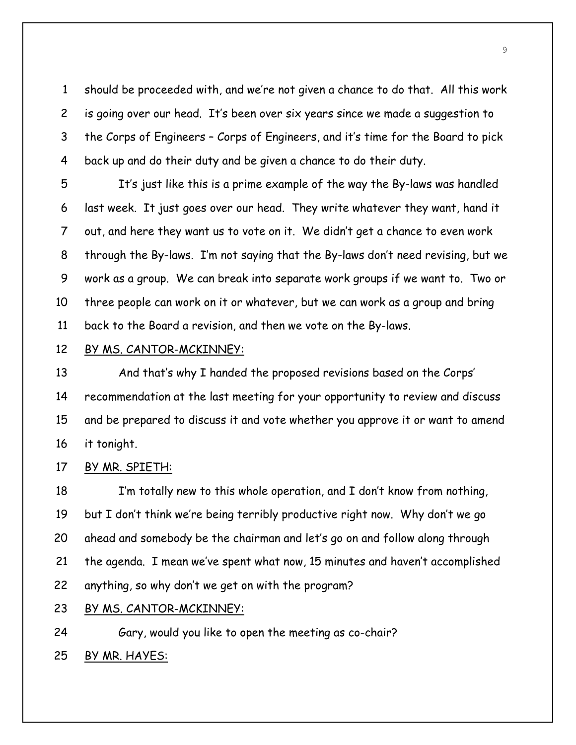should be proceeded with, and we're not given a chance to do that. All this work is going over our head. It's been over six years since we made a suggestion to the Corps of Engineers – Corps of Engineers, and it's time for the Board to pick back up and do their duty and be given a chance to do their duty.

It's just like this is a prime example of the way the By-laws was handled last week. It just goes over our head. They write whatever they want, hand it out, and here they want us to vote on it. We didn't get a chance to even work through the By-laws. I'm not saying that the By-laws don't need revising, but we work as a group. We can break into separate work groups if we want to. Two or three people can work on it or whatever, but we can work as a group and bring back to the Board a revision, and then we vote on the By-laws.

BY MS. CANTOR-MCKINNEY:

And that's why I handed the proposed revisions based on the Corps' recommendation at the last meeting for your opportunity to review and discuss and be prepared to discuss it and vote whether you approve it or want to amend it tonight.

BY MR. SPIETH:

I'm totally new to this whole operation, and I don't know from nothing, but I don't think we're being terribly productive right now. Why don't we go ahead and somebody be the chairman and let's go on and follow along through the agenda. I mean we've spent what now, 15 minutes and haven't accomplished anything, so why don't we get on with the program?

BY MS. CANTOR-MCKINNEY:

Gary, would you like to open the meeting as co-chair?

BY MR. HAYES: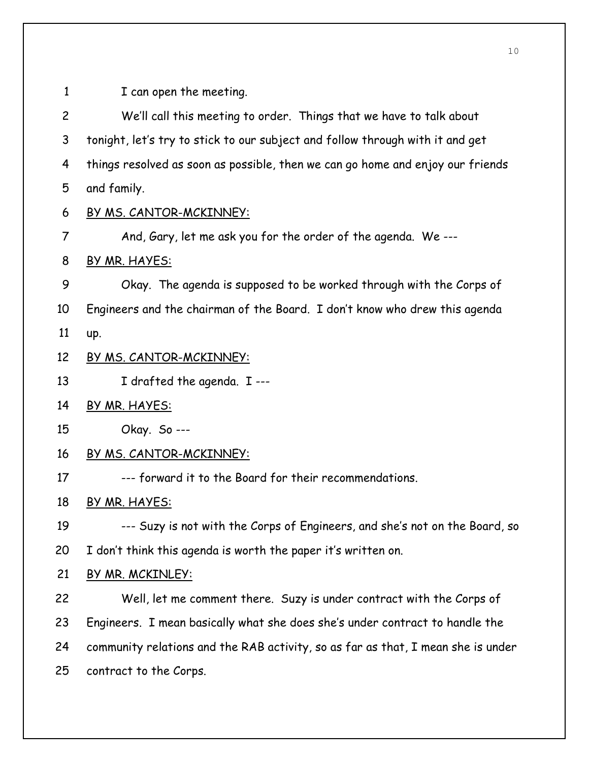I can open the meeting.

We'll call this meeting to order. Things that we have to talk about tonight, let's try to stick to our subject and follow through with it and get things resolved as soon as possible, then we can go home and enjoy our friends and family.

BY MS. CANTOR-MCKINNEY:

And, Gary, let me ask you for the order of the agenda. We ---

BY MR. HAYES:

Okay. The agenda is supposed to be worked through with the Corps of Engineers and the chairman of the Board. I don't know who drew this agenda up.

BY MS. CANTOR-MCKINNEY:

I drafted the agenda. I ---

BY MR. HAYES:

Okay. So ---

BY MS. CANTOR-MCKINNEY:

--- forward it to the Board for their recommendations.

BY MR. HAYES:

--- Suzy is not with the Corps of Engineers, and she's not on the Board, so I don't think this agenda is worth the paper it's written on.

BY MR. MCKINLEY:

Well, let me comment there. Suzy is under contract with the Corps of Engineers. I mean basically what she does she's under contract to handle the community relations and the RAB activity, so as far as that, I mean she is under contract to the Corps.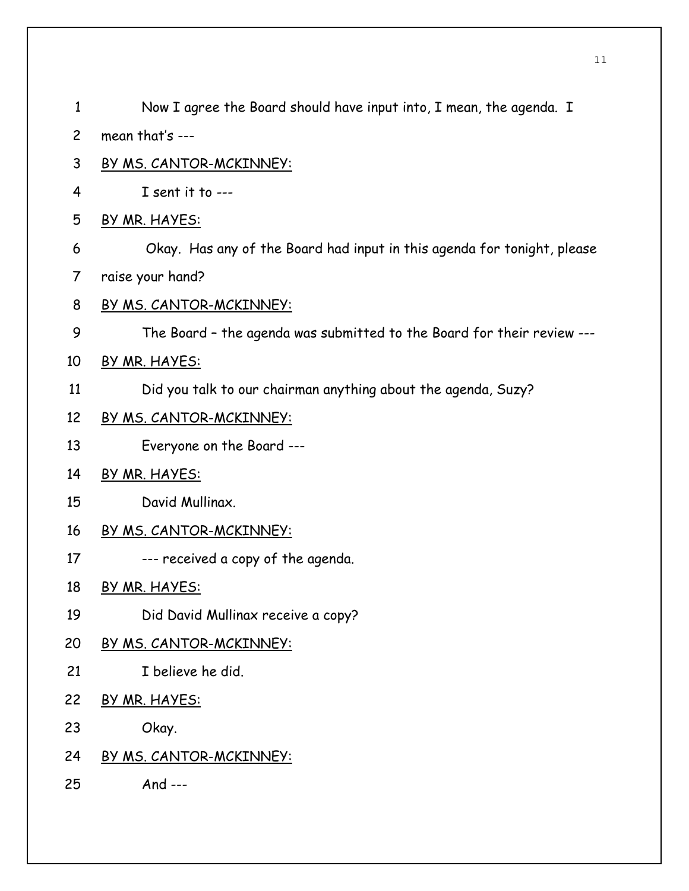Now I agree the Board should have input into, I mean, the agenda. I mean that's ---

BY MS. CANTOR-MCKINNEY:

I sent it to ---

BY MR. HAYES:

Okay. Has any of the Board had input in this agenda for tonight, please raise your hand?

BY MS. CANTOR-MCKINNEY:

The Board – the agenda was submitted to the Board for their review ---

BY MR. HAYES:

Did you talk to our chairman anything about the agenda, Suzy?

BY MS. CANTOR-MCKINNEY:

Everyone on the Board ---

BY MR. HAYES:

David Mullinax.

BY MS. CANTOR-MCKINNEY:

--- received a copy of the agenda.

BY MR. HAYES:

Did David Mullinax receive a copy?

BY MS. CANTOR-MCKINNEY:

I believe he did.

BY MR. HAYES:

Okay.

BY MS. CANTOR-MCKINNEY:

And ---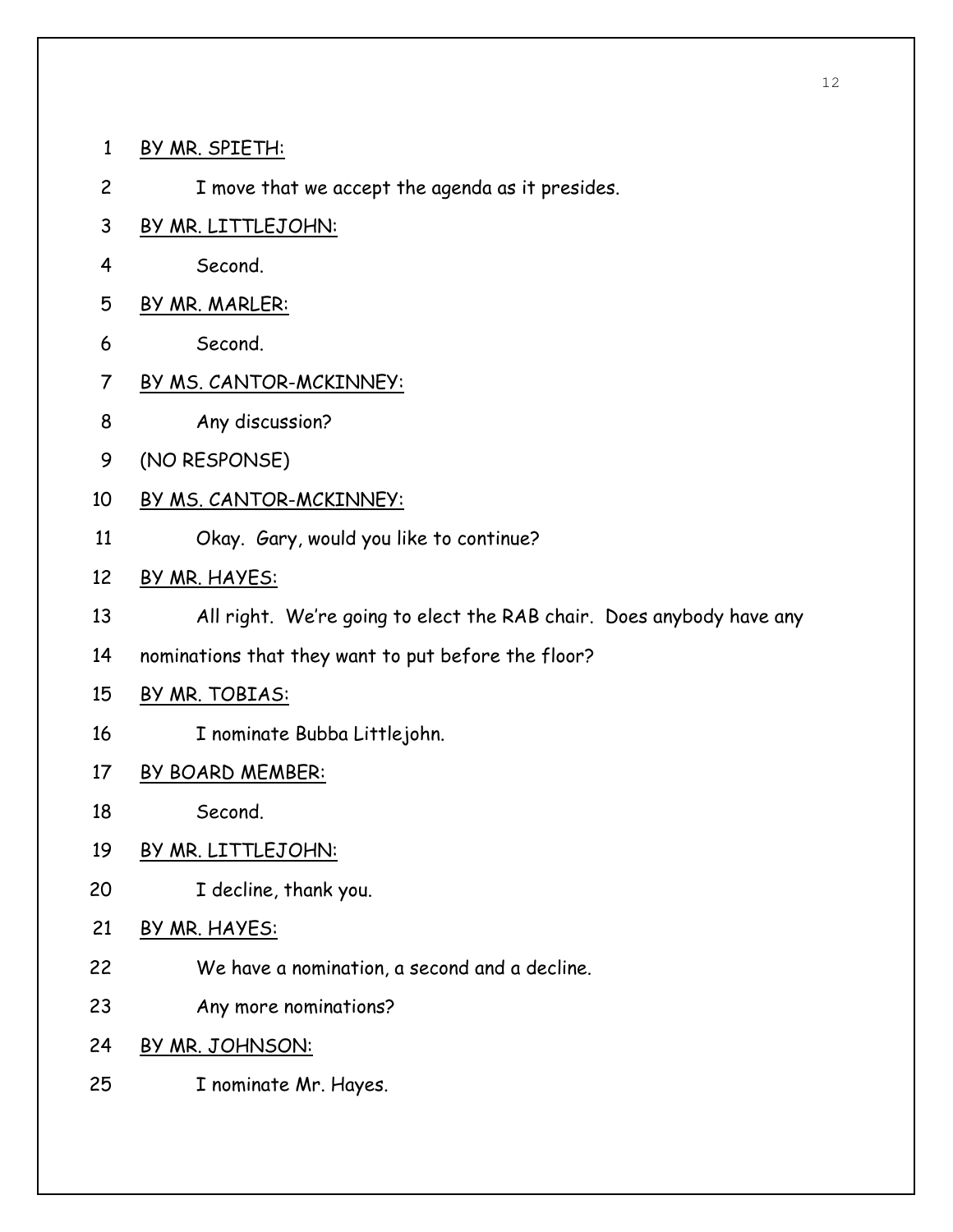BY MR. SPIETH:

I move that we accept the agenda as it presides.

BY MR. LITTLEJOHN:

Second.

BY MR. MARLER:

Second.

BY MS. CANTOR-MCKINNEY:

Any discussion?

(NO RESPONSE)

BY MS. CANTOR-MCKINNEY:

Okay. Gary, would you like to continue?

BY MR. HAYES:

All right. We're going to elect the RAB chair. Does anybody have any nominations that they want to put before the floor?

BY MR. TOBIAS:

I nominate Bubba Littlejohn.

BY BOARD MEMBER:

Second.

BY MR. LITTLEJOHN:

I decline, thank you.

BY MR. HAYES:

We have a nomination, a second and a decline.

Any more nominations?

BY MR. JOHNSON:

I nominate Mr. Hayes.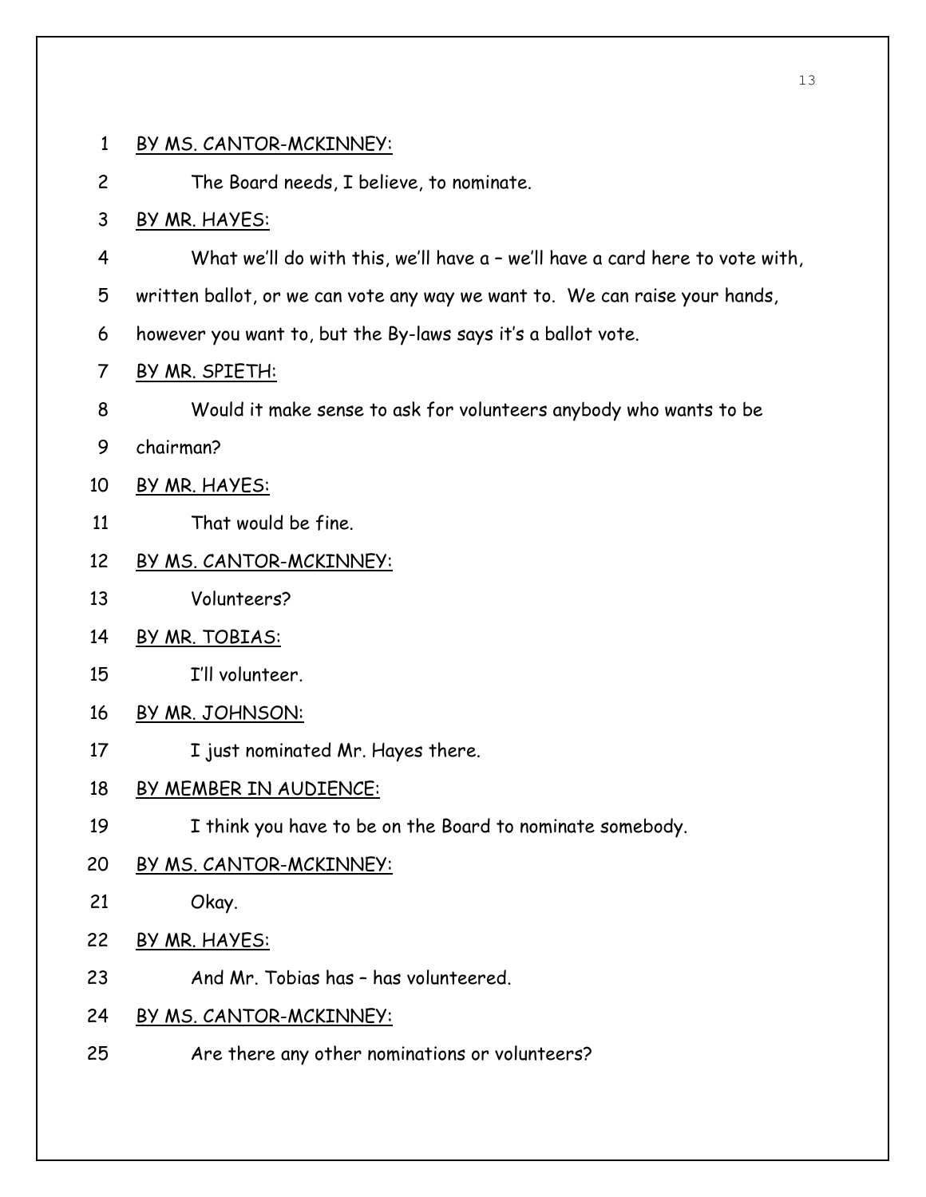BY MS. CANTOR-MCKINNEY:

The Board needs, I believe, to nominate.

BY MR. HAYES:

What we'll do with this, we'll have a – we'll have a card here to vote with, written ballot, or we can vote any way we want to. We can raise your hands, however you want to, but the By-laws says it's a ballot vote.

BY MR. SPIETH:

Would it make sense to ask for volunteers anybody who wants to be chairman?

BY MR. HAYES:

That would be fine.

BY MS. CANTOR-MCKINNEY:

Volunteers?

BY MR. TOBIAS:

I'll volunteer.

BY MR. JOHNSON:

I just nominated Mr. Hayes there.

BY MEMBER IN AUDIENCE:

I think you have to be on the Board to nominate somebody.

BY MS. CANTOR-MCKINNEY:

Okay.

BY MR. HAYES:

And Mr. Tobias has – has volunteered.

BY MS. CANTOR-MCKINNEY:

Are there any other nominations or volunteers?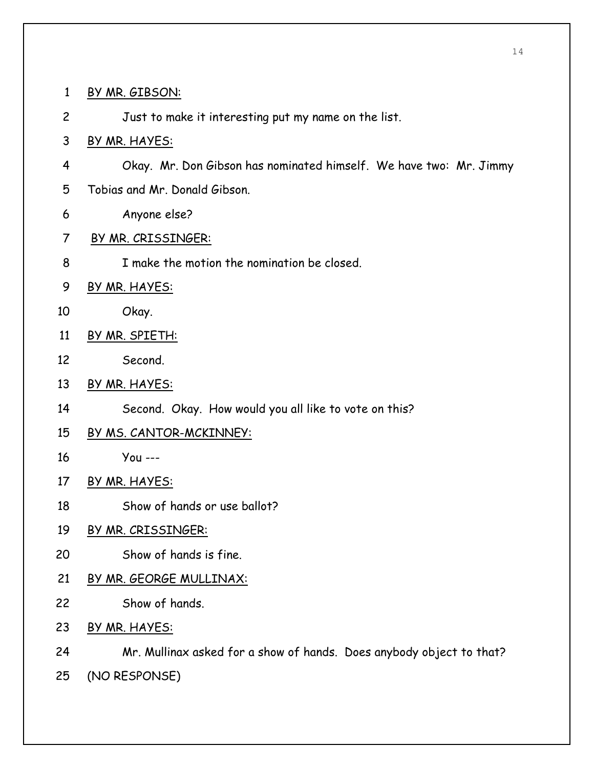BY MR. GIBSON:

Just to make it interesting put my name on the list.

BY MR. HAYES:

Okay. Mr. Don Gibson has nominated himself. We have two: Mr. Jimmy Tobias and Mr. Donald Gibson.

Anyone else?

BY MR. CRISSINGER:

I make the motion the nomination be closed.

BY MR. HAYES:

Okay.

BY MR. SPIETH:

Second.

BY MR. HAYES:

Second. Okay. How would you all like to vote on this?

BY MS. CANTOR-MCKINNEY:

You ---

BY MR. HAYES:

Show of hands or use ballot?

BY MR. CRISSINGER:

Show of hands is fine.

BY MR. GEORGE MULLINAX:

Show of hands.

BY MR. HAYES:

Mr. Mullinax asked for a show of hands. Does anybody object to that?

(NO RESPONSE)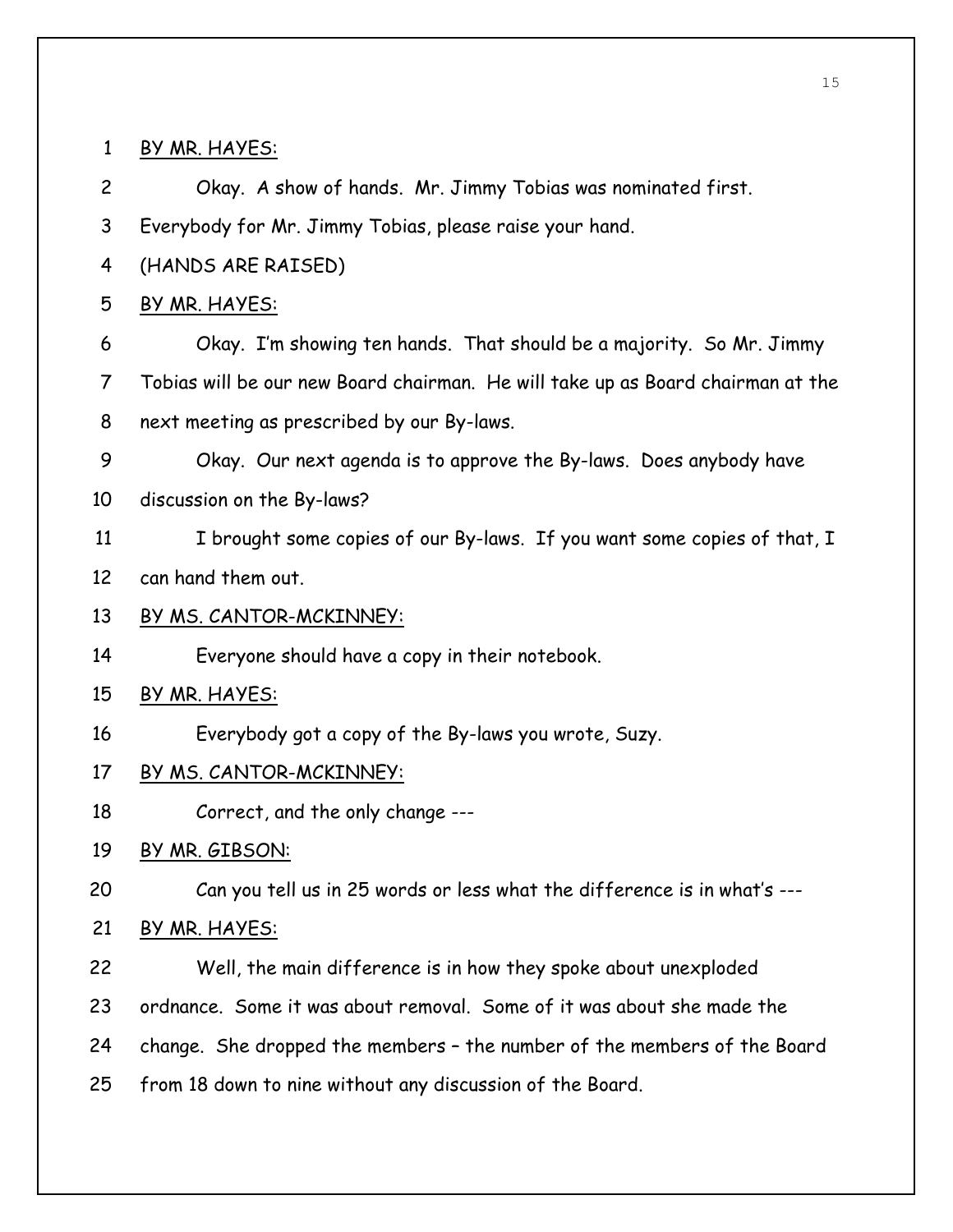BY MR. HAYES:

Okay. A show of hands. Mr. Jimmy Tobias was nominated first. Everybody for Mr. Jimmy Tobias, please raise your hand.

(HANDS ARE RAISED)

BY MR. HAYES:

Okay. I'm showing ten hands. That should be a majority. So Mr. Jimmy Tobias will be our new Board chairman. He will take up as Board chairman at the next meeting as prescribed by our By-laws.

Okay. Our next agenda is to approve the By-laws. Does anybody have discussion on the By-laws?

I brought some copies of our By-laws. If you want some copies of that, I can hand them out.

BY MS. CANTOR-MCKINNEY:

Everyone should have a copy in their notebook.

BY MR. HAYES:

Everybody got a copy of the By-laws you wrote, Suzy.

BY MS. CANTOR-MCKINNEY:

Correct, and the only change ---

BY MR. GIBSON:

Can you tell us in 25 words or less what the difference is in what's ---

BY MR. HAYES:

Well, the main difference is in how they spoke about unexploded ordnance. Some it was about removal. Some of it was about she made the change. She dropped the members – the number of the members of the Board from 18 down to nine without any discussion of the Board.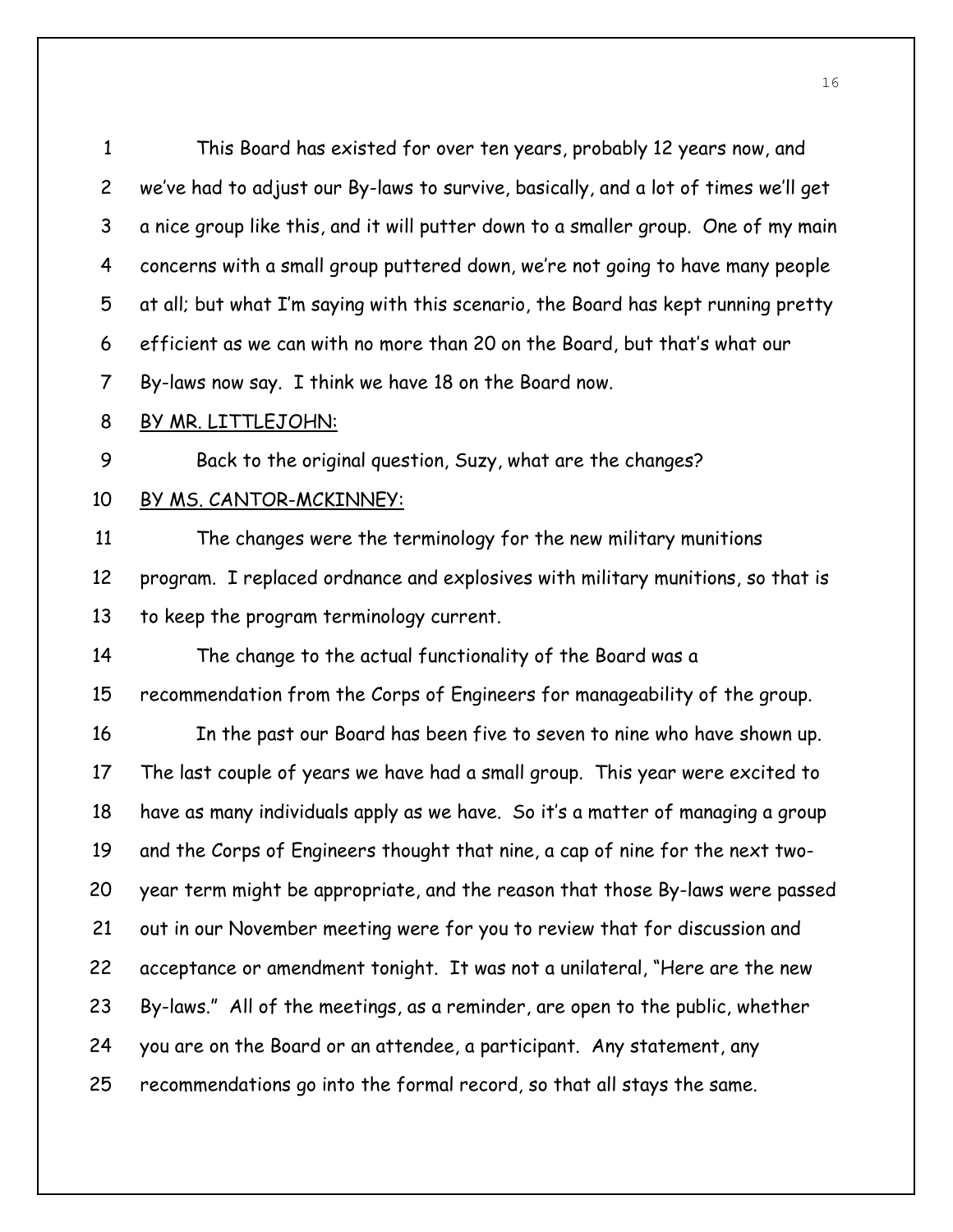This Board has existed for over ten years, probably 12 years now, and we've had to adjust our By-laws to survive, basically, and a lot of times we'll get a nice group like this, and it will putter down to a smaller group. One of my main concerns with a small group puttered down, we're not going to have many people at all; but what I'm saying with this scenario, the Board has kept running pretty efficient as we can with no more than 20 on the Board, but that's what our By-laws now say. I think we have 18 on the Board now.

BY MR. LITTLEJOHN:

Back to the original question, Suzy, what are the changes?

BY MS. CANTOR-MCKINNEY:

The changes were the terminology for the new military munitions program. I replaced ordnance and explosives with military munitions, so that is to keep the program terminology current.

The change to the actual functionality of the Board was a recommendation from the Corps of Engineers for manageability of the group.

In the past our Board has been five to seven to nine who have shown up. The last couple of years we have had a small group. This year were excited to have as many individuals apply as we have. So it's a matter of managing a group and the Corps of Engineers thought that nine, a cap of nine for the next two-year term might be appropriate, and the reason that those By-laws were passed out in our November meeting were for you to review that for discussion and acceptance or amendment tonight. It was not a unilateral, "Here are the new By-laws." All of the meetings, as a reminder, are open to the public, whether you are on the Board or an attendee, a participant. Any statement, any recommendations go into the formal record, so that all stays the same.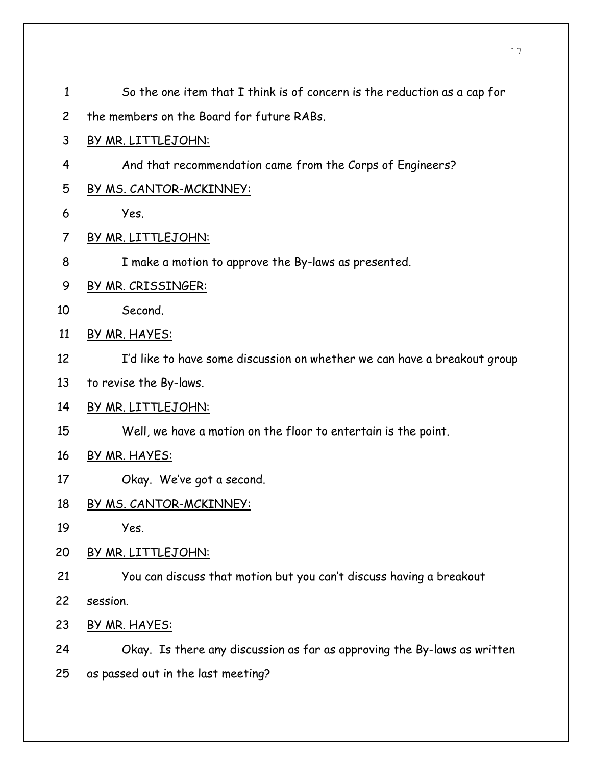So the one item that I think is of concern is the reduction as a cap for the members on the Board for future RABs.

BY MR. LITTLEJOHN:

And that recommendation came from the Corps of Engineers?

BY MS. CANTOR-MCKINNEY:

Yes.

BY MR. LITTLEJOHN:

I make a motion to approve the By-laws as presented.

BY MR. CRISSINGER:

Second.

BY MR. HAYES:

I'd like to have some discussion on whether we can have a breakout group to revise the By-laws.

BY MR. LITTLEJOHN:

Well, we have a motion on the floor to entertain is the point.

BY MR. HAYES:

Okay. We've got a second.

BY MS. CANTOR-MCKINNEY:

Yes.

BY MR. LITTLEJOHN:

You can discuss that motion but you can't discuss having a breakout session.

BY MR. HAYES:

Okay. Is there any discussion as far as approving the By-laws as written as passed out in the last meeting?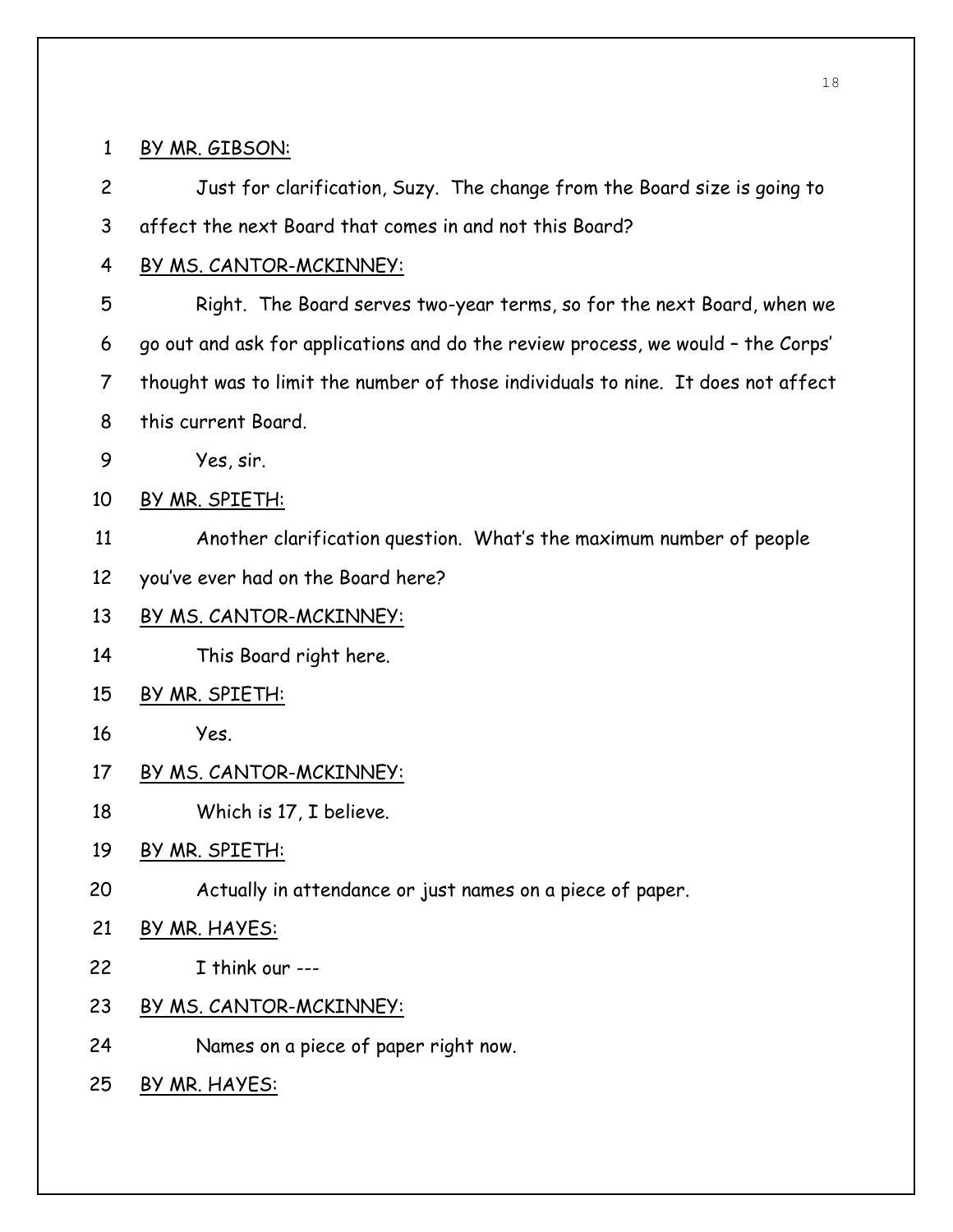BY MR. GIBSON:

Just for clarification, Suzy. The change from the Board size is going to affect the next Board that comes in and not this Board?

BY MS. CANTOR-MCKINNEY:

Right. The Board serves two-year terms, so for the next Board, when we go out and ask for applications and do the review process, we would – the Corps' thought was to limit the number of those individuals to nine. It does not affect this current Board.

Yes, sir.

BY MR. SPIETH:

Another clarification question. What's the maximum number of people you've ever had on the Board here?

BY MS. CANTOR-MCKINNEY:

This Board right here.

BY MR. SPIETH:

Yes.

BY MS. CANTOR-MCKINNEY:

Which is 17, I believe.

BY MR. SPIETH:

Actually in attendance or just names on a piece of paper.

BY MR. HAYES:

I think our ---

BY MS. CANTOR-MCKINNEY:

Names on a piece of paper right now.

BY MR. HAYES: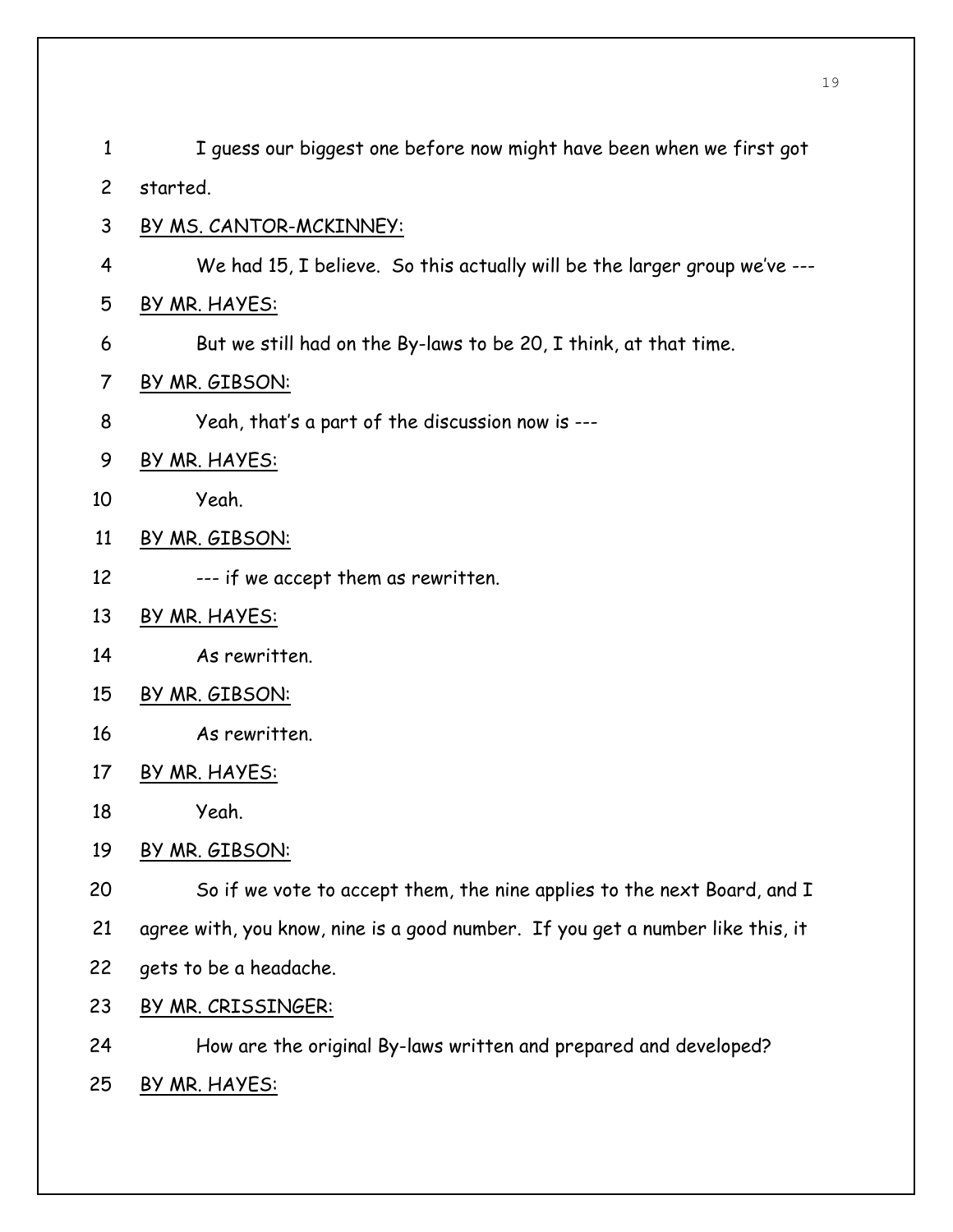I guess our biggest one before now might have been when we first got started.

BY MS. CANTOR-MCKINNEY:

We had 15, I believe. So this actually will be the larger group we've ---

BY MR. HAYES:

But we still had on the By-laws to be 20, I think, at that time.

BY MR. GIBSON:

Yeah, that's a part of the discussion now is ---

BY MR. HAYES:

Yeah.

BY MR. GIBSON:

--- if we accept them as rewritten.

BY MR. HAYES:

As rewritten.

BY MR. GIBSON:

As rewritten.

BY MR. HAYES:

Yeah.

BY MR. GIBSON:

So if we vote to accept them, the nine applies to the next Board, and I agree with, you know, nine is a good number. If you get a number like this, it gets to be a headache.

BY MR. CRISSINGER:

How are the original By-laws written and prepared and developed?

BY MR. HAYES: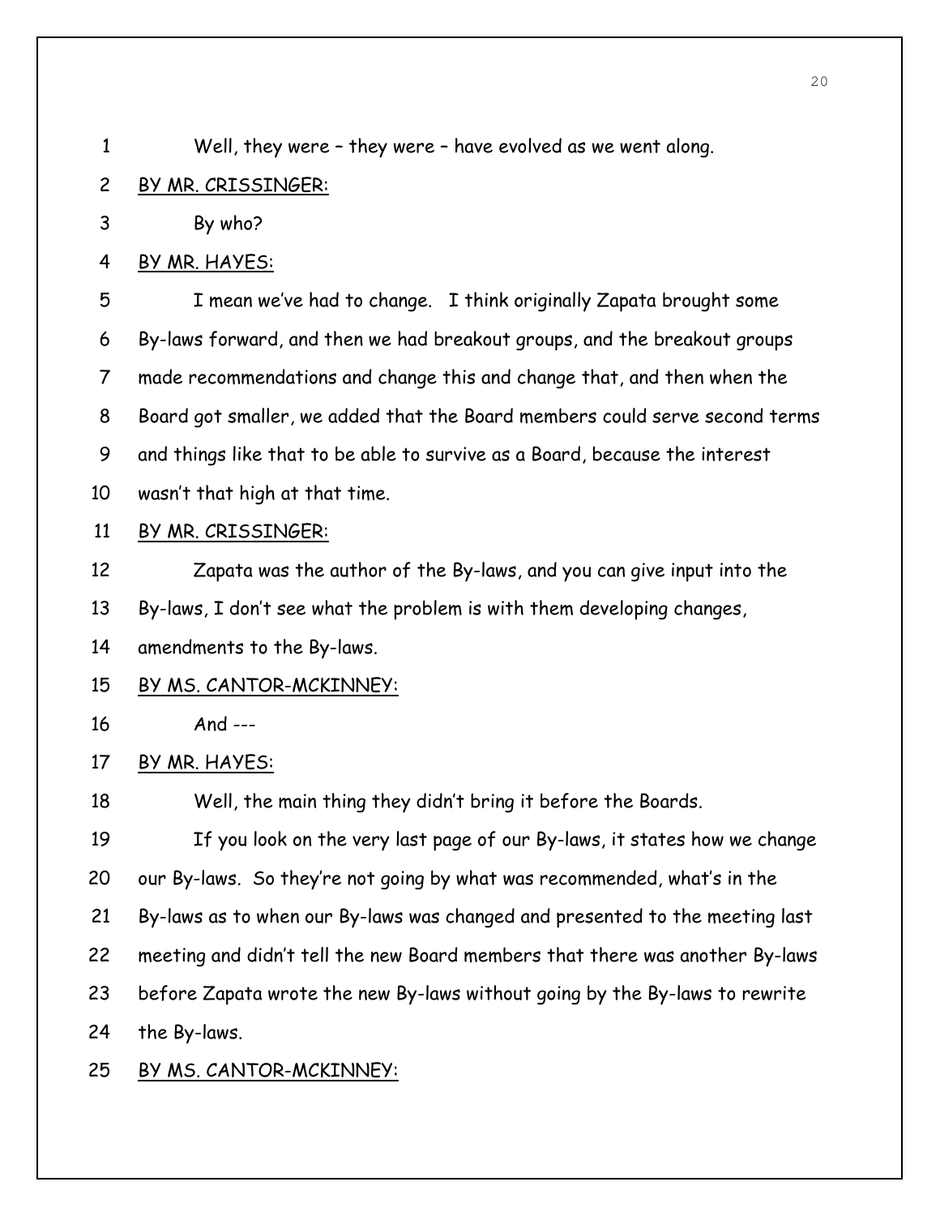Well, they were – they were – have evolved as we went along.

BY MR. CRISSINGER:

By who?

BY MR. HAYES:

I mean we've had to change. I think originally Zapata brought some By-laws forward, and then we had breakout groups, and the breakout groups made recommendations and change this and change that, and then when the Board got smaller, we added that the Board members could serve second terms and things like that to be able to survive as a Board, because the interest wasn't that high at that time.

BY MR. CRISSINGER:

Zapata was the author of the By-laws, and you can give input into the By-laws, I don't see what the problem is with them developing changes, amendments to the By-laws.

BY MS. CANTOR-MCKINNEY:

And ---

BY MR. HAYES:

Well, the main thing they didn't bring it before the Boards.

If you look on the very last page of our By-laws, it states how we change our By-laws. So they're not going by what was recommended, what's in the By-laws as to when our By-laws was changed and presented to the meeting last meeting and didn't tell the new Board members that there was another By-laws before Zapata wrote the new By-laws without going by the By-laws to rewrite the By-laws.

BY MS. CANTOR-MCKINNEY: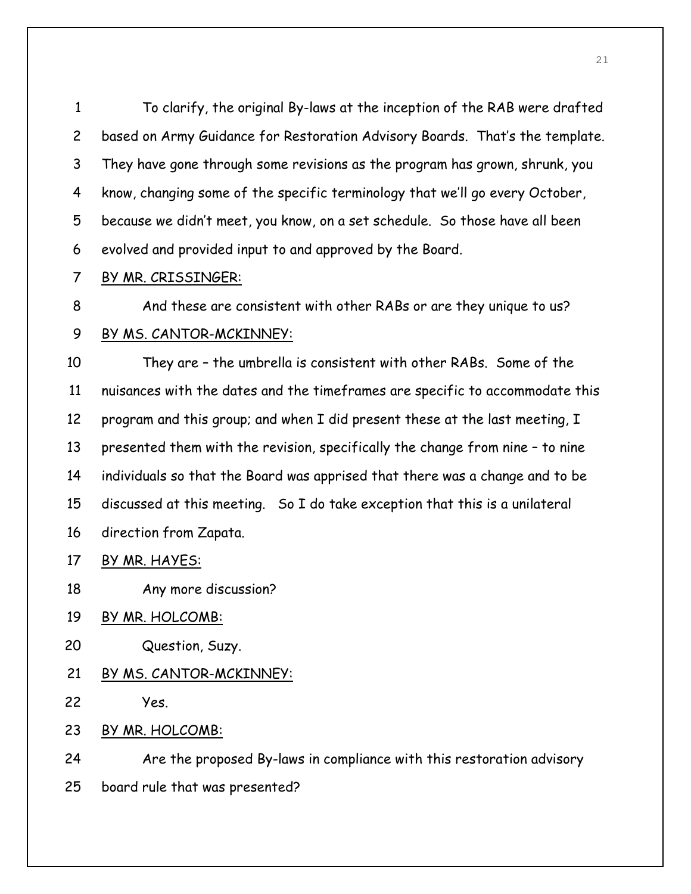To clarify, the original By-laws at the inception of the RAB were drafted based on Army Guidance for Restoration Advisory Boards. That's the template. They have gone through some revisions as the program has grown, shrunk, you know, changing some of the specific terminology that we'll go every October, because we didn't meet, you know, on a set schedule. So those have all been evolved and provided input to and approved by the Board.

BY MR. CRISSINGER:

And these are consistent with other RABs or are they unique to us?

BY MS. CANTOR-MCKINNEY:

They are – the umbrella is consistent with other RABs. Some of the nuisances with the dates and the timeframes are specific to accommodate this program and this group; and when I did present these at the last meeting, I presented them with the revision, specifically the change from nine – to nine individuals so that the Board was apprised that there was a change and to be discussed at this meeting. So I do take exception that this is a unilateral direction from Zapata.

BY MR. HAYES:

Any more discussion?

BY MR. HOLCOMB:

Question, Suzy.

BY MS. CANTOR-MCKINNEY:

Yes.

BY MR. HOLCOMB:

Are the proposed By-laws in compliance with this restoration advisory board rule that was presented?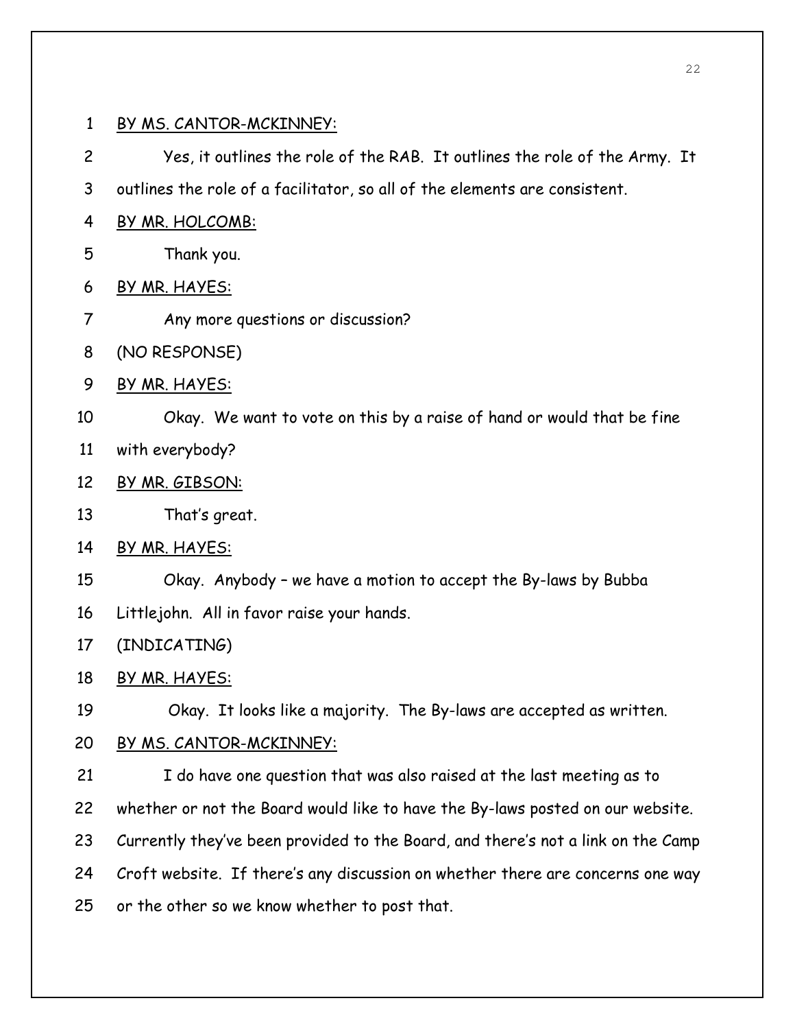BY MS. CANTOR-MCKINNEY:

Yes, it outlines the role of the RAB. It outlines the role of the Army. It outlines the role of a facilitator, so all of the elements are consistent.

BY MR. HOLCOMB:

Thank you.

BY MR. HAYES:

Any more questions or discussion?

(NO RESPONSE)

BY MR. HAYES:

Okay. We want to vote on this by a raise of hand or would that be fine with everybody?

BY MR. GIBSON:

That's great.

BY MR. HAYES:

Okay. Anybody – we have a motion to accept the By-laws by Bubba Littlejohn. All in favor raise your hands.

(INDICATING)

BY MR. HAYES:

Okay. It looks like a majority. The By-laws are accepted as written.

BY MS. CANTOR-MCKINNEY:

I do have one question that was also raised at the last meeting as to whether or not the Board would like to have the By-laws posted on our website. Currently they've been provided to the Board, and there's not a link on the Camp Croft website. If there's any discussion on whether there are concerns one way or the other so we know whether to post that.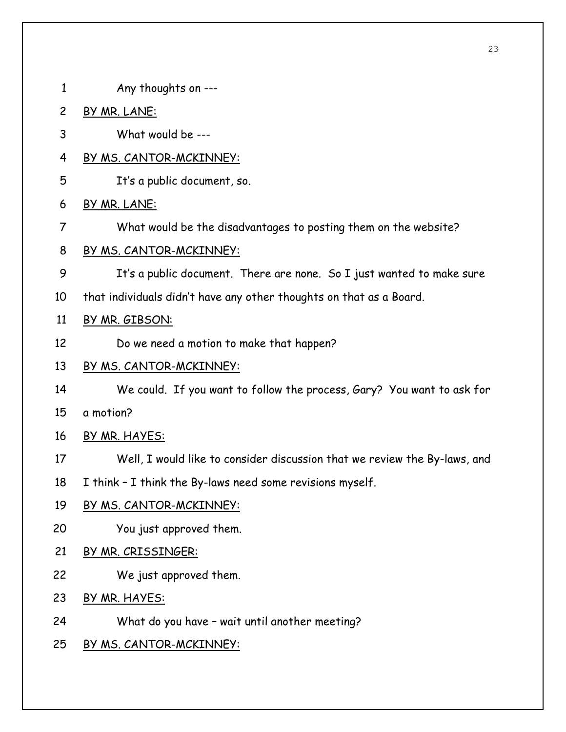Any thoughts on ---

BY MR. LANE:

What would be ---

BY MS. CANTOR-MCKINNEY:

It's a public document, so.

BY MR. LANE:

What would be the disadvantages to posting them on the website?

BY MS. CANTOR-MCKINNEY:

It's a public document. There are none. So I just wanted to make sure that individuals didn't have any other thoughts on that as a Board.

BY MR. GIBSON:

Do we need a motion to make that happen?

BY MS. CANTOR-MCKINNEY:

We could. If you want to follow the process, Gary? You want to ask for a motion?

BY MR. HAYES:

Well, I would like to consider discussion that we review the By-laws, and I think – I think the By-laws need some revisions myself.

BY MS. CANTOR-MCKINNEY:

You just approved them.

BY MR. CRISSINGER:

We just approved them.

BY MR. HAYES:

What do you have – wait until another meeting?

BY MS. CANTOR-MCKINNEY: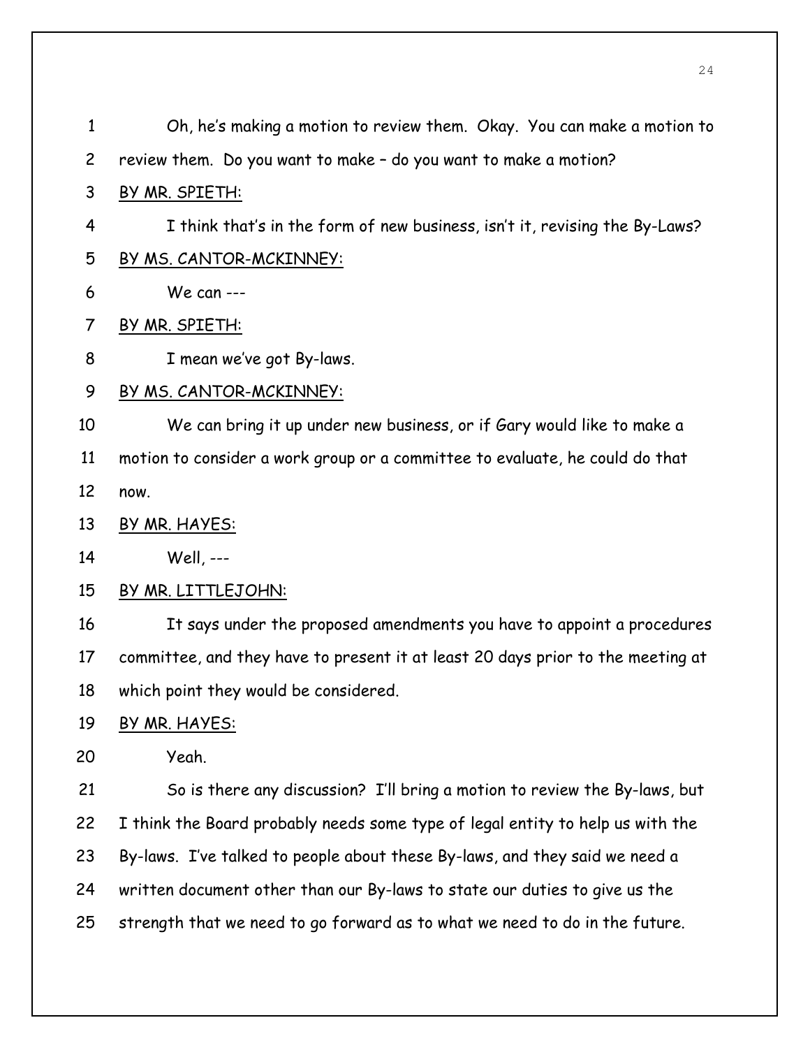Oh, he's making a motion to review them. Okay. You can make a motion to review them. Do you want to make – do you want to make a motion?

BY MR. SPIETH:

I think that's in the form of new business, isn't it, revising the By-Laws?

BY MS. CANTOR-MCKINNEY:

We can ---

BY MR. SPIETH:

I mean we've got By-laws.

BY MS. CANTOR-MCKINNEY:

We can bring it up under new business, or if Gary would like to make a motion to consider a work group or a committee to evaluate, he could do that now.

BY MR. HAYES:

Well, ---

BY MR. LITTLEJOHN:

It says under the proposed amendments you have to appoint a procedures committee, and they have to present it at least 20 days prior to the meeting at which point they would be considered.

BY MR. HAYES:

Yeah.

So is there any discussion? I'll bring a motion to review the By-laws, but I think the Board probably needs some type of legal entity to help us with the By-laws. I've talked to people about these By-laws, and they said we need a written document other than our By-laws to state our duties to give us the strength that we need to go forward as to what we need to do in the future.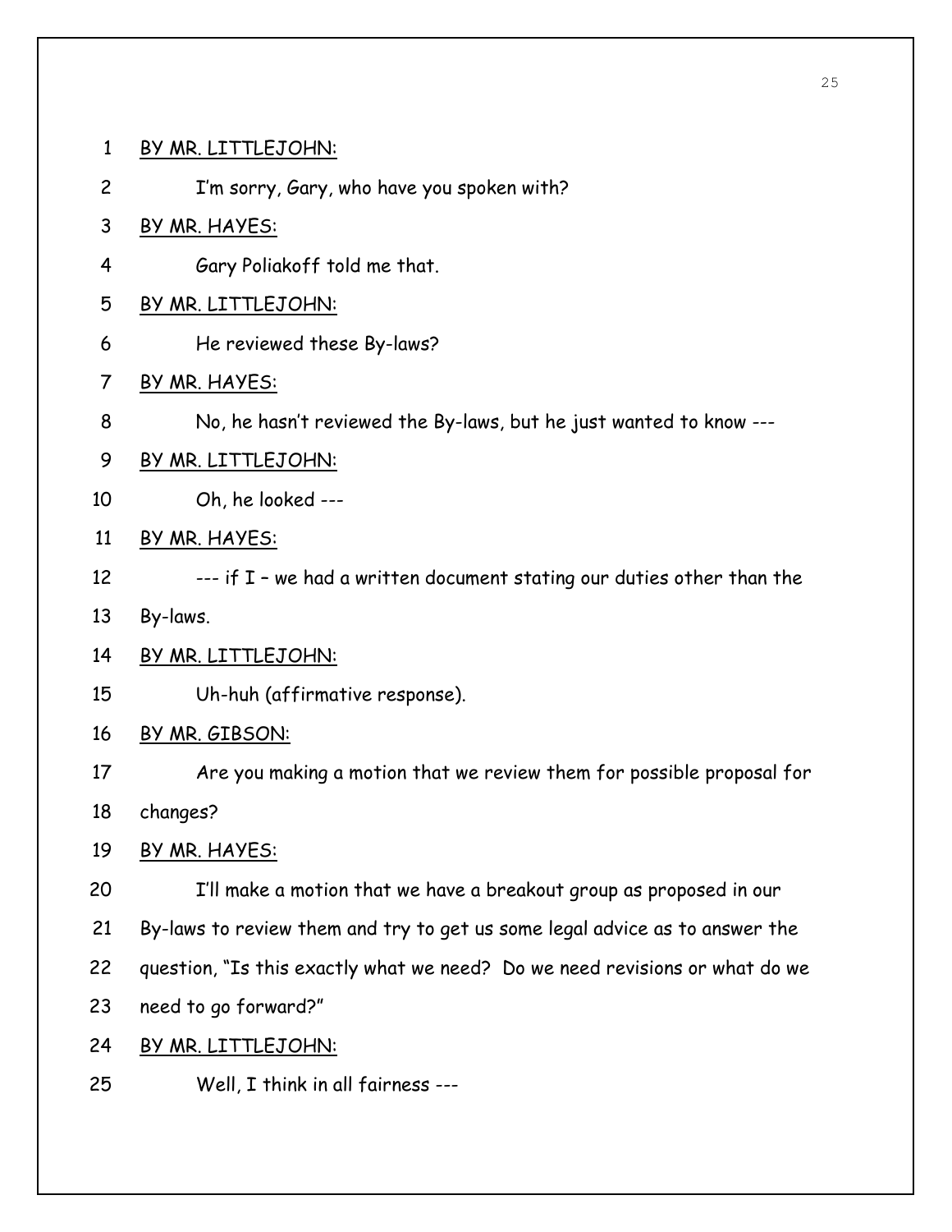BY MR. LITTLEJOHN:

I'm sorry, Gary, who have you spoken with?

BY MR. HAYES:

Gary Poliakoff told me that.

BY MR. LITTLEJOHN:

He reviewed these By-laws?

BY MR. HAYES:

No, he hasn't reviewed the By-laws, but he just wanted to know ---

BY MR. LITTLEJOHN:

Oh, he looked ---

BY MR. HAYES:

--- if I – we had a written document stating our duties other than the By-laws.

BY MR. LITTLEJOHN:

Uh-huh (affirmative response).

BY MR. GIBSON:

Are you making a motion that we review them for possible proposal for changes?

BY MR. HAYES:

I'll make a motion that we have a breakout group as proposed in our By-laws to review them and try to get us some legal advice as to answer the question, "Is this exactly what we need? Do we need revisions or what do we need to go forward?"

BY MR. LITTLEJOHN:

Well, I think in all fairness ---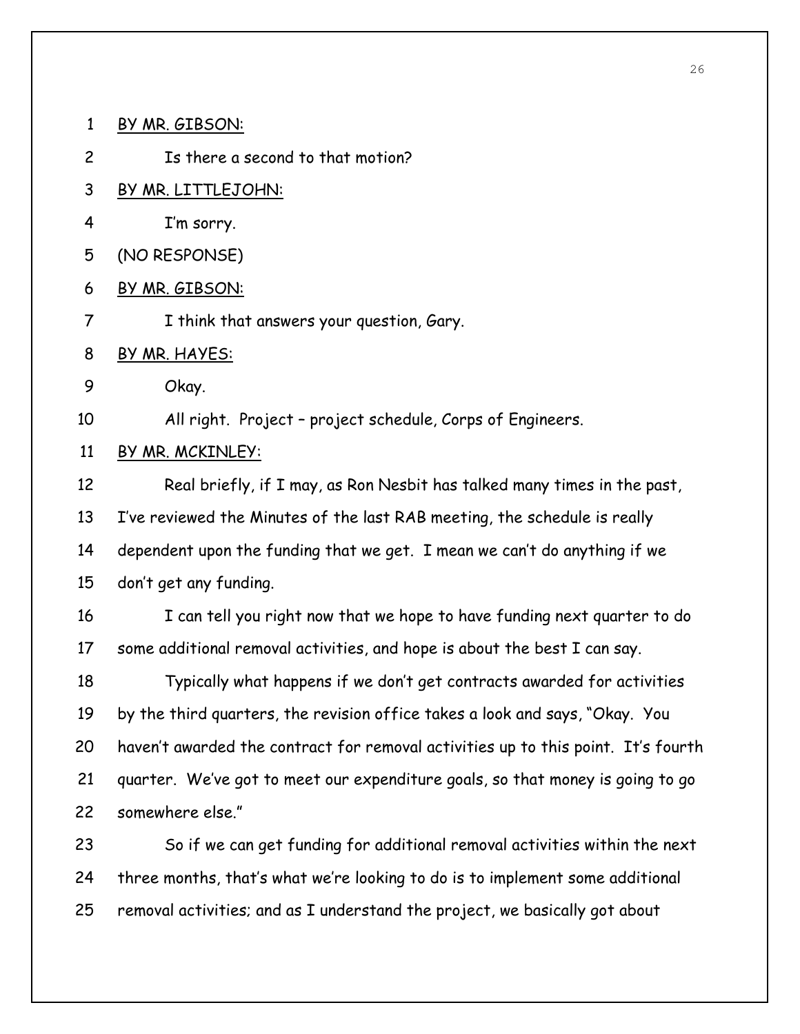BY MR. GIBSON:

Is there a second to that motion?

BY MR. LITTLEJOHN:

I'm sorry.

(NO RESPONSE)

BY MR. GIBSON:

I think that answers your question, Gary.

BY MR. HAYES:

Okay.

All right. Project – project schedule, Corps of Engineers.

BY MR. MCKINLEY:

Real briefly, if I may, as Ron Nesbit has talked many times in the past, I've reviewed the Minutes of the last RAB meeting, the schedule is really dependent upon the funding that we get. I mean we can't do anything if we don't get any funding.

I can tell you right now that we hope to have funding next quarter to do some additional removal activities, and hope is about the best I can say.

Typically what happens if we don't get contracts awarded for activities by the third quarters, the revision office takes a look and says, "Okay. You haven't awarded the contract for removal activities up to this point. It's fourth quarter. We've got to meet our expenditure goals, so that money is going to go somewhere else."

So if we can get funding for additional removal activities within the next three months, that's what we're looking to do is to implement some additional removal activities; and as I understand the project, we basically got about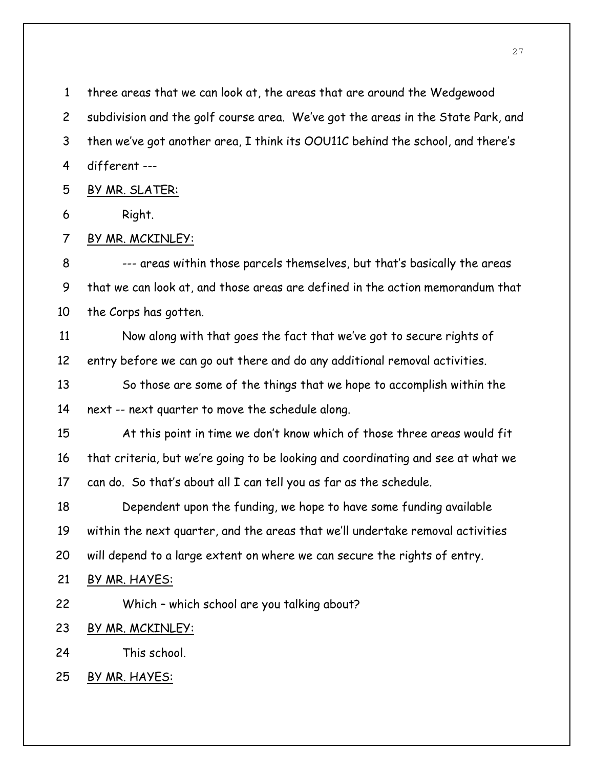1 three areas that we can look at, the areas that are around the Wedgewood
2 subdivision and the golf course area. We've got the areas in the State Park, and
3 then we've got another area, I think its OOU11C behind the school, and there's
4 different ---

5 BY MR. SLATER:

6 Right.

7 BY MR. MCKINLEY:

8 --- areas within those parcels themselves, but that's basically the areas
9 that we can look at, and those areas are defined in the action memorandum that
10 the Corps has gotten.

11 Now along with that goes the fact that we've got to secure rights of
12 entry before we can go out there and do any additional removal activities.

13 So those are some of the things that we hope to accomplish within the
14 next -- next quarter to move the schedule along.

15 At this point in time we don't know which of those three areas would fit
16 that criteria, but we're going to be looking and coordinating and see at what we
17 can do. So that's about all I can tell you as far as the schedule.

18 Dependent upon the funding, we hope to have some funding available
19 within the next quarter, and the areas that we'll undertake removal activities
20 will depend to a large extent on where we can secure the rights of entry.

21 BY MR. HAYES:

22 Which – which school are you talking about?

23 BY MR. MCKINLEY:

24 This school.

25 BY MR. HAYES: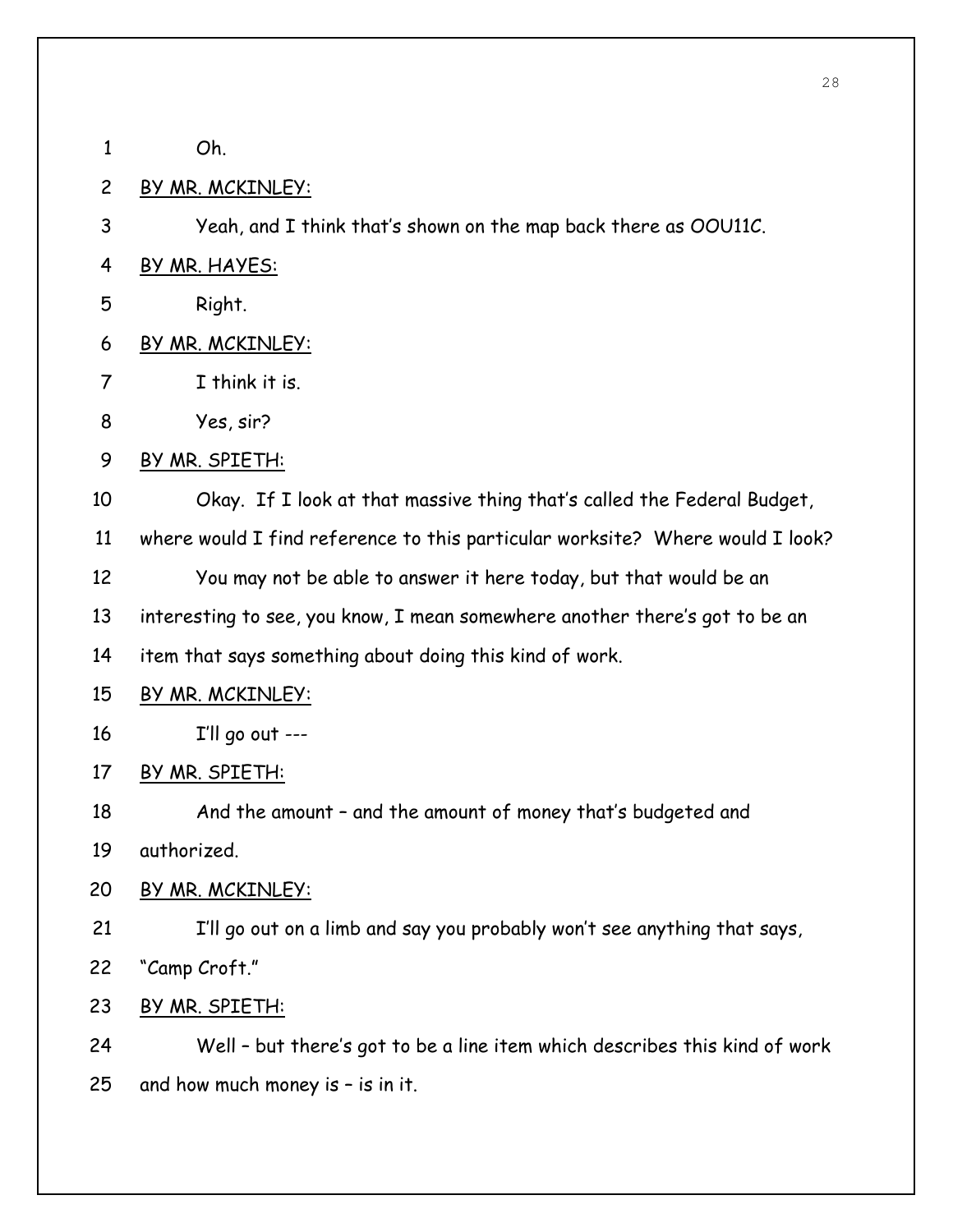Oh.

BY MR. MCKINLEY:

Yeah, and I think that's shown on the map back there as OOU11C.

BY MR. HAYES:

Right.

BY MR. MCKINLEY:

I think it is.

Yes, sir?

BY MR. SPIETH:

Okay. If I look at that massive thing that's called the Federal Budget, where would I find reference to this particular worksite? Where would I look?

You may not be able to answer it here today, but that would be an interesting to see, you know, I mean somewhere another there's got to be an item that says something about doing this kind of work.

BY MR. MCKINLEY:

I'll go out ---

BY MR. SPIETH:

And the amount – and the amount of money that's budgeted and authorized.

BY MR. MCKINLEY:

I'll go out on a limb and say you probably won't see anything that says, "Camp Croft."

BY MR. SPIETH:

Well – but there's got to be a line item which describes this kind of work and how much money is – is in it.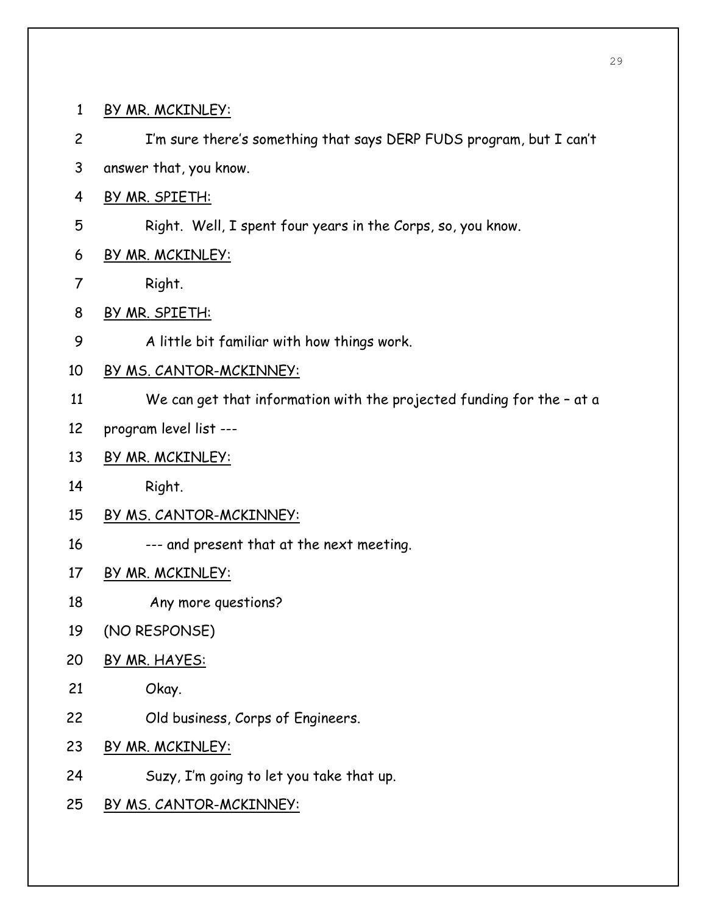BY MR. MCKINLEY:

I'm sure there's something that says DERP FUDS program, but I can't answer that, you know.

BY MR. SPIETH:

Right. Well, I spent four years in the Corps, so, you know.

BY MR. MCKINLEY:

Right.

BY MR. SPIETH:

A little bit familiar with how things work.

BY MS. CANTOR-MCKINNEY:

We can get that information with the projected funding for the – at a program level list ---

BY MR. MCKINLEY:

Right.

BY MS. CANTOR-MCKINNEY:

--- and present that at the next meeting.

BY MR. MCKINLEY:

Any more questions?

(NO RESPONSE)

BY MR. HAYES:

Okay.

Old business, Corps of Engineers.

BY MR. MCKINLEY:

Suzy, I'm going to let you take that up.

BY MS. CANTOR-MCKINNEY: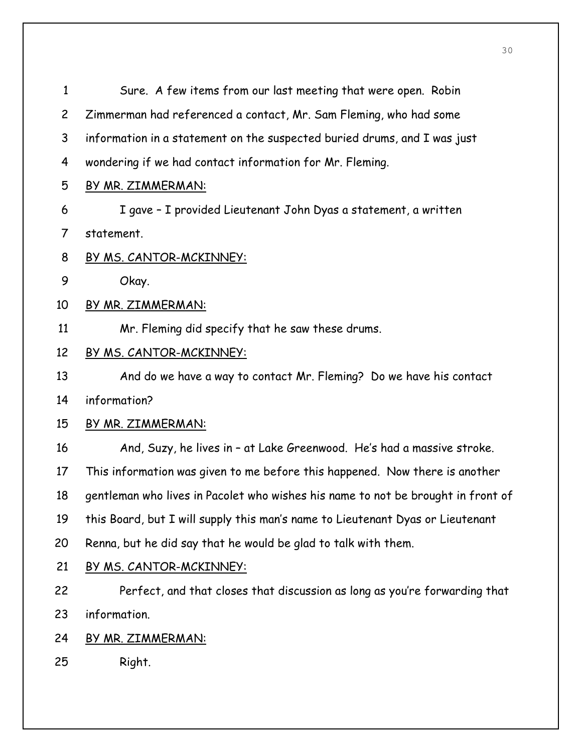1 Sure. A few items from our last meeting that were open. Robin
2 Zimmerman had referenced a contact, Mr. Sam Fleming, who had some
3 information in a statement on the suspected buried drums, and I was just
4 wondering if we had contact information for Mr. Fleming.

5 BY MR. ZIMMERMAN:

6 I gave – I provided Lieutenant John Dyas a statement, a written
7 statement.

8 BY MS. CANTOR-MCKINNEY:

9 Okay.

10 BY MR. ZIMMERMAN:

11 Mr. Fleming did specify that he saw these drums.

12 BY MS. CANTOR-MCKINNEY:

13 And do we have a way to contact Mr. Fleming? Do we have his contact
14 information?

15 BY MR. ZIMMERMAN:

16 And, Suzy, he lives in – at Lake Greenwood. He's had a massive stroke.
17 This information was given to me before this happened. Now there is another
18 gentleman who lives in Pacolet who wishes his name to not be brought in front of
19 this Board, but I will supply this man's name to Lieutenant Dyas or Lieutenant
20 Renna, but he did say that he would be glad to talk with them.

21 BY MS. CANTOR-MCKINNEY:

22 Perfect, and that closes that discussion as long as you're forwarding that
23 information.

24 BY MR. ZIMMERMAN:

25 Right.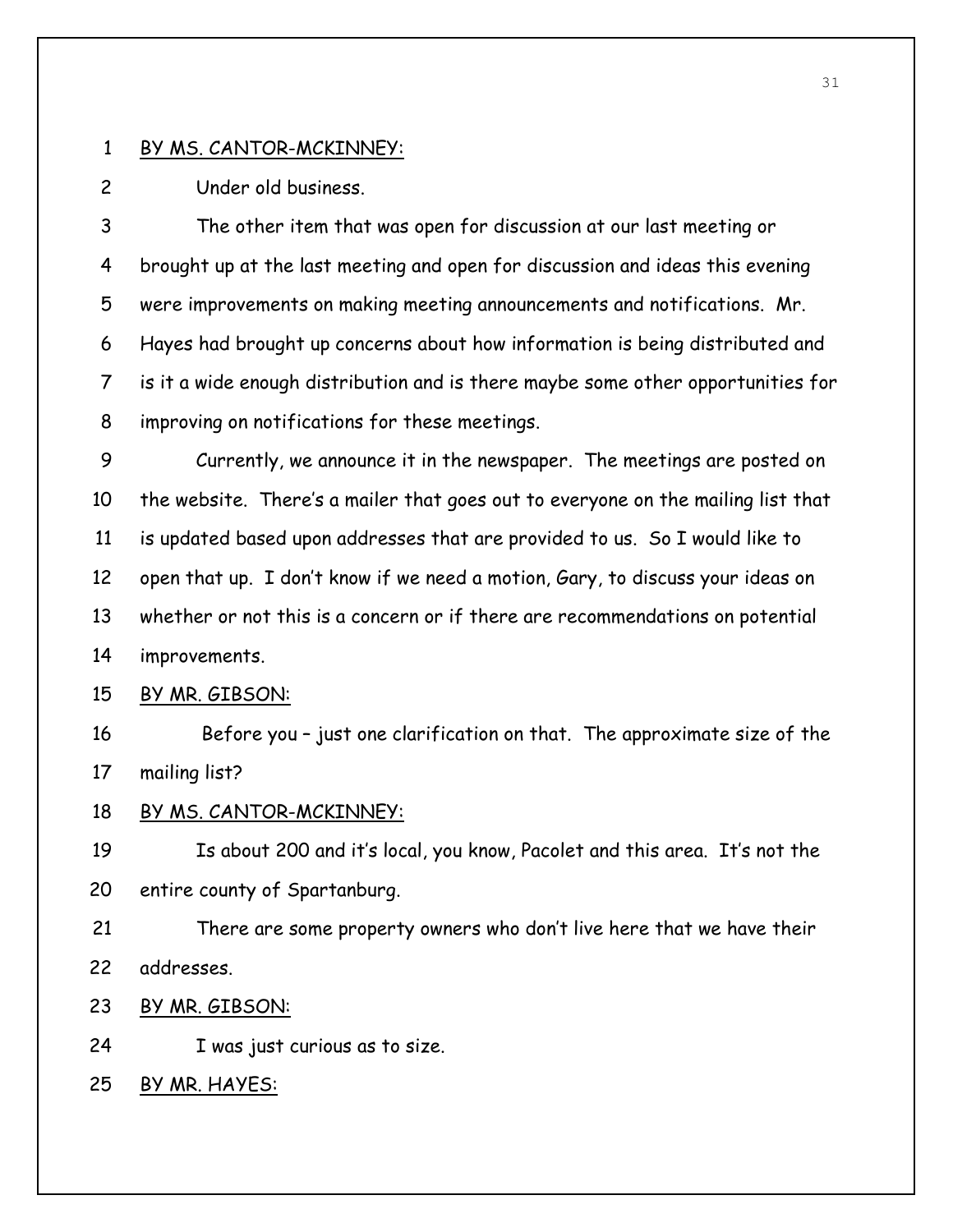BY MS. CANTOR-MCKINNEY:

Under old business.

The other item that was open for discussion at our last meeting or brought up at the last meeting and open for discussion and ideas this evening were improvements on making meeting announcements and notifications. Mr. Hayes had brought up concerns about how information is being distributed and is it a wide enough distribution and is there maybe some other opportunities for improving on notifications for these meetings.

Currently, we announce it in the newspaper. The meetings are posted on the website. There's a mailer that goes out to everyone on the mailing list that is updated based upon addresses that are provided to us. So I would like to open that up. I don't know if we need a motion, Gary, to discuss your ideas on whether or not this is a concern or if there are recommendations on potential improvements.

BY MR. GIBSON:

Before you – just one clarification on that. The approximate size of the mailing list?

BY MS. CANTOR-MCKINNEY:

Is about 200 and it's local, you know, Pacolet and this area. It's not the entire county of Spartanburg.

There are some property owners who don't live here that we have their addresses.

BY MR. GIBSON:

I was just curious as to size.

BY MR. HAYES: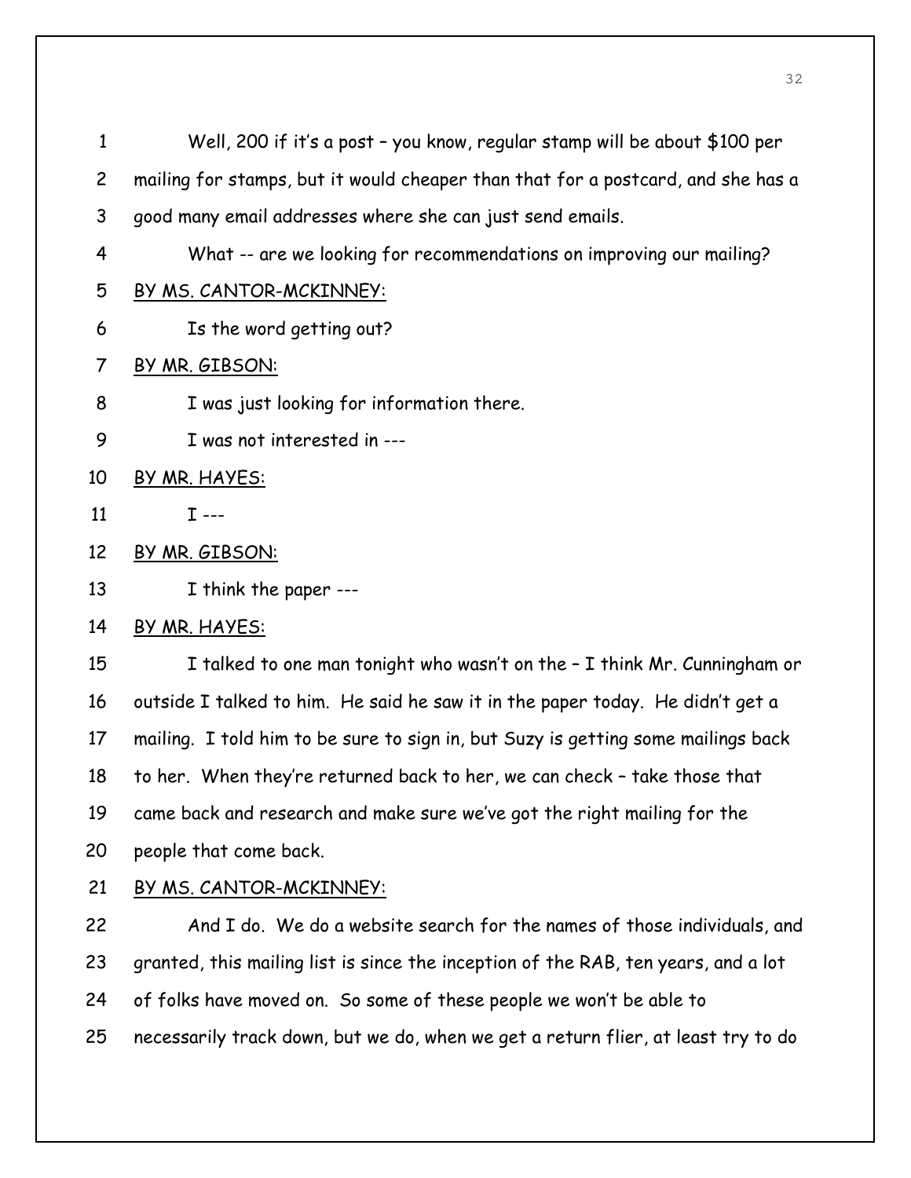Well, 200 if it's a post – you know, regular stamp will be about $100 per mailing for stamps, but it would cheaper than that for a postcard, and she has a good many email addresses where she can just send emails.

What -- are we looking for recommendations on improving our mailing?

BY MS. CANTOR-MCKINNEY:

Is the word getting out?

BY MR. GIBSON:

I was just looking for information there.

I was not interested in ---

BY MR. HAYES:

I ---

BY MR. GIBSON:

I think the paper ---

BY MR. HAYES:

I talked to one man tonight who wasn't on the – I think Mr. Cunningham or outside I talked to him. He said he saw it in the paper today. He didn't get a mailing. I told him to be sure to sign in, but Suzy is getting some mailings back to her. When they're returned back to her, we can check – take those that came back and research and make sure we've got the right mailing for the people that come back.

BY MS. CANTOR-MCKINNEY:

And I do. We do a website search for the names of those individuals, and granted, this mailing list is since the inception of the RAB, ten years, and a lot of folks have moved on. So some of these people we won't be able to necessarily track down, but we do, when we get a return flier, at least try to do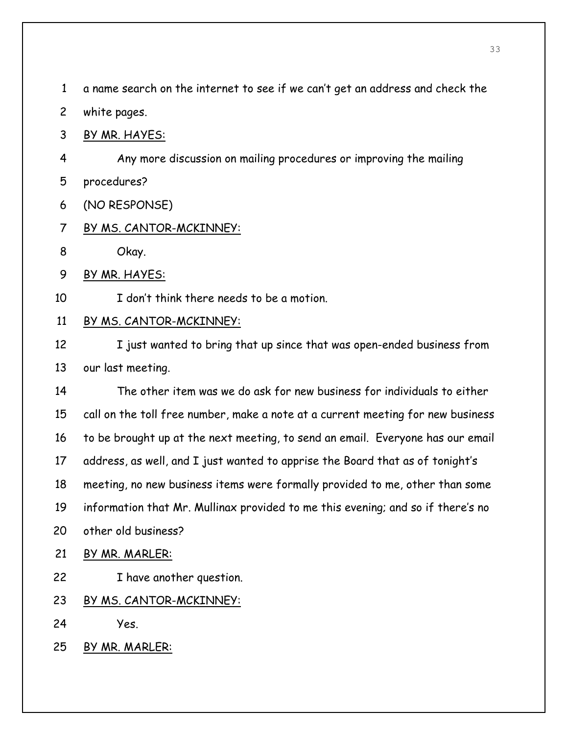a name search on the internet to see if we can't get an address and check the white pages.

BY MR. HAYES:

Any more discussion on mailing procedures or improving the mailing procedures?

(NO RESPONSE)

BY MS. CANTOR-MCKINNEY:

Okay.

BY MR. HAYES:

I don't think there needs to be a motion.

BY MS. CANTOR-MCKINNEY:

I just wanted to bring that up since that was open-ended business from our last meeting.

The other item was we do ask for new business for individuals to either call on the toll free number, make a note at a current meeting for new business to be brought up at the next meeting, to send an email. Everyone has our email address, as well, and I just wanted to apprise the Board that as of tonight's meeting, no new business items were formally provided to me, other than some information that Mr. Mullinax provided to me this evening; and so if there's no other old business?

BY MR. MARLER:

I have another question.

BY MS. CANTOR-MCKINNEY:

Yes.

BY MR. MARLER: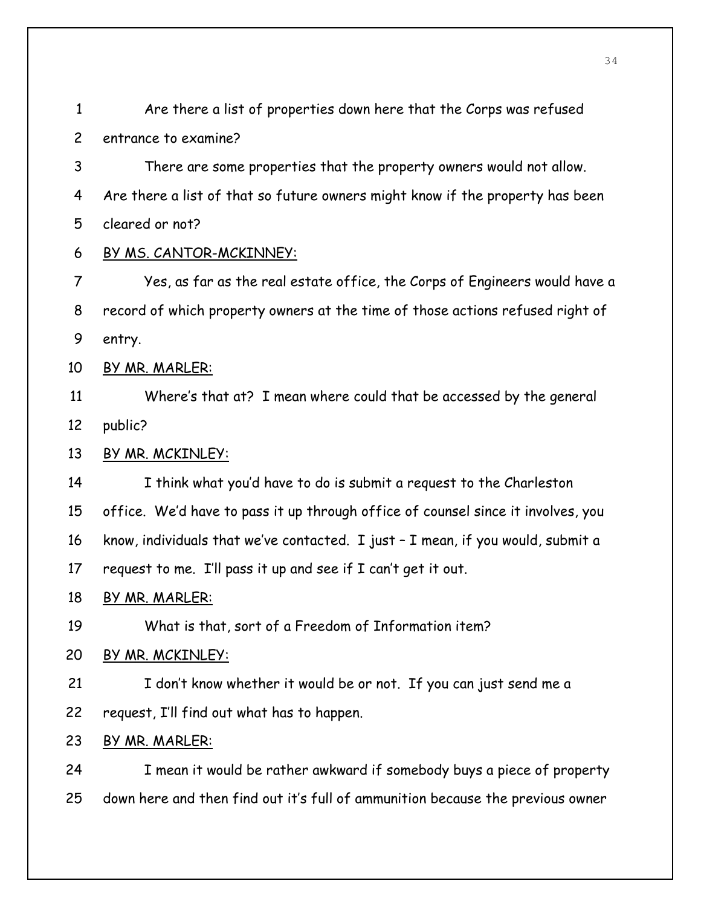Are there a list of properties down here that the Corps was refused entrance to examine?

There are some properties that the property owners would not allow. Are there a list of that so future owners might know if the property has been cleared or not?

BY MS. CANTOR-MCKINNEY:

Yes, as far as the real estate office, the Corps of Engineers would have a record of which property owners at the time of those actions refused right of entry.

BY MR. MARLER:

Where's that at? I mean where could that be accessed by the general public?

BY MR. MCKINLEY:

I think what you'd have to do is submit a request to the Charleston office. We'd have to pass it up through office of counsel since it involves, you know, individuals that we've contacted. I just – I mean, if you would, submit a request to me. I'll pass it up and see if I can't get it out.

BY MR. MARLER:

What is that, sort of a Freedom of Information item?

BY MR. MCKINLEY:

I don't know whether it would be or not. If you can just send me a request, I'll find out what has to happen.

BY MR. MARLER:

I mean it would be rather awkward if somebody buys a piece of property down here and then find out it's full of ammunition because the previous owner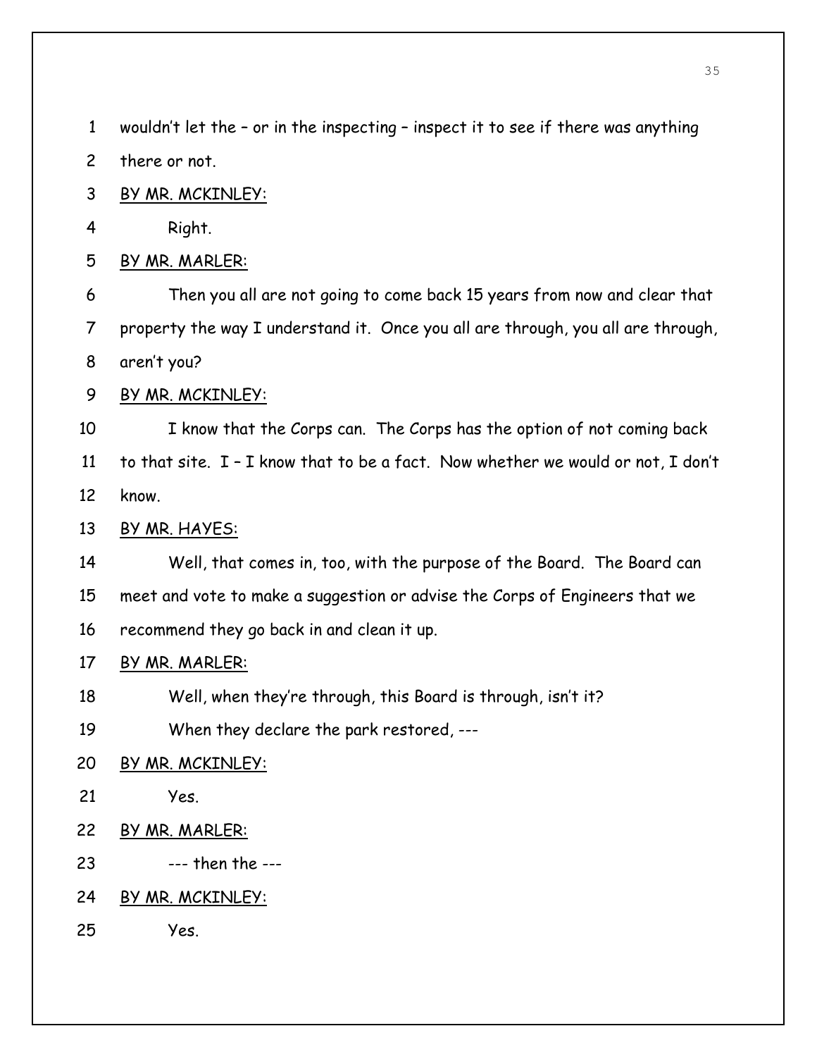wouldn't let the – or in the inspecting – inspect it to see if there was anything there or not.

BY MR. MCKINLEY:

Right.

BY MR. MARLER:

Then you all are not going to come back 15 years from now and clear that property the way I understand it. Once you all are through, you all are through, aren't you?

BY MR. MCKINLEY:

I know that the Corps can. The Corps has the option of not coming back to that site. I – I know that to be a fact. Now whether we would or not, I don't know.

BY MR. HAYES:

Well, that comes in, too, with the purpose of the Board. The Board can meet and vote to make a suggestion or advise the Corps of Engineers that we recommend they go back in and clean it up.

BY MR. MARLER:

Well, when they're through, this Board is through, isn't it?

When they declare the park restored, ---

BY MR. MCKINLEY:

Yes.

BY MR. MARLER:

--- then the ---

BY MR. MCKINLEY:

Yes.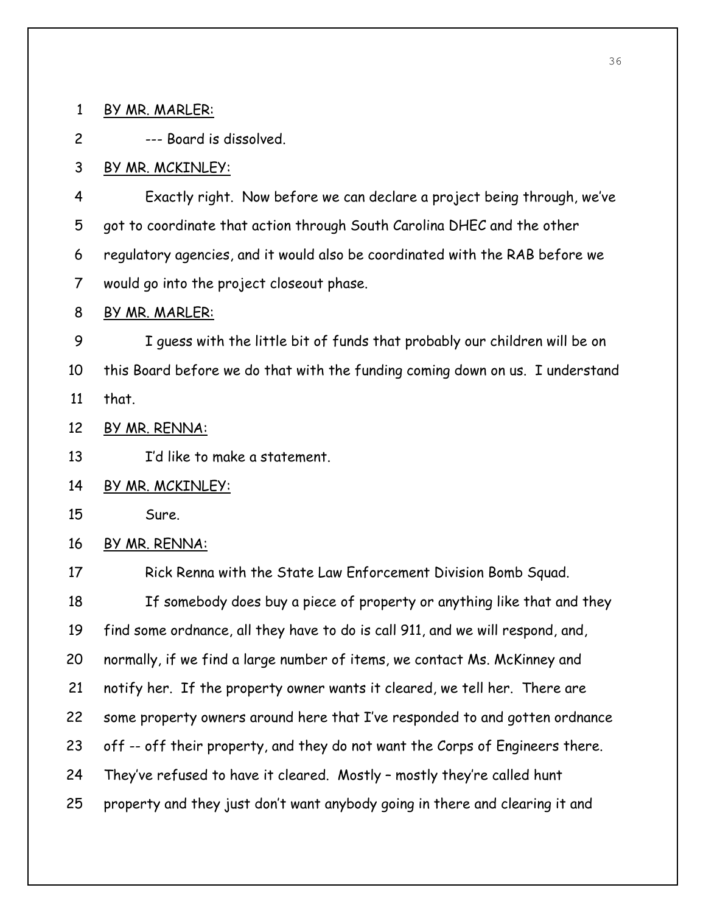BY MR. MARLER:

--- Board is dissolved.

BY MR. MCKINLEY:

Exactly right. Now before we can declare a project being through, we've got to coordinate that action through South Carolina DHEC and the other regulatory agencies, and it would also be coordinated with the RAB before we would go into the project closeout phase.

BY MR. MARLER:

I guess with the little bit of funds that probably our children will be on this Board before we do that with the funding coming down on us. I understand that.

BY MR. RENNA:

I'd like to make a statement.

BY MR. MCKINLEY:

Sure.

BY MR. RENNA:

Rick Renna with the State Law Enforcement Division Bomb Squad.

If somebody does buy a piece of property or anything like that and they find some ordnance, all they have to do is call 911, and we will respond, and, normally, if we find a large number of items, we contact Ms. McKinney and notify her. If the property owner wants it cleared, we tell her. There are some property owners around here that I've responded to and gotten ordnance off -- off their property, and they do not want the Corps of Engineers there. They've refused to have it cleared. Mostly – mostly they're called hunt property and they just don't want anybody going in there and clearing it and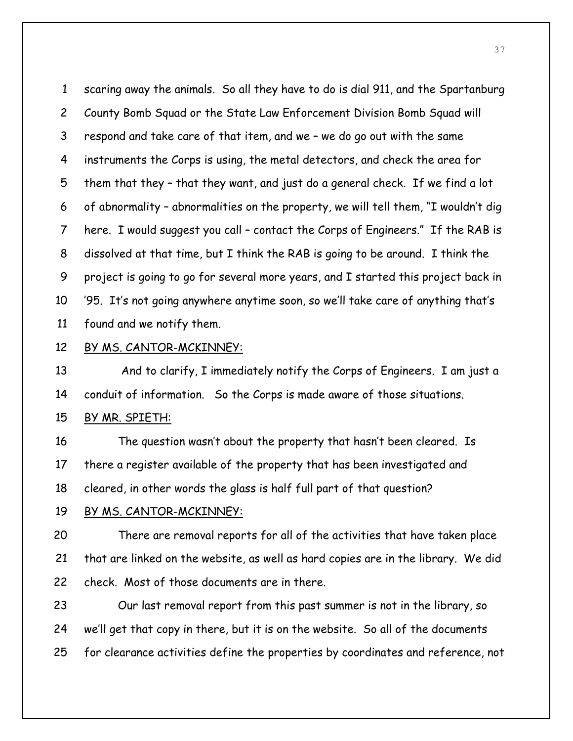scaring away the animals. So all they have to do is dial 911, and the Spartanburg County Bomb Squad or the State Law Enforcement Division Bomb Squad will respond and take care of that item, and we – we do go out with the same instruments the Corps is using, the metal detectors, and check the area for them that they – that they want, and just do a general check. If we find a lot of abnormality – abnormalities on the property, we will tell them, "I wouldn't dig here. I would suggest you call – contact the Corps of Engineers." If the RAB is dissolved at that time, but I think the RAB is going to be around. I think the project is going to go for several more years, and I started this project back in '95. It's not going anywhere anytime soon, so we'll take care of anything that's found and we notify them.

BY MS. CANTOR-MCKINNEY:

And to clarify, I immediately notify the Corps of Engineers. I am just a conduit of information. So the Corps is made aware of those situations.

BY MR. SPIETH:

The question wasn't about the property that hasn't been cleared. Is there a register available of the property that has been investigated and cleared, in other words the glass is half full part of that question?

BY MS. CANTOR-MCKINNEY:

There are removal reports for all of the activities that have taken place that are linked on the website, as well as hard copies are in the library. We did check. Most of those documents are in there.

Our last removal report from this past summer is not in the library, so we'll get that copy in there, but it is on the website. So all of the documents for clearance activities define the properties by coordinates and reference, not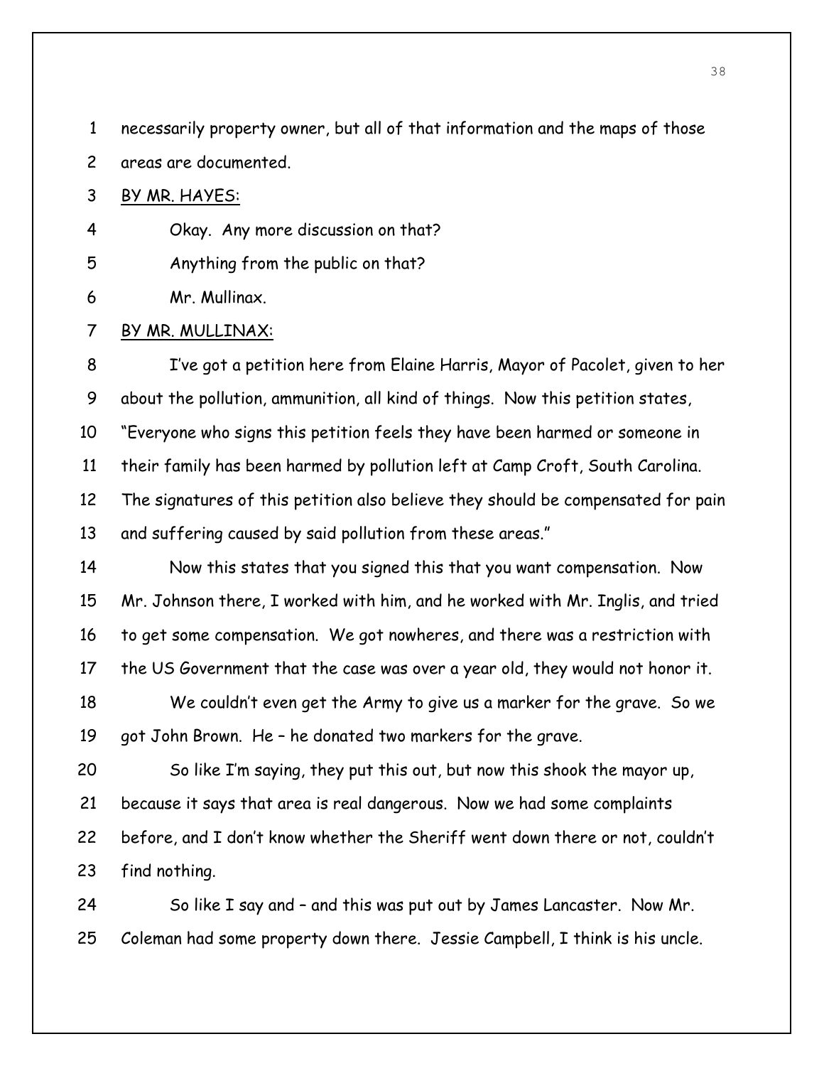necessarily property owner, but all of that information and the maps of those areas are documented.

BY MR. HAYES:

Okay. Any more discussion on that?

Anything from the public on that?

Mr. Mullinax.

BY MR. MULLINAX:

I've got a petition here from Elaine Harris, Mayor of Pacolet, given to her about the pollution, ammunition, all kind of things. Now this petition states, "Everyone who signs this petition feels they have been harmed or someone in their family has been harmed by pollution left at Camp Croft, South Carolina. The signatures of this petition also believe they should be compensated for pain and suffering caused by said pollution from these areas."

Now this states that you signed this that you want compensation. Now Mr. Johnson there, I worked with him, and he worked with Mr. Inglis, and tried to get some compensation. We got nowheres, and there was a restriction with the US Government that the case was over a year old, they would not honor it.

We couldn't even get the Army to give us a marker for the grave. So we got John Brown. He – he donated two markers for the grave.

So like I'm saying, they put this out, but now this shook the mayor up, because it says that area is real dangerous. Now we had some complaints before, and I don't know whether the Sheriff went down there or not, couldn't find nothing.

So like I say and – and this was put out by James Lancaster. Now Mr. Coleman had some property down there. Jessie Campbell, I think is his uncle.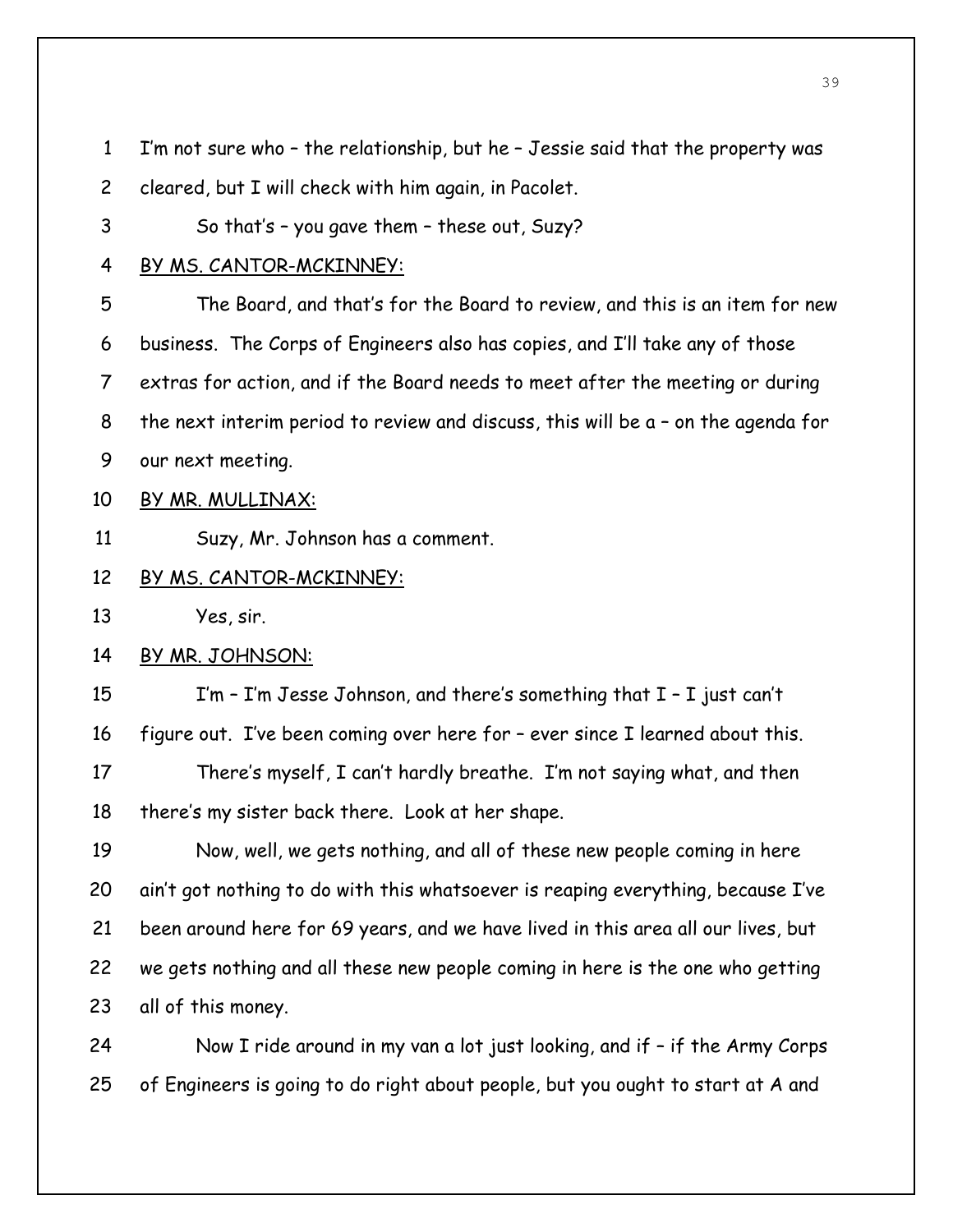I'm not sure who – the relationship, but he – Jessie said that the property was cleared, but I will check with him again, in Pacolet.

So that's – you gave them – these out, Suzy?

BY MS. CANTOR-MCKINNEY:

The Board, and that's for the Board to review, and this is an item for new business. The Corps of Engineers also has copies, and I'll take any of those extras for action, and if the Board needs to meet after the meeting or during the next interim period to review and discuss, this will be a – on the agenda for our next meeting.

BY MR. MULLINAX:

Suzy, Mr. Johnson has a comment.

BY MS. CANTOR-MCKINNEY:

Yes, sir.

BY MR. JOHNSON:

I'm – I'm Jesse Johnson, and there's something that I – I just can't figure out. I've been coming over here for – ever since I learned about this.

There's myself, I can't hardly breathe. I'm not saying what, and then there's my sister back there. Look at her shape.

Now, well, we gets nothing, and all of these new people coming in here ain't got nothing to do with this whatsoever is reaping everything, because I've been around here for 69 years, and we have lived in this area all our lives, but we gets nothing and all these new people coming in here is the one who getting all of this money.

Now I ride around in my van a lot just looking, and if – if the Army Corps of Engineers is going to do right about people, but you ought to start at A and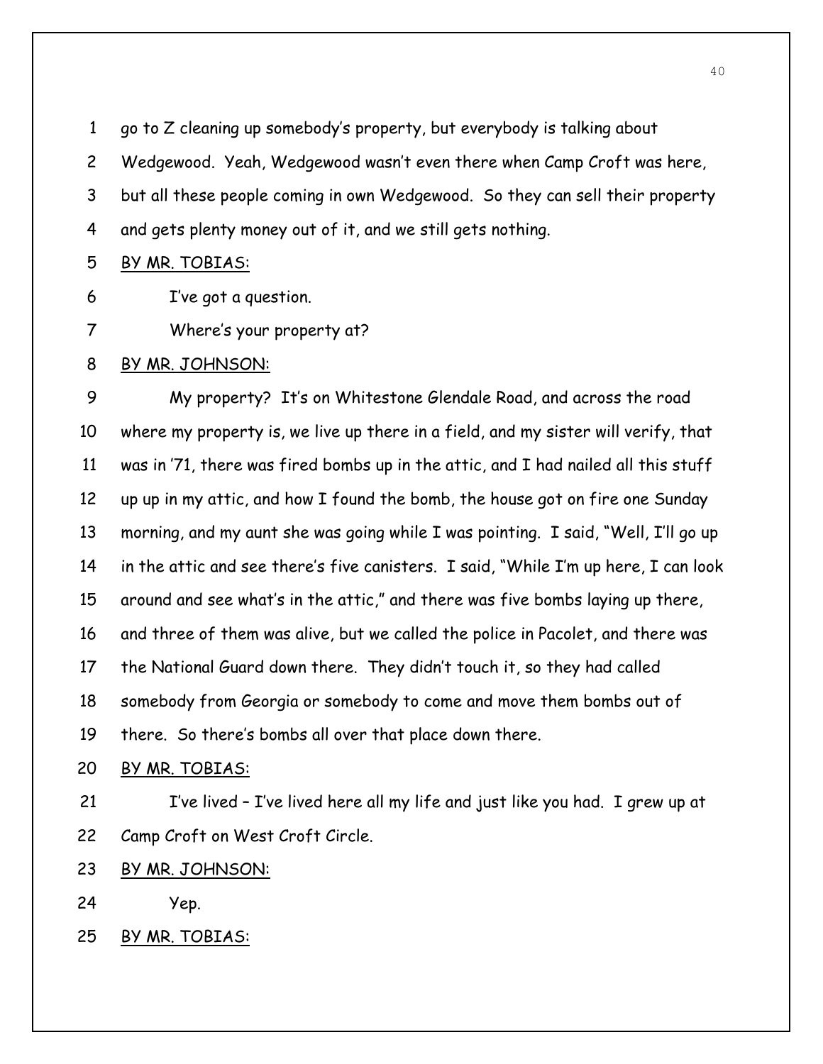go to Z cleaning up somebody's property, but everybody is talking about Wedgewood. Yeah, Wedgewood wasn't even there when Camp Croft was here, but all these people coming in own Wedgewood. So they can sell their property and gets plenty money out of it, and we still gets nothing.

BY MR. TOBIAS:

I've got a question.

Where's your property at?

BY MR. JOHNSON:

My property? It's on Whitestone Glendale Road, and across the road where my property is, we live up there in a field, and my sister will verify, that was in '71, there was fired bombs up in the attic, and I had nailed all this stuff up up in my attic, and how I found the bomb, the house got on fire one Sunday morning, and my aunt she was going while I was pointing. I said, "Well, I'll go up in the attic and see there's five canisters. I said, "While I'm up here, I can look around and see what's in the attic," and there was five bombs laying up there, and three of them was alive, but we called the police in Pacolet, and there was the National Guard down there. They didn't touch it, so they had called somebody from Georgia or somebody to come and move them bombs out of there. So there's bombs all over that place down there.

BY MR. TOBIAS:

I've lived – I've lived here all my life and just like you had. I grew up at Camp Croft on West Croft Circle.

BY MR. JOHNSON:

Yep.

BY MR. TOBIAS: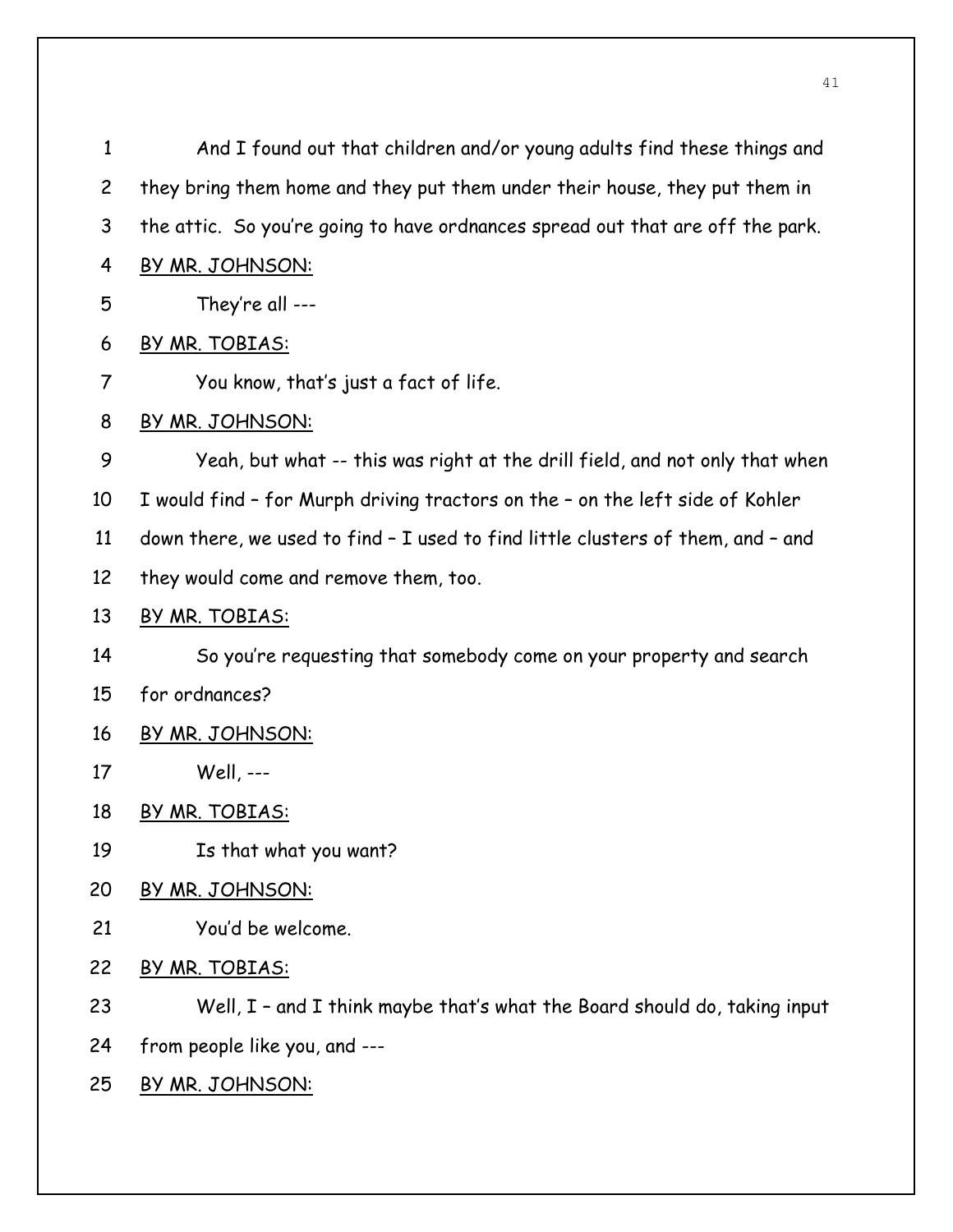And I found out that children and/or young adults find these things and they bring them home and they put them under their house, they put them in the attic. So you're going to have ordnances spread out that are off the park.

BY MR. JOHNSON:

They're all ---

BY MR. TOBIAS:

You know, that's just a fact of life.

BY MR. JOHNSON:

Yeah, but what -- this was right at the drill field, and not only that when I would find – for Murph driving tractors on the – on the left side of Kohler down there, we used to find – I used to find little clusters of them, and – and they would come and remove them, too.

BY MR. TOBIAS:

So you're requesting that somebody come on your property and search for ordnances?

BY MR. JOHNSON:

Well, ---

BY MR. TOBIAS:

Is that what you want?

BY MR. JOHNSON:

You'd be welcome.

BY MR. TOBIAS:

Well, I – and I think maybe that's what the Board should do, taking input from people like you, and ---

BY MR. JOHNSON: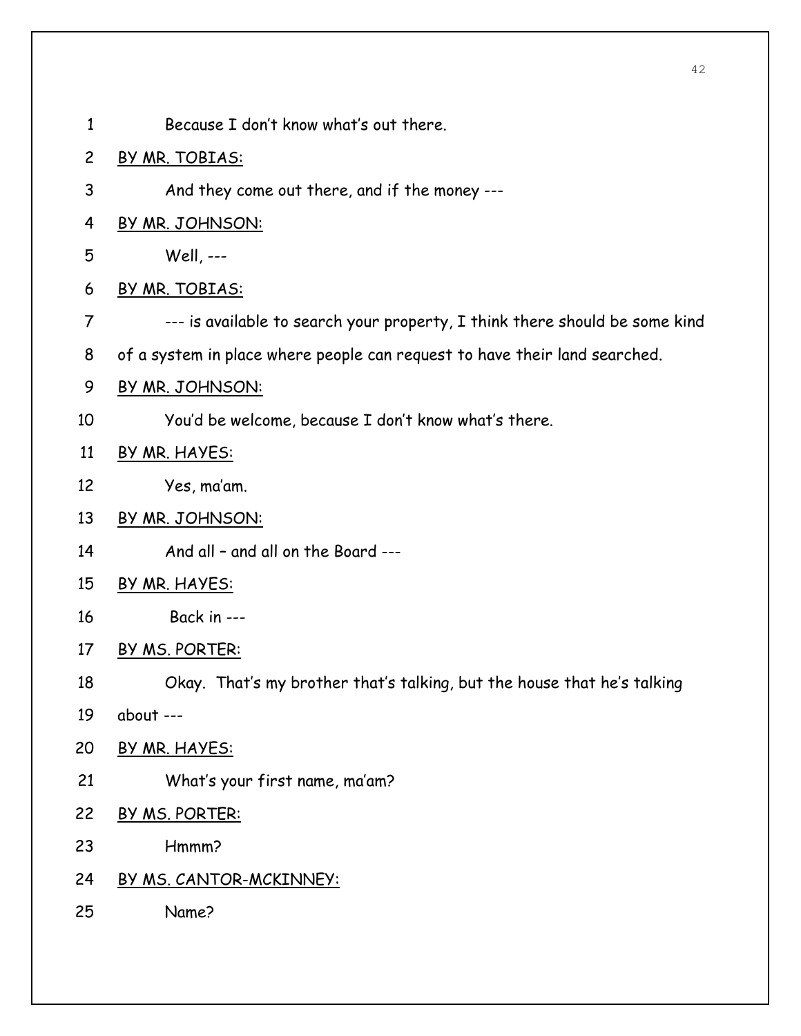Because I don't know what's out there.

BY MR. TOBIAS:

And they come out there, and if the money ---

BY MR. JOHNSON:

Well, ---

BY MR. TOBIAS:

--- is available to search your property, I think there should be some kind of a system in place where people can request to have their land searched.

BY MR. JOHNSON:

You'd be welcome, because I don't know what's there.

BY MR. HAYES:

Yes, ma'am.

BY MR. JOHNSON:

And all – and all on the Board ---

BY MR. HAYES:

Back in ---

BY MS. PORTER:

Okay. That's my brother that's talking, but the house that he's talking about ---

BY MR. HAYES:

What's your first name, ma'am?

BY MS. PORTER:

Hmmm?

BY MS. CANTOR-MCKINNEY:

Name?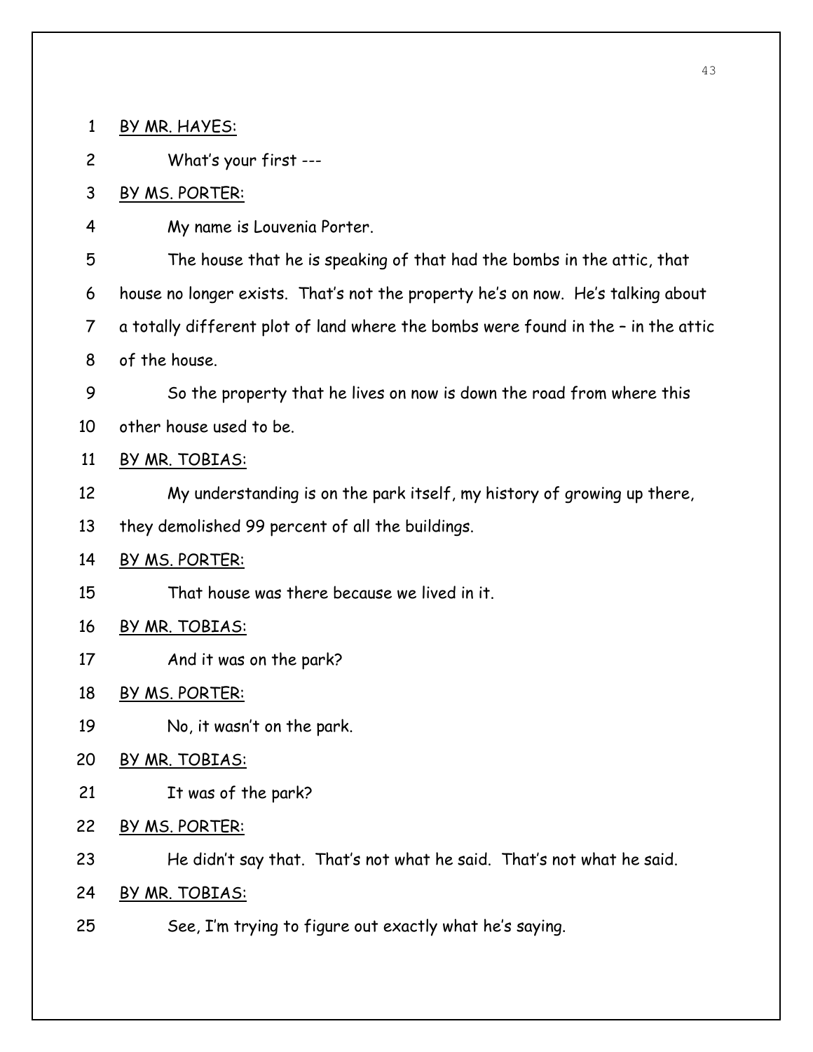BY MR. HAYES:

What's your first ---

BY MS. PORTER:

My name is Louvenia Porter.

The house that he is speaking of that had the bombs in the attic, that house no longer exists. That's not the property he's on now. He's talking about a totally different plot of land where the bombs were found in the – in the attic of the house.

So the property that he lives on now is down the road from where this other house used to be.

BY MR. TOBIAS:

My understanding is on the park itself, my history of growing up there, they demolished 99 percent of all the buildings.

BY MS. PORTER:

That house was there because we lived in it.

BY MR. TOBIAS:

And it was on the park?

BY MS. PORTER:

No, it wasn't on the park.

BY MR. TOBIAS:

It was of the park?

BY MS. PORTER:

He didn't say that. That's not what he said. That's not what he said.

BY MR. TOBIAS:

See, I'm trying to figure out exactly what he's saying.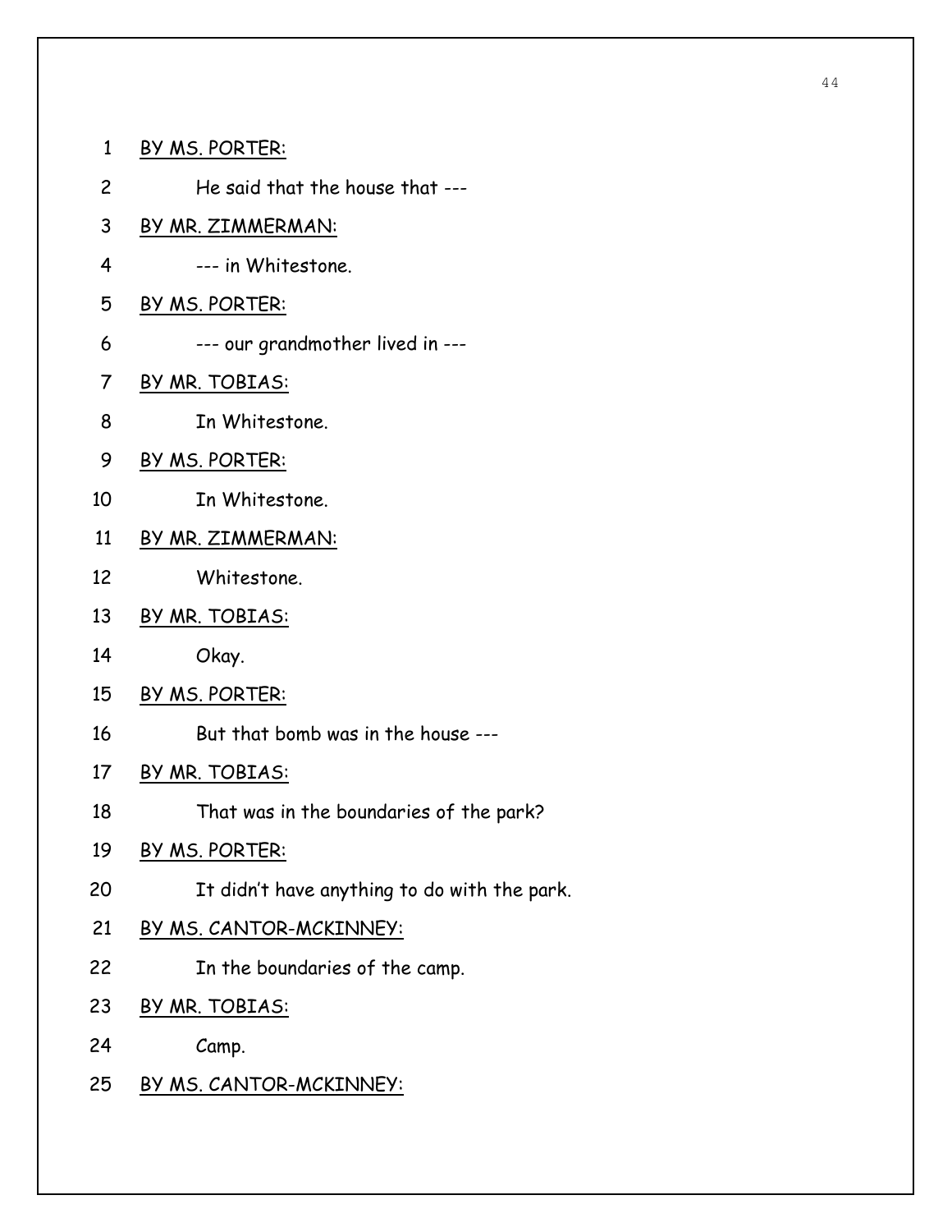1 BY MS. PORTER:

2 He said that the house that ---

3 BY MR. ZIMMERMAN:

4 --- in Whitestone.

5 BY MS. PORTER:

6 --- our grandmother lived in ---

7 BY MR. TOBIAS:

8 In Whitestone.

9 BY MS. PORTER:

10 In Whitestone.

11 BY MR. ZIMMERMAN:

12 Whitestone.

13 BY MR. TOBIAS:

14 Okay.

15 BY MS. PORTER:

16 But that bomb was in the house ---

17 BY MR. TOBIAS:

18 That was in the boundaries of the park?

19 BY MS. PORTER:

20 It didn't have anything to do with the park.

21 BY MS. CANTOR-MCKINNEY:

22 In the boundaries of the camp.

23 BY MR. TOBIAS:

24 Camp.

25 BY MS. CANTOR-MCKINNEY: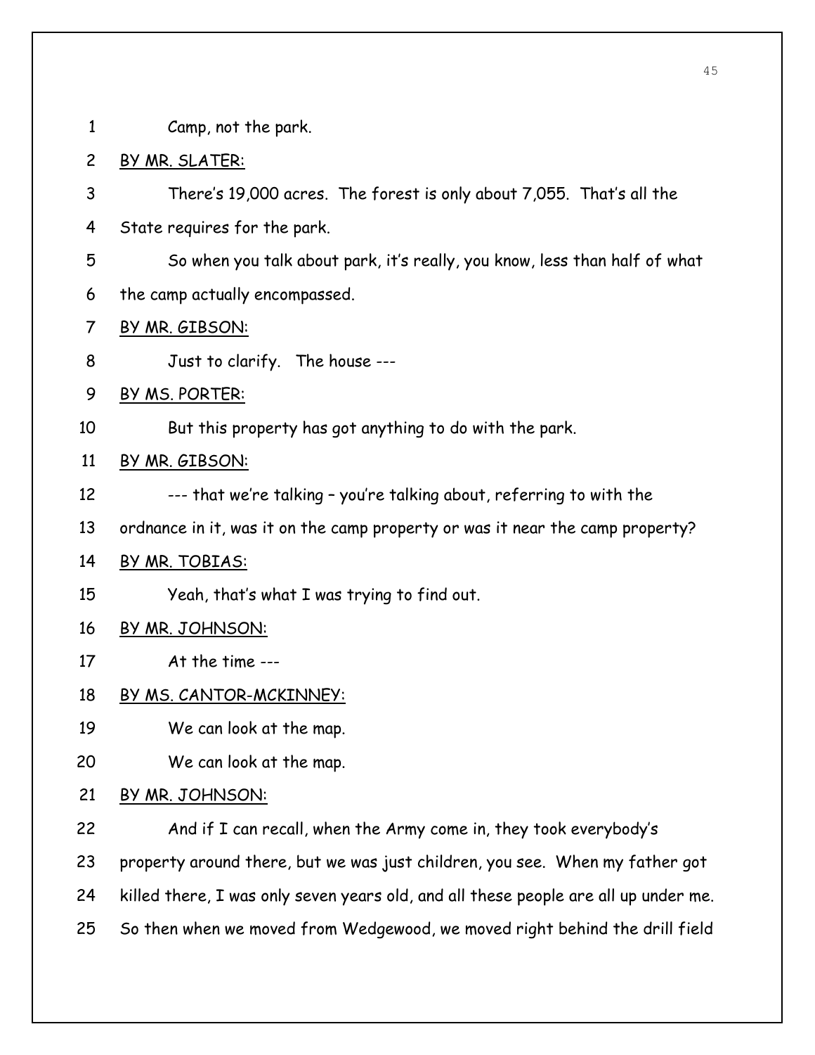Camp, not the park.

BY MR. SLATER:

There's 19,000 acres. The forest is only about 7,055. That's all the State requires for the park.

So when you talk about park, it's really, you know, less than half of what the camp actually encompassed.

BY MR. GIBSON:

Just to clarify. The house ---

BY MS. PORTER:

But this property has got anything to do with the park.

BY MR. GIBSON:

--- that we're talking – you're talking about, referring to with the ordnance in it, was it on the camp property or was it near the camp property?

BY MR. TOBIAS:

Yeah, that's what I was trying to find out.

BY MR. JOHNSON:

At the time ---

BY MS. CANTOR-MCKINNEY:

We can look at the map.

We can look at the map.

BY MR. JOHNSON:

And if I can recall, when the Army come in, they took everybody's property around there, but we was just children, you see. When my father got killed there, I was only seven years old, and all these people are all up under me. So then when we moved from Wedgewood, we moved right behind the drill field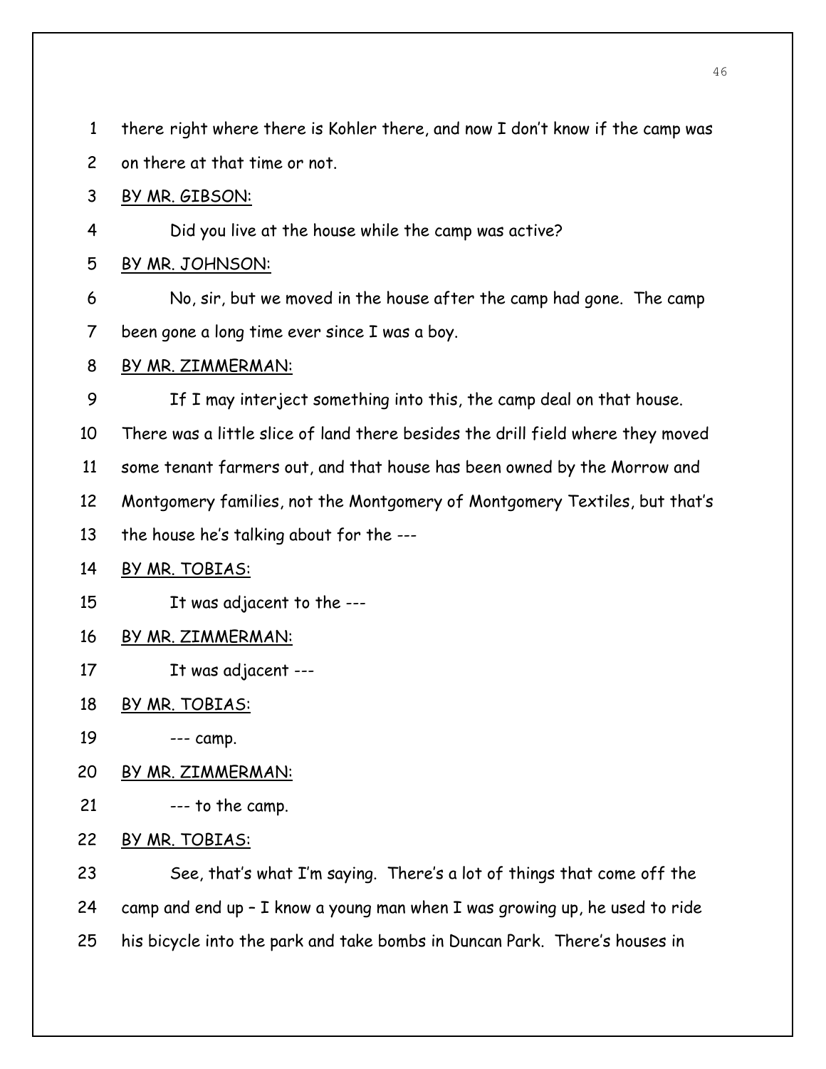there right where there is Kohler there, and now I don't know if the camp was on there at that time or not.

BY MR. GIBSON:

Did you live at the house while the camp was active?

BY MR. JOHNSON:

No, sir, but we moved in the house after the camp had gone. The camp been gone a long time ever since I was a boy.

BY MR. ZIMMERMAN:

If I may interject something into this, the camp deal on that house. There was a little slice of land there besides the drill field where they moved some tenant farmers out, and that house has been owned by the Morrow and Montgomery families, not the Montgomery of Montgomery Textiles, but that's the house he's talking about for the ---

BY MR. TOBIAS:

It was adjacent to the ---

BY MR. ZIMMERMAN:

It was adjacent ---

BY MR. TOBIAS:

--- camp.

BY MR. ZIMMERMAN:

--- to the camp.

BY MR. TOBIAS:

See, that's what I'm saying. There's a lot of things that come off the camp and end up – I know a young man when I was growing up, he used to ride his bicycle into the park and take bombs in Duncan Park. There's houses in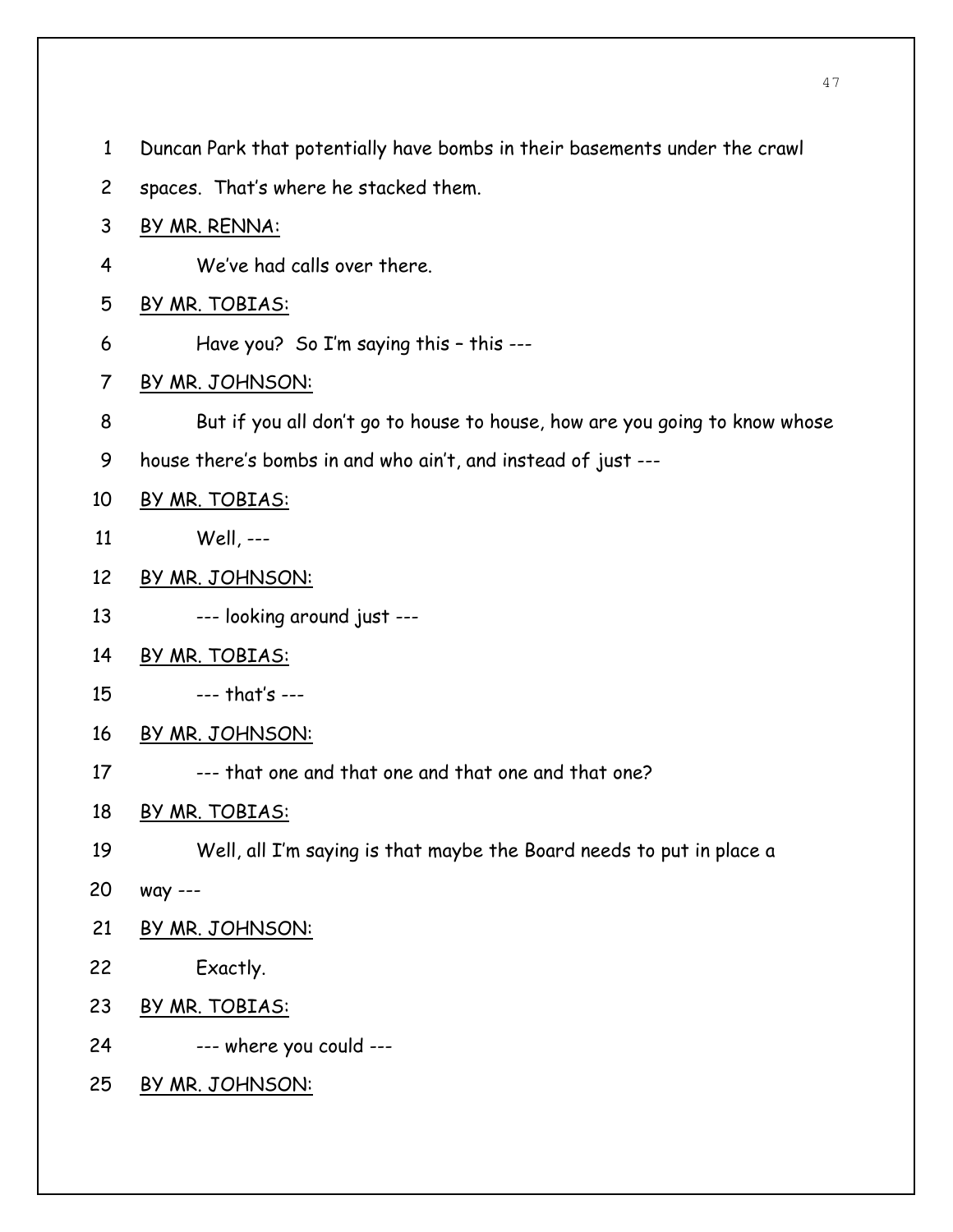Duncan Park that potentially have bombs in their basements under the crawl spaces. That's where he stacked them.

BY MR. RENNA:

We've had calls over there.

BY MR. TOBIAS:

Have you? So I'm saying this – this ---

BY MR. JOHNSON:

But if you all don't go to house to house, how are you going to know whose house there's bombs in and who ain't, and instead of just ---

BY MR. TOBIAS:

Well, ---

BY MR. JOHNSON:

--- looking around just ---

BY MR. TOBIAS:

--- that's ---

BY MR. JOHNSON:

--- that one and that one and that one and that one?

BY MR. TOBIAS:

Well, all I'm saying is that maybe the Board needs to put in place a way ---

BY MR. JOHNSON:

Exactly.

BY MR. TOBIAS:

--- where you could ---

BY MR. JOHNSON: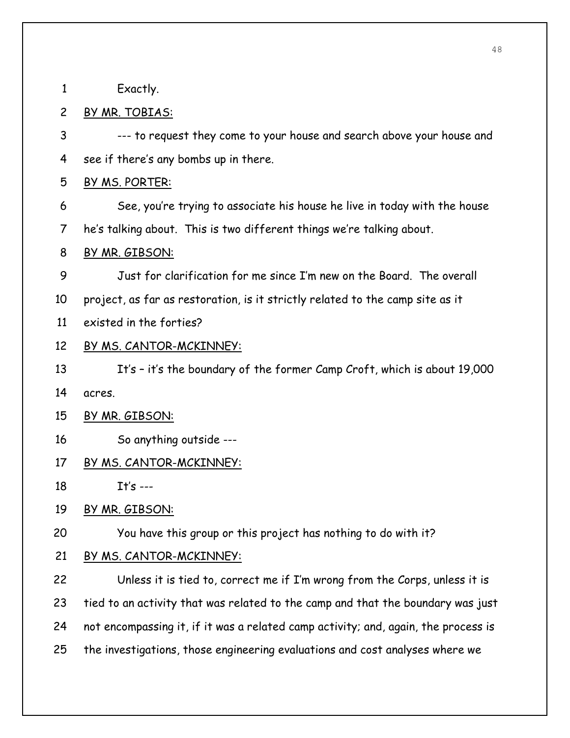Exactly.

BY MR. TOBIAS:

--- to request they come to your house and search above your house and see if there's any bombs up in there.

BY MS. PORTER:

See, you're trying to associate his house he live in today with the house he's talking about. This is two different things we're talking about.

BY MR. GIBSON:

Just for clarification for me since I'm new on the Board. The overall project, as far as restoration, is it strictly related to the camp site as it existed in the forties?

BY MS. CANTOR-MCKINNEY:

It's – it's the boundary of the former Camp Croft, which is about 19,000 acres.

BY MR. GIBSON:

So anything outside ---

BY MS. CANTOR-MCKINNEY:

It's ---

BY MR. GIBSON:

You have this group or this project has nothing to do with it?

BY MS. CANTOR-MCKINNEY:

Unless it is tied to, correct me if I'm wrong from the Corps, unless it is tied to an activity that was related to the camp and that the boundary was just not encompassing it, if it was a related camp activity; and, again, the process is the investigations, those engineering evaluations and cost analyses where we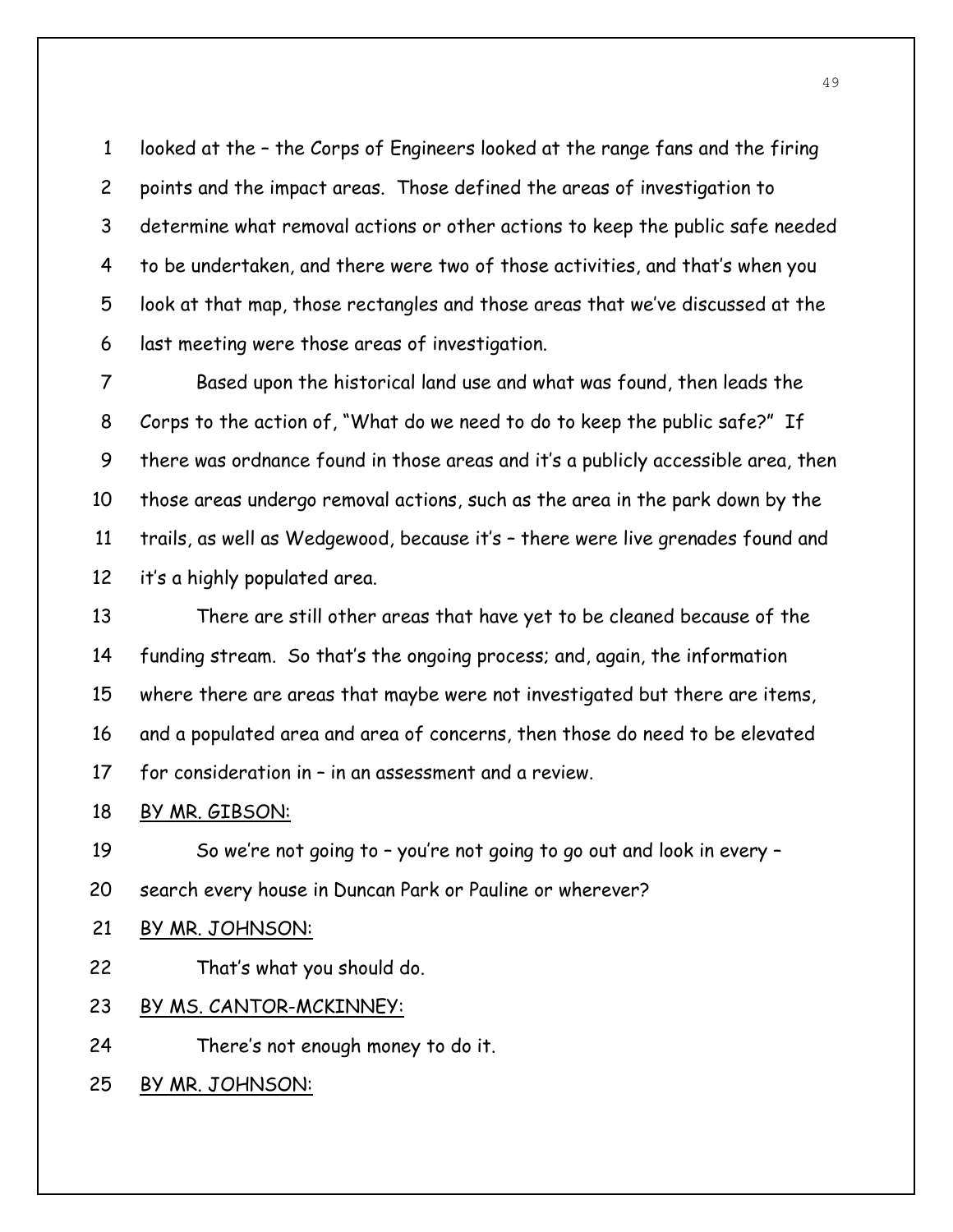looked at the – the Corps of Engineers looked at the range fans and the firing points and the impact areas. Those defined the areas of investigation to determine what removal actions or other actions to keep the public safe needed to be undertaken, and there were two of those activities, and that's when you look at that map, those rectangles and those areas that we've discussed at the last meeting were those areas of investigation.

Based upon the historical land use and what was found, then leads the Corps to the action of, "What do we need to do to keep the public safe?" If there was ordnance found in those areas and it's a publicly accessible area, then those areas undergo removal actions, such as the area in the park down by the trails, as well as Wedgewood, because it's – there were live grenades found and it's a highly populated area.

There are still other areas that have yet to be cleaned because of the funding stream. So that's the ongoing process; and, again, the information where there are areas that maybe were not investigated but there are items, and a populated area and area of concerns, then those do need to be elevated for consideration in – in an assessment and a review.

BY MR. GIBSON:

So we're not going to – you're not going to go out and look in every – search every house in Duncan Park or Pauline or wherever?

BY MR. JOHNSON:

That's what you should do.

BY MS. CANTOR-MCKINNEY:

There's not enough money to do it.

BY MR. JOHNSON: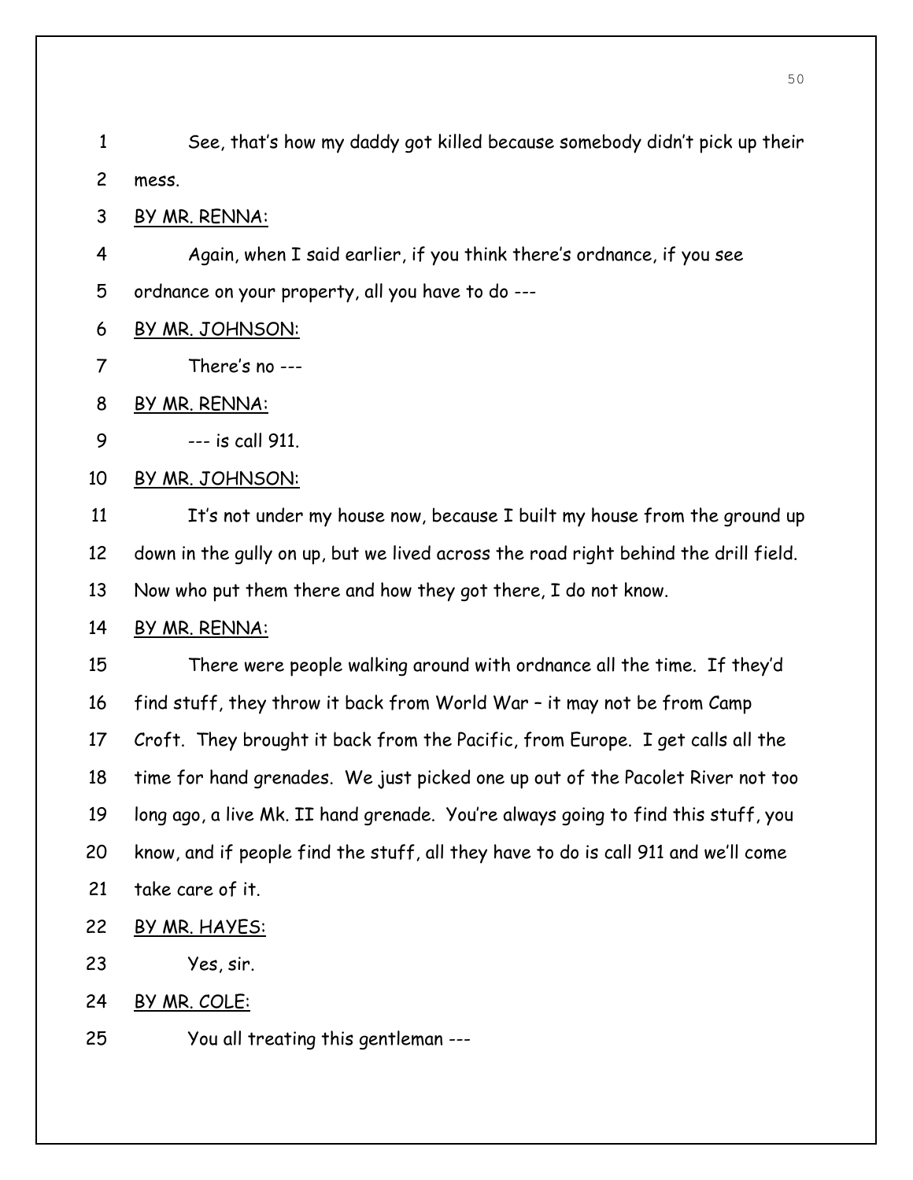See, that's how my daddy got killed because somebody didn't pick up their mess.

<u>BY MR. RENNA:</u>

Again, when I said earlier, if you think there's ordnance, if you see ordnance on your property, all you have to do ---

<u>BY MR. JOHNSON:</u>

There's no ---

<u>BY MR. RENNA:</u>

--- is call 911.

<u>BY MR. JOHNSON:</u>

It's not under my house now, because I built my house from the ground up down in the gully on up, but we lived across the road right behind the drill field. Now who put them there and how they got there, I do not know.

<u>BY MR. RENNA:</u>

There were people walking around with ordnance all the time. If they'd find stuff, they throw it back from World War – it may not be from Camp Croft. They brought it back from the Pacific, from Europe. I get calls all the time for hand grenades. We just picked one up out of the Pacolet River not too long ago, a live Mk. II hand grenade. You're always going to find this stuff, you know, and if people find the stuff, all they have to do is call 911 and we'll come take care of it.

<u>BY MR. HAYES:</u>

Yes, sir.

<u>BY MR. COLE:</u>

You all treating this gentleman ---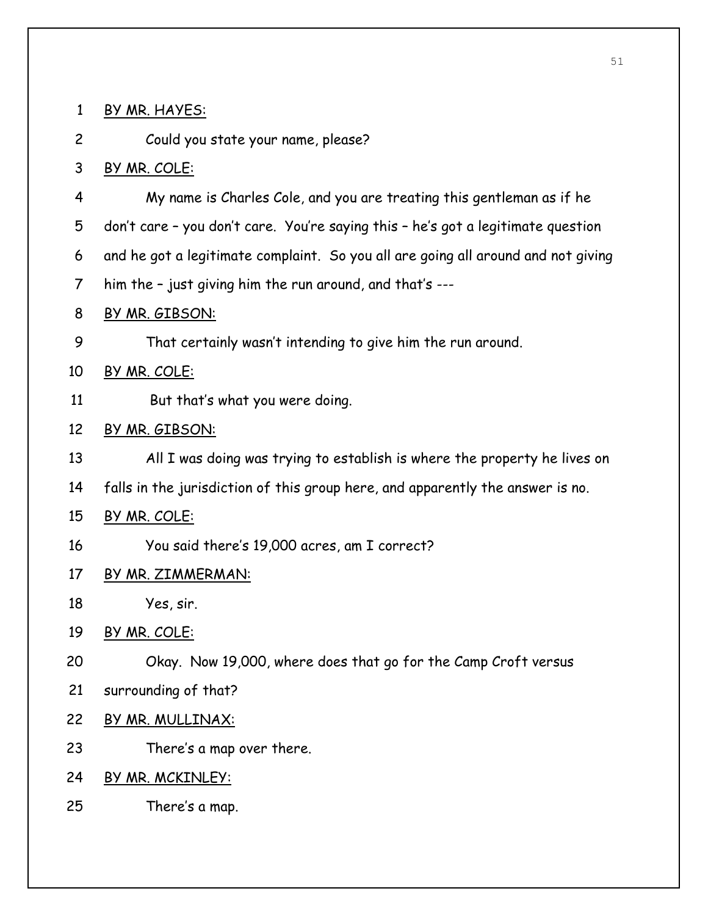BY MR. HAYES:

Could you state your name, please?

BY MR. COLE:

My name is Charles Cole, and you are treating this gentleman as if he don't care – you don't care. You're saying this – he's got a legitimate question and he got a legitimate complaint. So you all are going all around and not giving him the – just giving him the run around, and that's ---

BY MR. GIBSON:

That certainly wasn't intending to give him the run around.

BY MR. COLE:

But that's what you were doing.

BY MR. GIBSON:

All I was doing was trying to establish is where the property he lives on falls in the jurisdiction of this group here, and apparently the answer is no.

BY MR. COLE:

You said there's 19,000 acres, am I correct?

BY MR. ZIMMERMAN:

Yes, sir.

BY MR. COLE:

Okay. Now 19,000, where does that go for the Camp Croft versus surrounding of that?

BY MR. MULLINAX:

There's a map over there.

BY MR. MCKINLEY:

There's a map.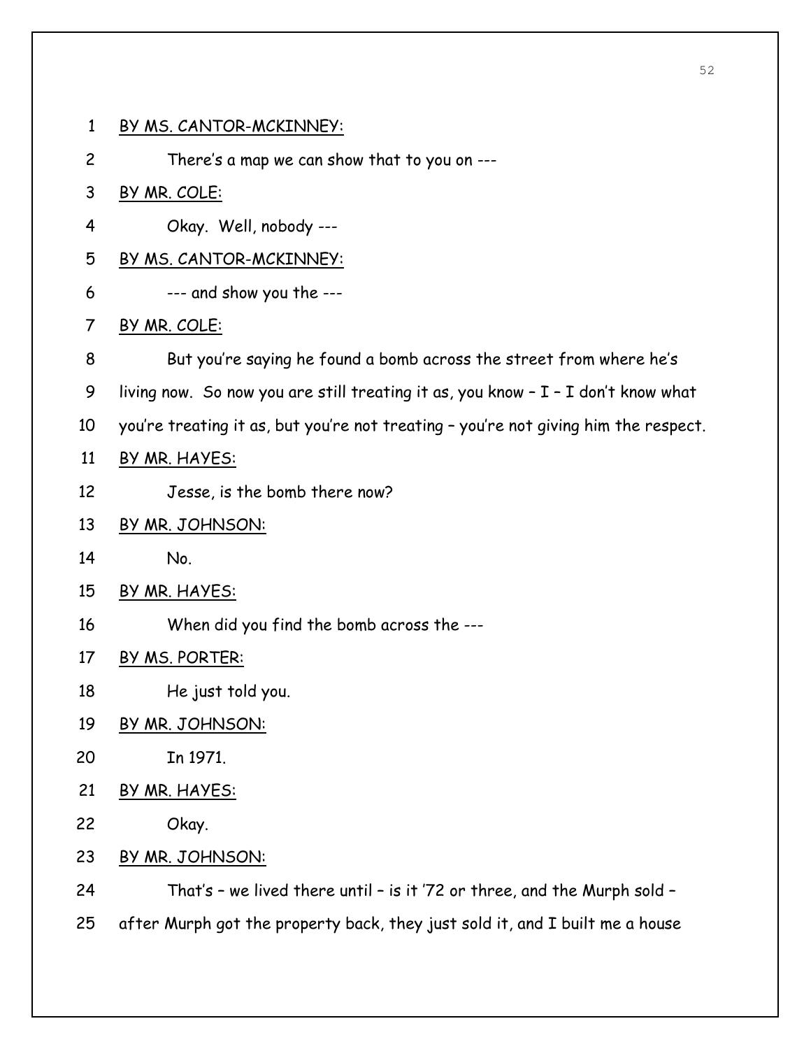1 BY MS. CANTOR-MCKINNEY:

2 There's a map we can show that to you on ---

3 BY MR. COLE:

4 Okay. Well, nobody ---

5 BY MS. CANTOR-MCKINNEY:

6 --- and show you the ---

7 BY MR. COLE:

8 But you're saying he found a bomb across the street from where he's

9 living now. So now you are still treating it as, you know – I – I don't know what

10 you're treating it as, but you're not treating – you're not giving him the respect.

11 BY MR. HAYES:

12 Jesse, is the bomb there now?

13 BY MR. JOHNSON:

14 No.

15 BY MR. HAYES:

16 When did you find the bomb across the ---

17 BY MS. PORTER:

18 He just told you.

19 BY MR. JOHNSON:

20 In 1971.

21 BY MR. HAYES:

22 Okay.

23 BY MR. JOHNSON:

24 That's – we lived there until – is it '72 or three, and the Murph sold –

25 after Murph got the property back, they just sold it, and I built me a house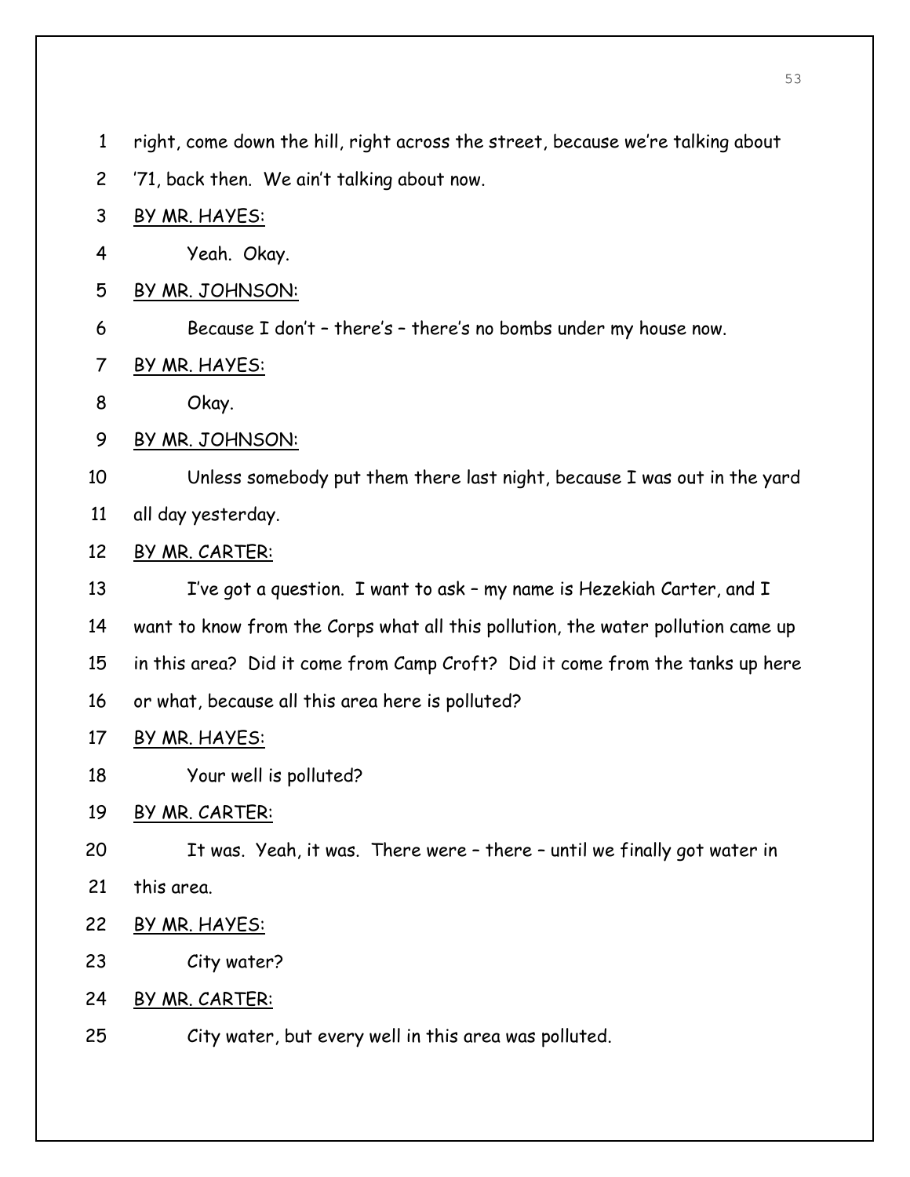right, come down the hill, right across the street, because we're talking about '71, back then. We ain't talking about now.

BY MR. HAYES:

Yeah. Okay.

BY MR. JOHNSON:

Because I don't – there's – there's no bombs under my house now.

BY MR. HAYES:

Okay.

BY MR. JOHNSON:

Unless somebody put them there last night, because I was out in the yard all day yesterday.

BY MR. CARTER:

I've got a question. I want to ask – my name is Hezekiah Carter, and I want to know from the Corps what all this pollution, the water pollution came up in this area? Did it come from Camp Croft? Did it come from the tanks up here or what, because all this area here is polluted?

BY MR. HAYES:

Your well is polluted?

BY MR. CARTER:

It was. Yeah, it was. There were – there – until we finally got water in this area.

BY MR. HAYES:

City water?

BY MR. CARTER:

City water, but every well in this area was polluted.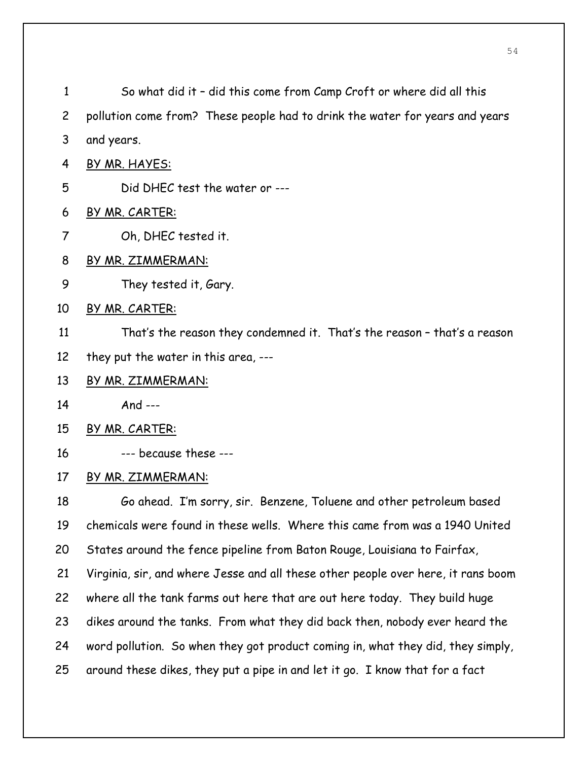So what did it – did this come from Camp Croft or where did all this pollution come from? These people had to drink the water for years and years and years.

BY MR. HAYES:

Did DHEC test the water or ---

BY MR. CARTER:

Oh, DHEC tested it.

BY MR. ZIMMERMAN:

They tested it, Gary.

BY MR. CARTER:

That's the reason they condemned it. That's the reason – that's a reason they put the water in this area, ---

BY MR. ZIMMERMAN:

And ---

BY MR. CARTER:

--- because these ---

BY MR. ZIMMERMAN:

Go ahead. I'm sorry, sir. Benzene, Toluene and other petroleum based chemicals were found in these wells. Where this came from was a 1940 United States around the fence pipeline from Baton Rouge, Louisiana to Fairfax, Virginia, sir, and where Jesse and all these other people over here, it rans boom where all the tank farms out here that are out here today. They build huge dikes around the tanks. From what they did back then, nobody ever heard the word pollution. So when they got product coming in, what they did, they simply, around these dikes, they put a pipe in and let it go. I know that for a fact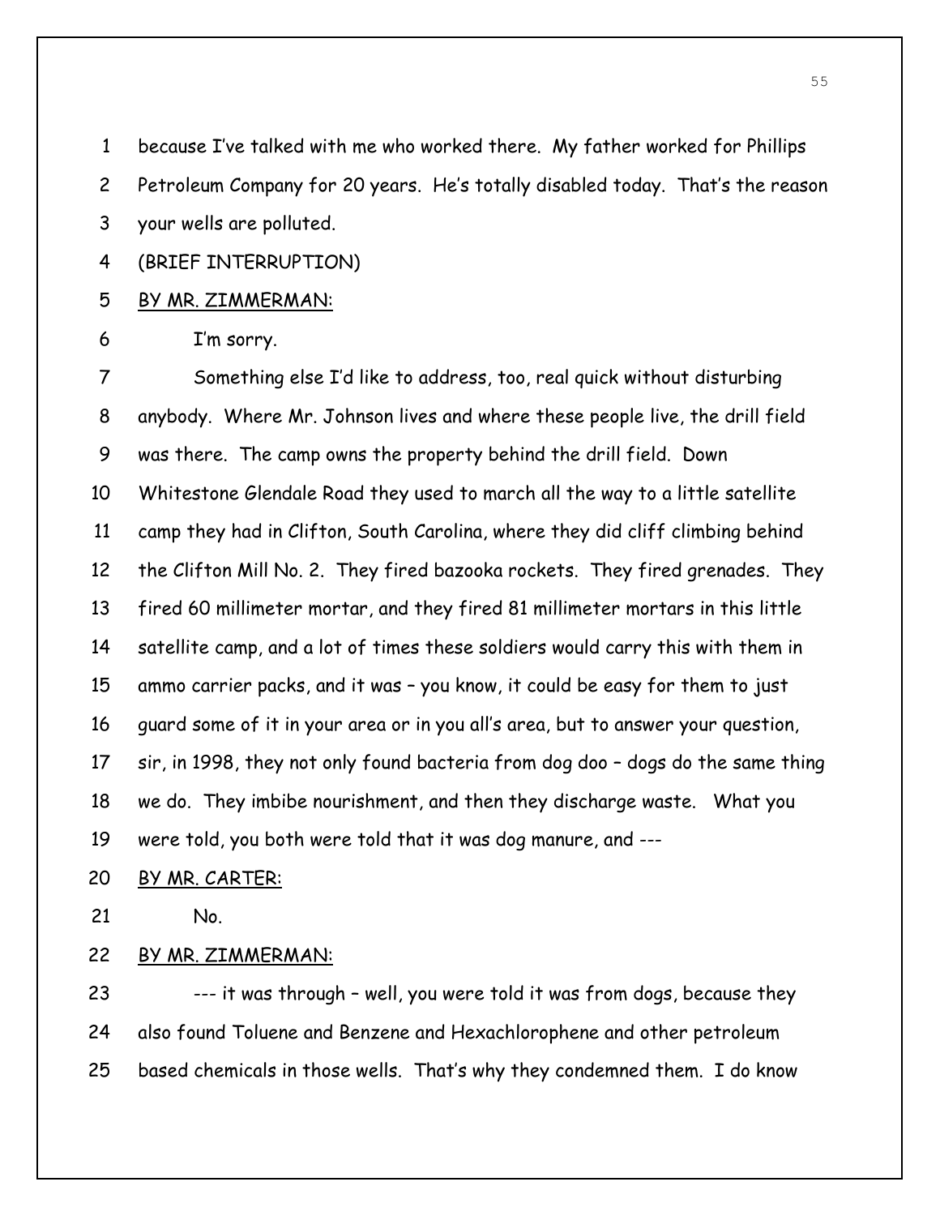because I've talked with me who worked there. My father worked for Phillips Petroleum Company for 20 years. He's totally disabled today. That's the reason your wells are polluted.

(BRIEF INTERRUPTION)

BY MR. ZIMMERMAN:

I'm sorry.

Something else I'd like to address, too, real quick without disturbing anybody. Where Mr. Johnson lives and where these people live, the drill field was there. The camp owns the property behind the drill field. Down Whitestone Glendale Road they used to march all the way to a little satellite camp they had in Clifton, South Carolina, where they did cliff climbing behind the Clifton Mill No. 2. They fired bazooka rockets. They fired grenades. They fired 60 millimeter mortar, and they fired 81 millimeter mortars in this little satellite camp, and a lot of times these soldiers would carry this with them in ammo carrier packs, and it was – you know, it could be easy for them to just guard some of it in your area or in you all's area, but to answer your question, sir, in 1998, they not only found bacteria from dog doo – dogs do the same thing we do. They imbibe nourishment, and then they discharge waste. What you were told, you both were told that it was dog manure, and ---

BY MR. CARTER:

No.

BY MR. ZIMMERMAN:

--- it was through – well, you were told it was from dogs, because they also found Toluene and Benzene and Hexachlorophene and other petroleum based chemicals in those wells. That's why they condemned them. I do know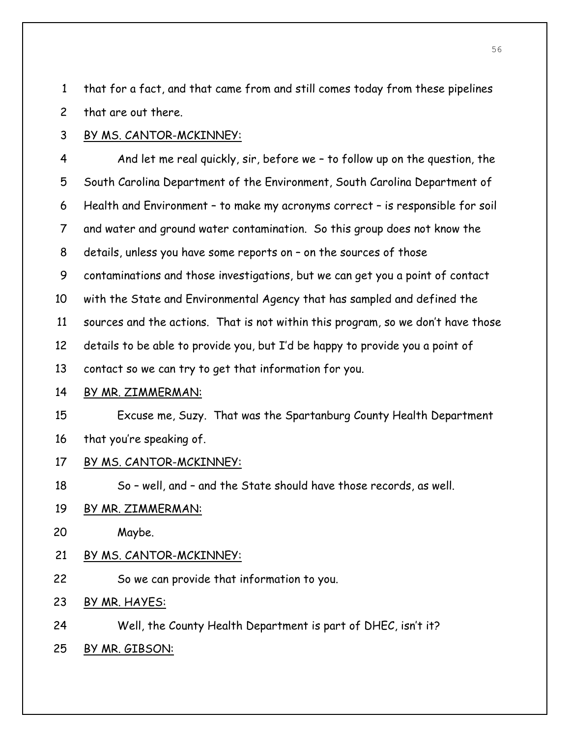1 that for a fact, and that came from and still comes today from these pipelines
2 that are out there.

3 BY MS. CANTOR-MCKINNEY:

4 And let me real quickly, sir, before we – to follow up on the question, the
5 South Carolina Department of the Environment, South Carolina Department of
6 Health and Environment – to make my acronyms correct – is responsible for soil
7 and water and ground water contamination. So this group does not know the
8 details, unless you have some reports on – on the sources of those
9 contaminations and those investigations, but we can get you a point of contact
10 with the State and Environmental Agency that has sampled and defined the
11 sources and the actions. That is not within this program, so we don't have those
12 details to be able to provide you, but I'd be happy to provide you a point of
13 contact so we can try to get that information for you.

14 BY MR. ZIMMERMAN:

15 Excuse me, Suzy. That was the Spartanburg County Health Department
16 that you're speaking of.

17 BY MS. CANTOR-MCKINNEY:

18 So – well, and – and the State should have those records, as well.

19 BY MR. ZIMMERMAN:

20 Maybe.

21 BY MS. CANTOR-MCKINNEY:

22 So we can provide that information to you.

23 BY MR. HAYES:

24 Well, the County Health Department is part of DHEC, isn't it?

25 BY MR. GIBSON: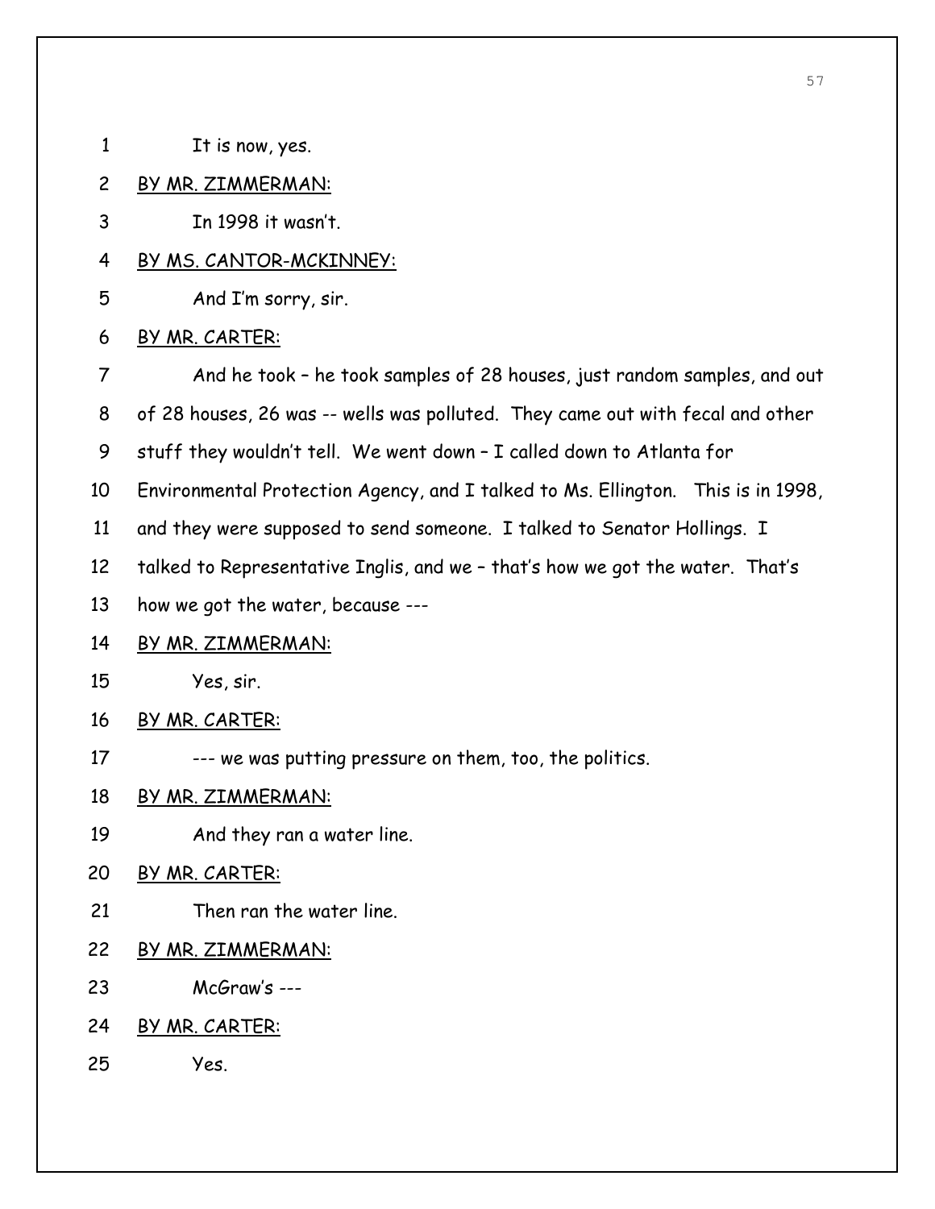It is now, yes.

BY MR. ZIMMERMAN:

In 1998 it wasn't.

BY MS. CANTOR-MCKINNEY:

And I'm sorry, sir.

BY MR. CARTER:

And he took – he took samples of 28 houses, just random samples, and out of 28 houses, 26 was -- wells was polluted. They came out with fecal and other stuff they wouldn't tell. We went down – I called down to Atlanta for Environmental Protection Agency, and I talked to Ms. Ellington. This is in 1998, and they were supposed to send someone. I talked to Senator Hollings. I talked to Representative Inglis, and we – that's how we got the water. That's how we got the water, because ---

BY MR. ZIMMERMAN:

Yes, sir.

BY MR. CARTER:

--- we was putting pressure on them, too, the politics.

BY MR. ZIMMERMAN:

And they ran a water line.

BY MR. CARTER:

Then ran the water line.

BY MR. ZIMMERMAN:

McGraw's ---

BY MR. CARTER:

Yes.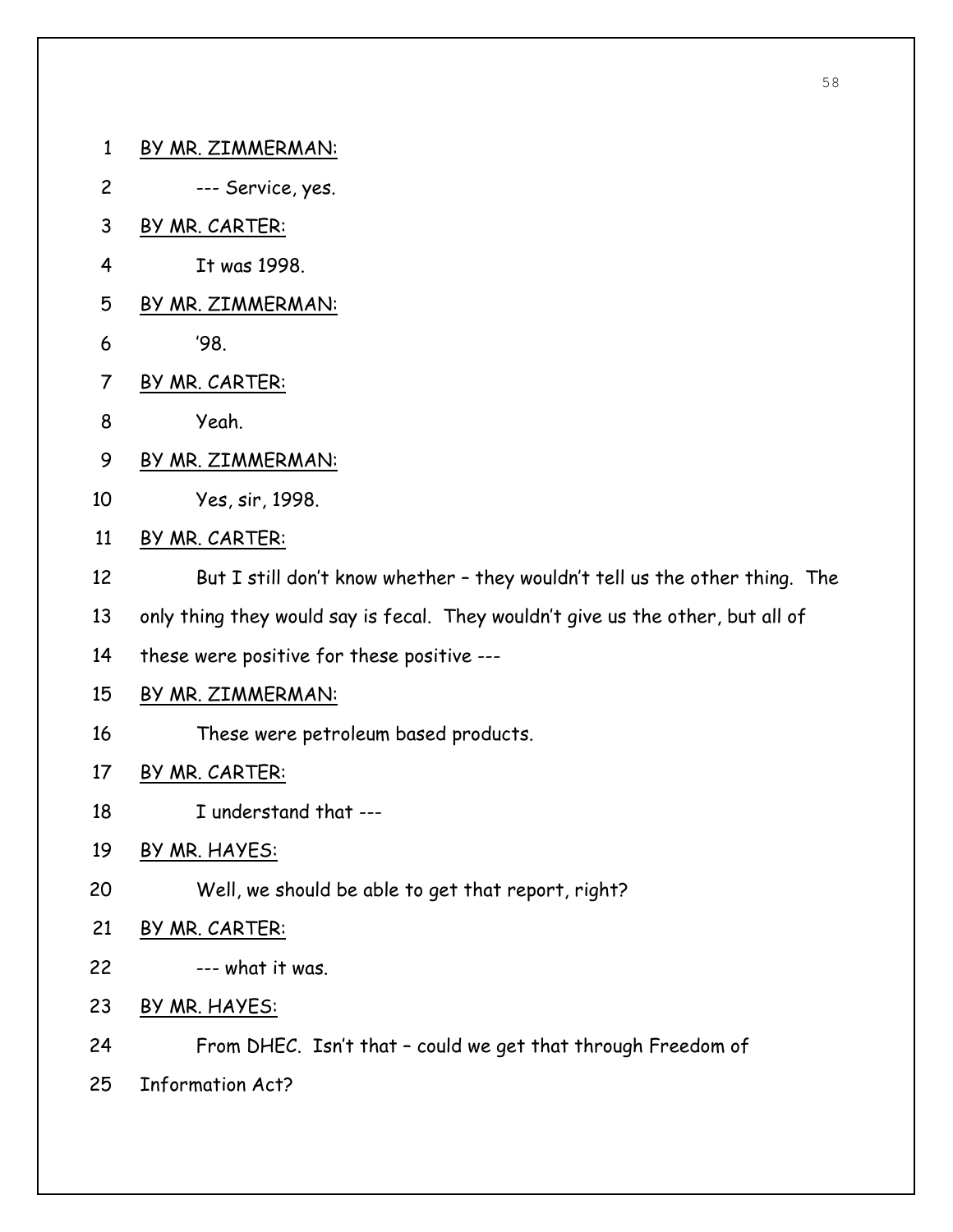BY MR. ZIMMERMAN:

--- Service, yes.

BY MR. CARTER:

It was 1998.

BY MR. ZIMMERMAN:

'98.

BY MR. CARTER:

Yeah.

BY MR. ZIMMERMAN:

Yes, sir, 1998.

BY MR. CARTER:

But I still don't know whether – they wouldn't tell us the other thing. The only thing they would say is fecal. They wouldn't give us the other, but all of these were positive for these positive ---

BY MR. ZIMMERMAN:

These were petroleum based products.

BY MR. CARTER:

I understand that ---

BY MR. HAYES:

Well, we should be able to get that report, right?

BY MR. CARTER:

--- what it was.

BY MR. HAYES:

From DHEC. Isn't that – could we get that through Freedom of Information Act?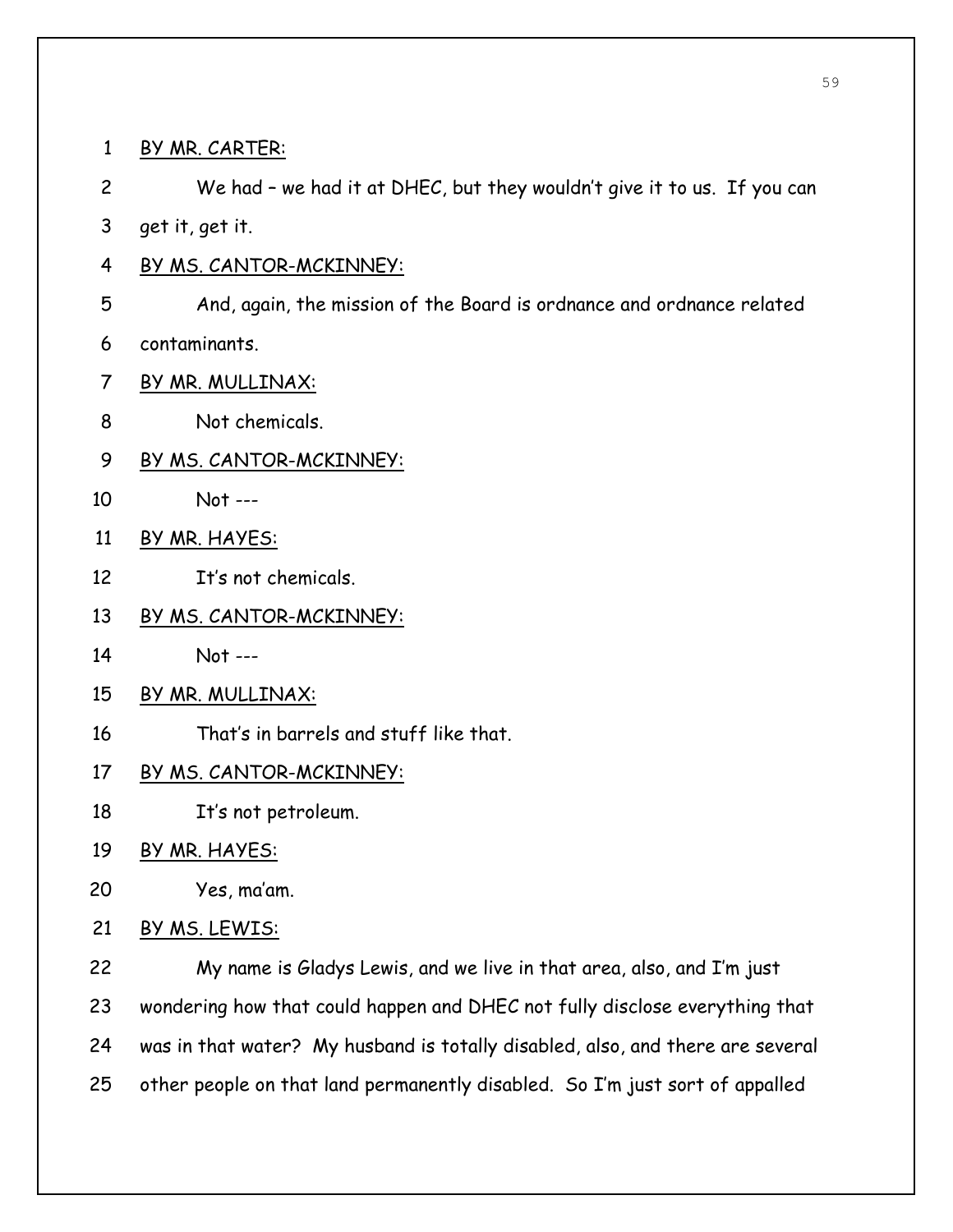BY MR. CARTER:

We had – we had it at DHEC, but they wouldn't give it to us. If you can get it, get it.

BY MS. CANTOR-MCKINNEY:

And, again, the mission of the Board is ordnance and ordnance related contaminants.

BY MR. MULLINAX:

Not chemicals.

BY MS. CANTOR-MCKINNEY:

Not ---

BY MR. HAYES:

It's not chemicals.

BY MS. CANTOR-MCKINNEY:

Not ---

BY MR. MULLINAX:

That's in barrels and stuff like that.

BY MS. CANTOR-MCKINNEY:

It's not petroleum.

BY MR. HAYES:

Yes, ma'am.

BY MS. LEWIS:

My name is Gladys Lewis, and we live in that area, also, and I'm just wondering how that could happen and DHEC not fully disclose everything that was in that water? My husband is totally disabled, also, and there are several other people on that land permanently disabled. So I'm just sort of appalled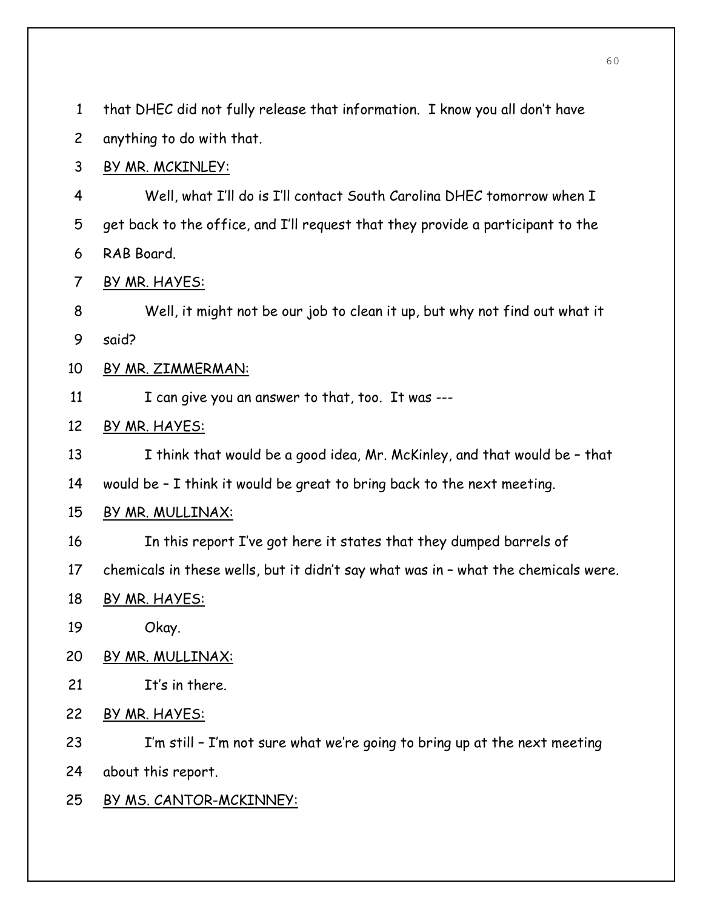that DHEC did not fully release that information. I know you all don't have anything to do with that.

<u>BY MR. MCKINLEY:</u>

Well, what I'll do is I'll contact South Carolina DHEC tomorrow when I get back to the office, and I'll request that they provide a participant to the RAB Board.

<u>BY MR. HAYES:</u>

Well, it might not be our job to clean it up, but why not find out what it said?

<u>BY MR. ZIMMERMAN:</u>

I can give you an answer to that, too. It was ---

<u>BY MR. HAYES:</u>

I think that would be a good idea, Mr. McKinley, and that would be – that would be – I think it would be great to bring back to the next meeting.

<u>BY MR. MULLINAX:</u>

In this report I've got here it states that they dumped barrels of chemicals in these wells, but it didn't say what was in – what the chemicals were.

<u>BY MR. HAYES:</u>

Okay.

<u>BY MR. MULLINAX:</u>

It's in there.

<u>BY MR. HAYES:</u>

I'm still – I'm not sure what we're going to bring up at the next meeting about this report.

<u>BY MS. CANTOR-MCKINNEY:</u>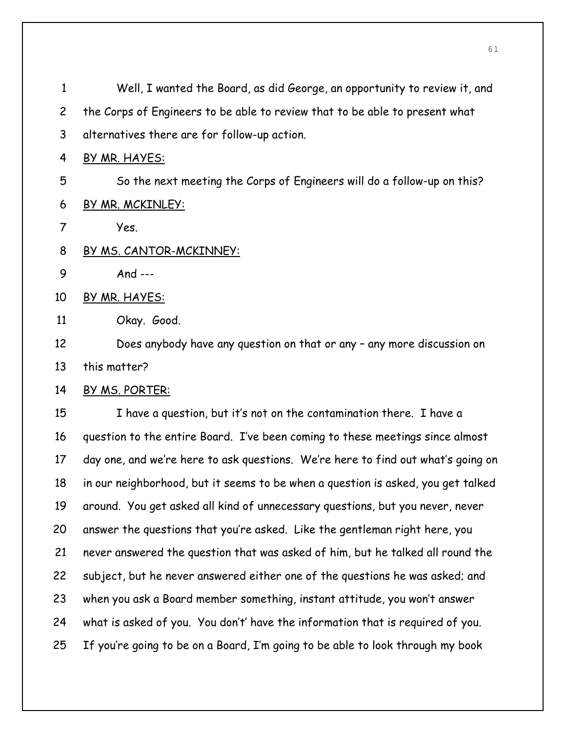Well, I wanted the Board, as did George, an opportunity to review it, and the Corps of Engineers to be able to review that to be able to present what alternatives there are for follow-up action.

BY MR. HAYES:

So the next meeting the Corps of Engineers will do a follow-up on this?

BY MR. MCKINLEY:

Yes.

BY MS. CANTOR-MCKINNEY:

And ---

BY MR. HAYES:

Okay. Good.

Does anybody have any question on that or any – any more discussion on this matter?

BY MS. PORTER:

I have a question, but it's not on the contamination there. I have a question to the entire Board. I've been coming to these meetings since almost day one, and we're here to ask questions. We're here to find out what's going on in our neighborhood, but it seems to be when a question is asked, you get talked around. You get asked all kind of unnecessary questions, but you never, never answer the questions that you're asked. Like the gentleman right here, you never answered the question that was asked of him, but he talked all round the subject, but he never answered either one of the questions he was asked; and when you ask a Board member something, instant attitude, you won't answer what is asked of you. You don't' have the information that is required of you. If you're going to be on a Board, I'm going to be able to look through my book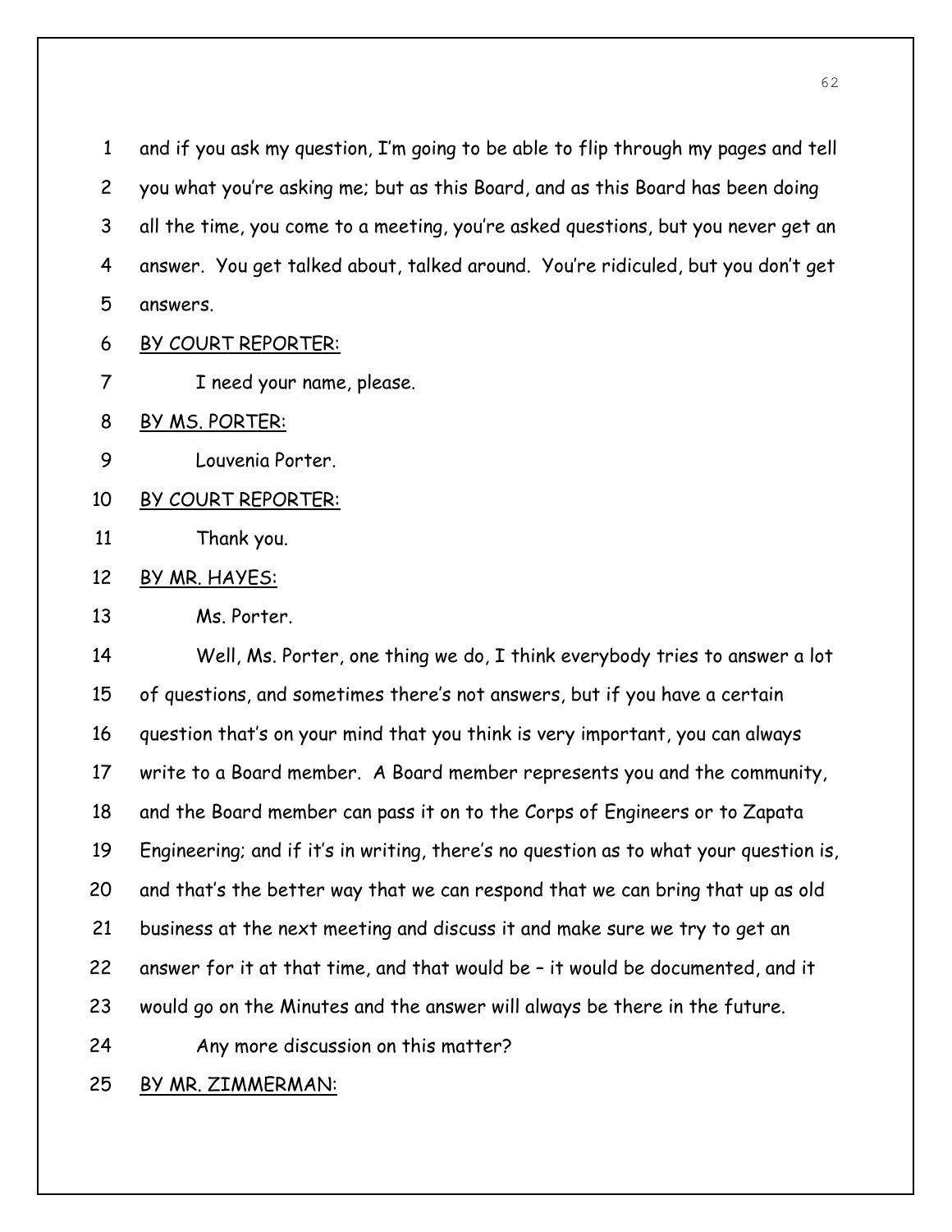and if you ask my question, I'm going to be able to flip through my pages and tell you what you're asking me; but as this Board, and as this Board has been doing all the time, you come to a meeting, you're asked questions, but you never get an answer. You get talked about, talked around. You're ridiculed, but you don't get answers.

BY COURT REPORTER:

I need your name, please.

BY MS. PORTER:

Louvenia Porter.

BY COURT REPORTER:

Thank you.

BY MR. HAYES:

Ms. Porter.

Well, Ms. Porter, one thing we do, I think everybody tries to answer a lot of questions, and sometimes there's not answers, but if you have a certain question that's on your mind that you think is very important, you can always write to a Board member. A Board member represents you and the community, and the Board member can pass it on to the Corps of Engineers or to Zapata Engineering; and if it's in writing, there's no question as to what your question is, and that's the better way that we can respond that we can bring that up as old business at the next meeting and discuss it and make sure we try to get an answer for it at that time, and that would be – it would be documented, and it would go on the Minutes and the answer will always be there in the future.

Any more discussion on this matter?

BY MR. ZIMMERMAN: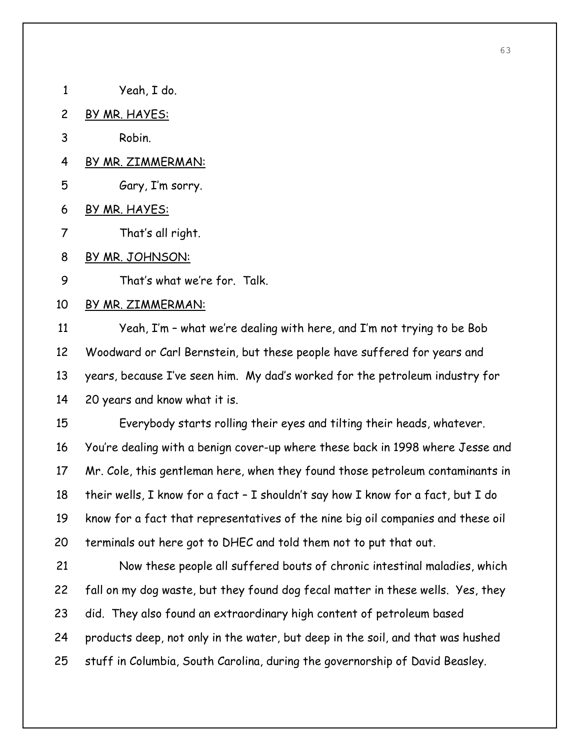Yeah, I do.

BY MR. HAYES:

Robin.

BY MR. ZIMMERMAN:

Gary, I'm sorry.

BY MR. HAYES:

That's all right.

BY MR. JOHNSON:

That's what we're for. Talk.

BY MR. ZIMMERMAN:

Yeah, I'm – what we're dealing with here, and I'm not trying to be Bob Woodward or Carl Bernstein, but these people have suffered for years and years, because I've seen him. My dad's worked for the petroleum industry for 20 years and know what it is.

Everybody starts rolling their eyes and tilting their heads, whatever. You're dealing with a benign cover-up where these back in 1998 where Jesse and Mr. Cole, this gentleman here, when they found those petroleum contaminants in their wells, I know for a fact – I shouldn't say how I know for a fact, but I do know for a fact that representatives of the nine big oil companies and these oil terminals out here got to DHEC and told them not to put that out.

Now these people all suffered bouts of chronic intestinal maladies, which fall on my dog waste, but they found dog fecal matter in these wells. Yes, they did. They also found an extraordinary high content of petroleum based products deep, not only in the water, but deep in the soil, and that was hushed stuff in Columbia, South Carolina, during the governorship of David Beasley.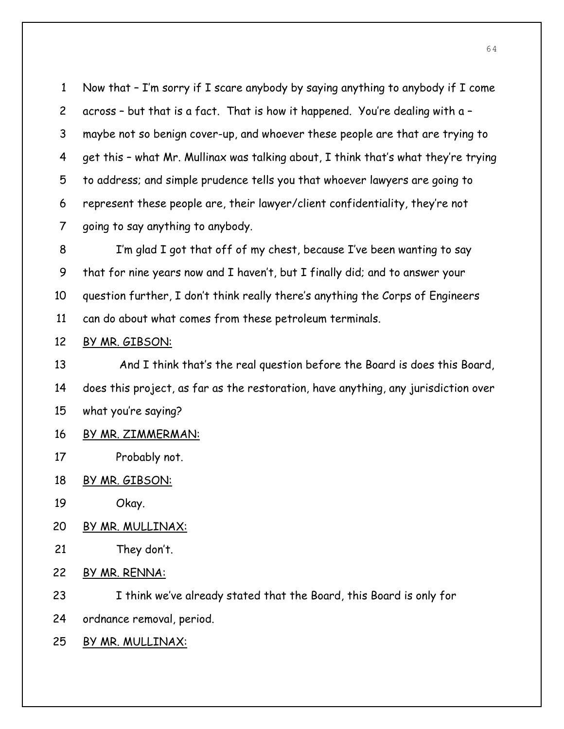Now that – I'm sorry if I scare anybody by saying anything to anybody if I come across – but that is a fact. That is how it happened. You're dealing with a – maybe not so benign cover-up, and whoever these people are that are trying to get this – what Mr. Mullinax was talking about, I think that's what they're trying to address; and simple prudence tells you that whoever lawyers are going to represent these people are, their lawyer/client confidentiality, they're not going to say anything to anybody.

I'm glad I got that off of my chest, because I've been wanting to say that for nine years now and I haven't, but I finally did; and to answer your question further, I don't think really there's anything the Corps of Engineers can do about what comes from these petroleum terminals.

BY MR. GIBSON:

And I think that's the real question before the Board is does this Board, does this project, as far as the restoration, have anything, any jurisdiction over what you're saying?

BY MR. ZIMMERMAN:

Probably not.

BY MR. GIBSON:

Okay.

BY MR. MULLINAX:

They don't.

BY MR. RENNA:

I think we've already stated that the Board, this Board is only for ordnance removal, period.

BY MR. MULLINAX: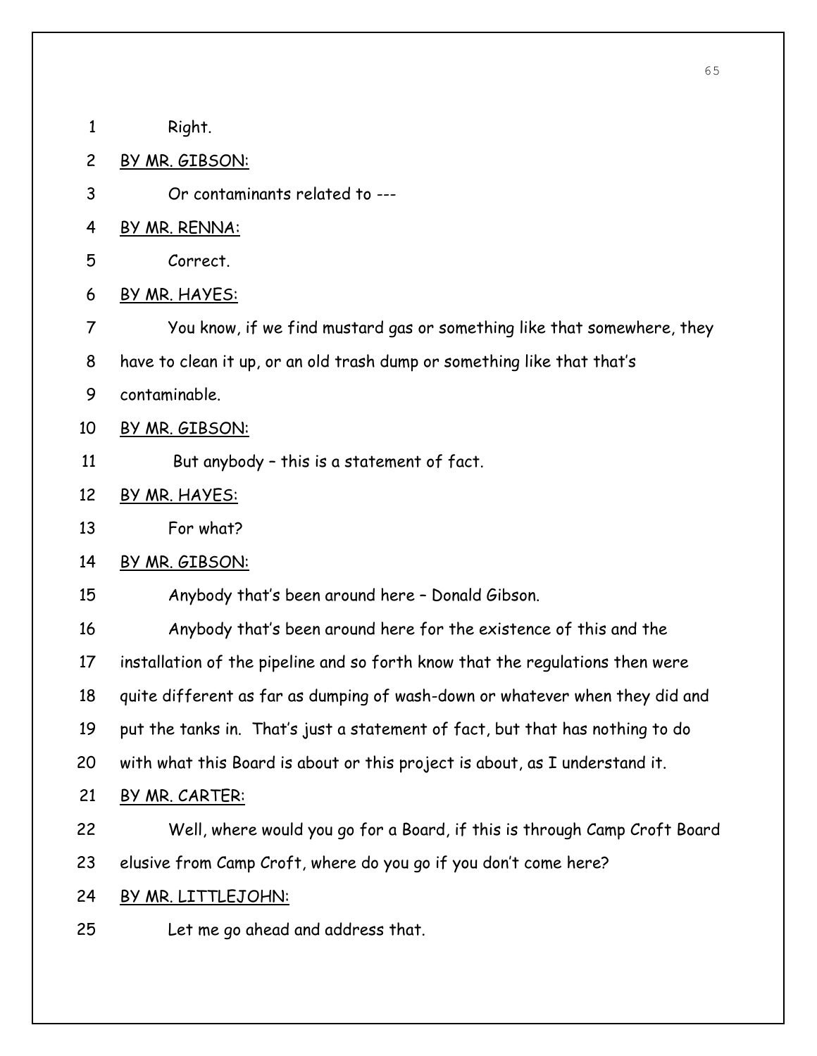Right.

BY MR. GIBSON:

Or contaminants related to ---

BY MR. RENNA:

Correct.

BY MR. HAYES:

You know, if we find mustard gas or something like that somewhere, they have to clean it up, or an old trash dump or something like that that's contaminable.

BY MR. GIBSON:

But anybody – this is a statement of fact.

BY MR. HAYES:

For what?

BY MR. GIBSON:

Anybody that's been around here – Donald Gibson.

Anybody that's been around here for the existence of this and the installation of the pipeline and so forth know that the regulations then were quite different as far as dumping of wash-down or whatever when they did and put the tanks in. That's just a statement of fact, but that has nothing to do with what this Board is about or this project is about, as I understand it.

BY MR. CARTER:

Well, where would you go for a Board, if this is through Camp Croft Board elusive from Camp Croft, where do you go if you don't come here?

BY MR. LITTLEJOHN:

Let me go ahead and address that.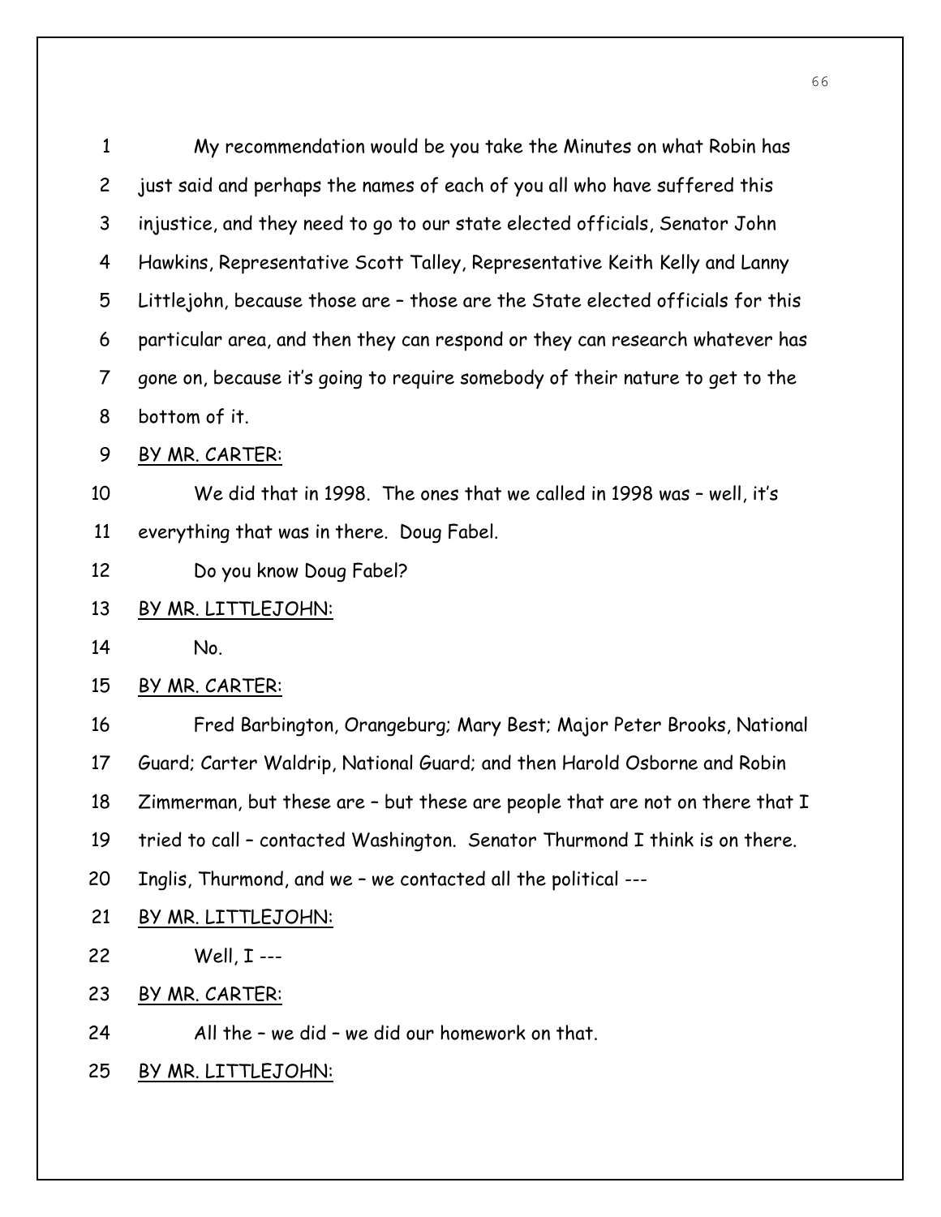My recommendation would be you take the Minutes on what Robin has just said and perhaps the names of each of you all who have suffered this injustice, and they need to go to our state elected officials, Senator John Hawkins, Representative Scott Talley, Representative Keith Kelly and Lanny Littlejohn, because those are – those are the State elected officials for this particular area, and then they can respond or they can research whatever has gone on, because it's going to require somebody of their nature to get to the bottom of it.

BY MR. CARTER:

We did that in 1998. The ones that we called in 1998 was – well, it's everything that was in there. Doug Fabel.

Do you know Doug Fabel?

BY MR. LITTLEJOHN:

No.

BY MR. CARTER:

Fred Barbington, Orangeburg; Mary Best; Major Peter Brooks, National Guard; Carter Waldrip, National Guard; and then Harold Osborne and Robin Zimmerman, but these are – but these are people that are not on there that I tried to call – contacted Washington. Senator Thurmond I think is on there. Inglis, Thurmond, and we – we contacted all the political ---

BY MR. LITTLEJOHN:

Well, I ---

BY MR. CARTER:

All the – we did – we did our homework on that.

BY MR. LITTLEJOHN: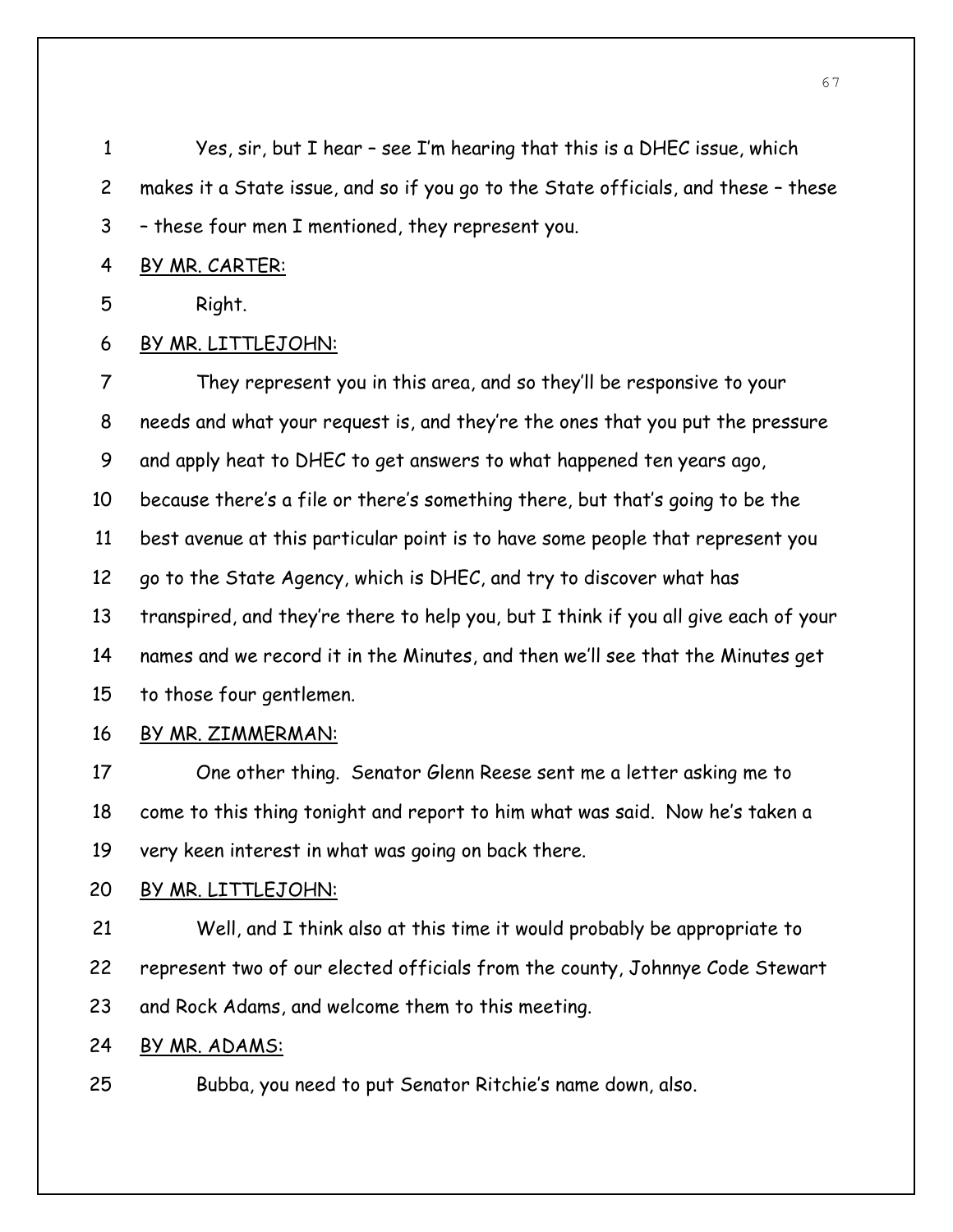Yes, sir, but I hear – see I'm hearing that this is a DHEC issue, which makes it a State issue, and so if you go to the State officials, and these – these – these four men I mentioned, they represent you.

BY MR. CARTER:

Right.

BY MR. LITTLEJOHN:

They represent you in this area, and so they'll be responsive to your needs and what your request is, and they're the ones that you put the pressure and apply heat to DHEC to get answers to what happened ten years ago, because there's a file or there's something there, but that's going to be the best avenue at this particular point is to have some people that represent you go to the State Agency, which is DHEC, and try to discover what has transpired, and they're there to help you, but I think if you all give each of your names and we record it in the Minutes, and then we'll see that the Minutes get to those four gentlemen.

BY MR. ZIMMERMAN:

One other thing. Senator Glenn Reese sent me a letter asking me to come to this thing tonight and report to him what was said. Now he's taken a very keen interest in what was going on back there.

BY MR. LITTLEJOHN:

Well, and I think also at this time it would probably be appropriate to represent two of our elected officials from the county, Johnnye Code Stewart and Rock Adams, and welcome them to this meeting.

BY MR. ADAMS:

Bubba, you need to put Senator Ritchie's name down, also.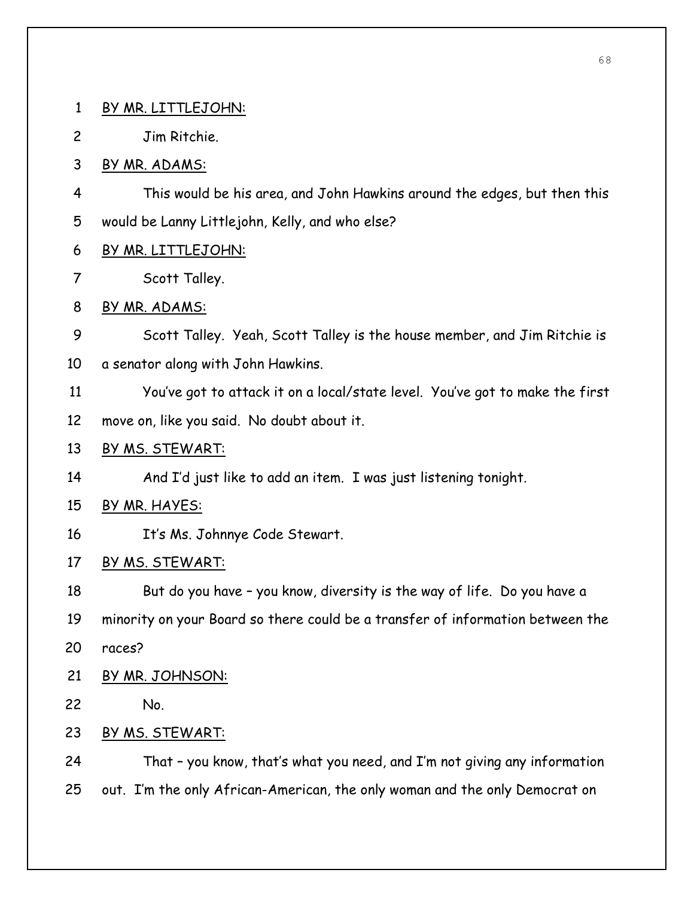BY MR. LITTLEJOHN:

Jim Ritchie.

BY MR. ADAMS:

This would be his area, and John Hawkins around the edges, but then this would be Lanny Littlejohn, Kelly, and who else?

BY MR. LITTLEJOHN:

Scott Talley.

BY MR. ADAMS:

Scott Talley. Yeah, Scott Talley is the house member, and Jim Ritchie is a senator along with John Hawkins.

You've got to attack it on a local/state level. You've got to make the first move on, like you said. No doubt about it.

BY MS. STEWART:

And I'd just like to add an item. I was just listening tonight.

BY MR. HAYES:

It's Ms. Johnnye Code Stewart.

BY MS. STEWART:

But do you have – you know, diversity is the way of life. Do you have a minority on your Board so there could be a transfer of information between the races?

BY MR. JOHNSON:

No.

BY MS. STEWART:

That – you know, that's what you need, and I'm not giving any information out. I'm the only African-American, the only woman and the only Democrat on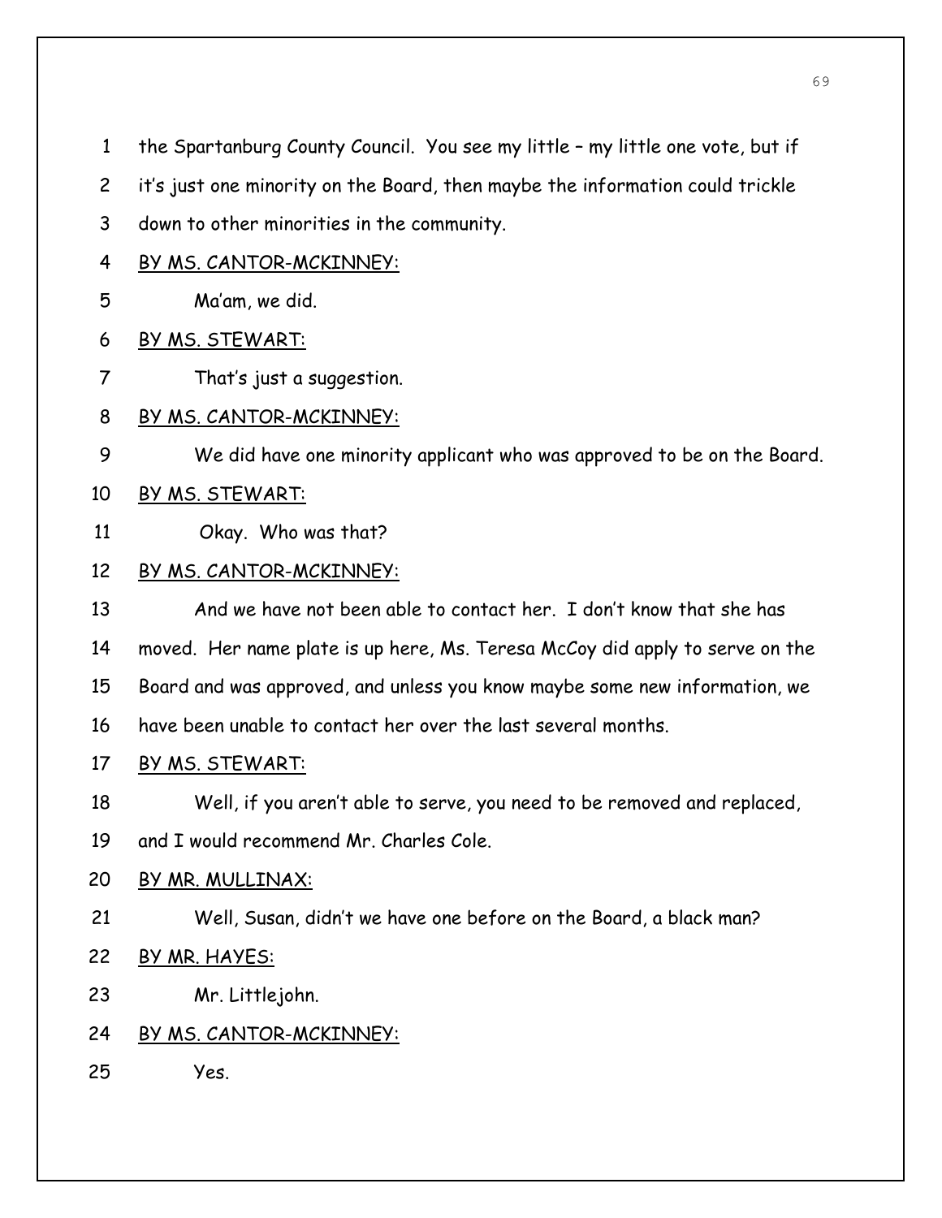1 the Spartanburg County Council. You see my little – my little one vote, but if

2 it's just one minority on the Board, then maybe the information could trickle

3 down to other minorities in the community.

4 BY MS. CANTOR-MCKINNEY:

5 Ma'am, we did.

6 BY MS. STEWART:

7 That's just a suggestion.

8 BY MS. CANTOR-MCKINNEY:

9 We did have one minority applicant who was approved to be on the Board.

10 BY MS. STEWART:

11 Okay. Who was that?

12 BY MS. CANTOR-MCKINNEY:

13 And we have not been able to contact her. I don't know that she has

14 moved. Her name plate is up here, Ms. Teresa McCoy did apply to serve on the

15 Board and was approved, and unless you know maybe some new information, we

16 have been unable to contact her over the last several months.

17 BY MS. STEWART:

18 Well, if you aren't able to serve, you need to be removed and replaced,

19 and I would recommend Mr. Charles Cole.

20 BY MR. MULLINAX:

21 Well, Susan, didn't we have one before on the Board, a black man?

22 BY MR. HAYES:

23 Mr. Littlejohn.

24 BY MS. CANTOR-MCKINNEY:

25 Yes.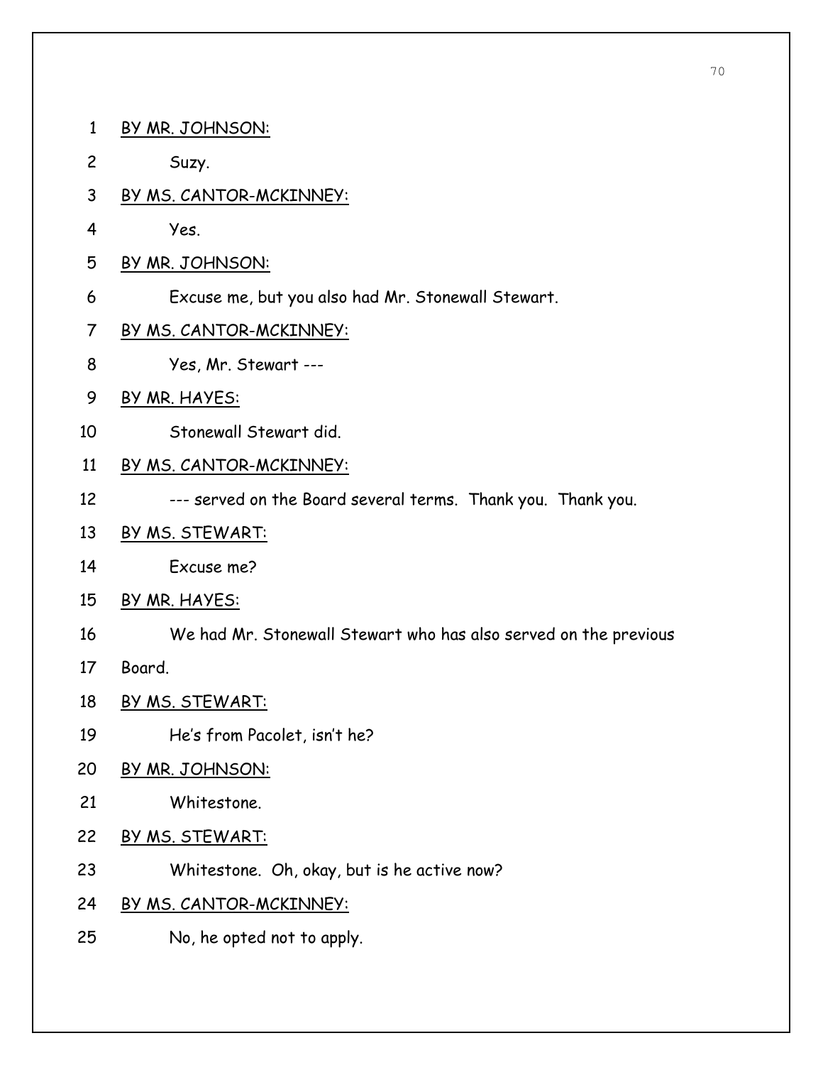BY MR. JOHNSON:

Suzy.

BY MS. CANTOR-MCKINNEY:

Yes.

BY MR. JOHNSON:

Excuse me, but you also had Mr. Stonewall Stewart.

BY MS. CANTOR-MCKINNEY:

Yes, Mr. Stewart ---

BY MR. HAYES:

Stonewall Stewart did.

BY MS. CANTOR-MCKINNEY:

--- served on the Board several terms. Thank you. Thank you.

BY MS. STEWART:

Excuse me?

BY MR. HAYES:

We had Mr. Stonewall Stewart who has also served on the previous Board.

BY MS. STEWART:

He's from Pacolet, isn't he?

BY MR. JOHNSON:

Whitestone.

BY MS. STEWART:

Whitestone. Oh, okay, but is he active now?

BY MS. CANTOR-MCKINNEY:

No, he opted not to apply.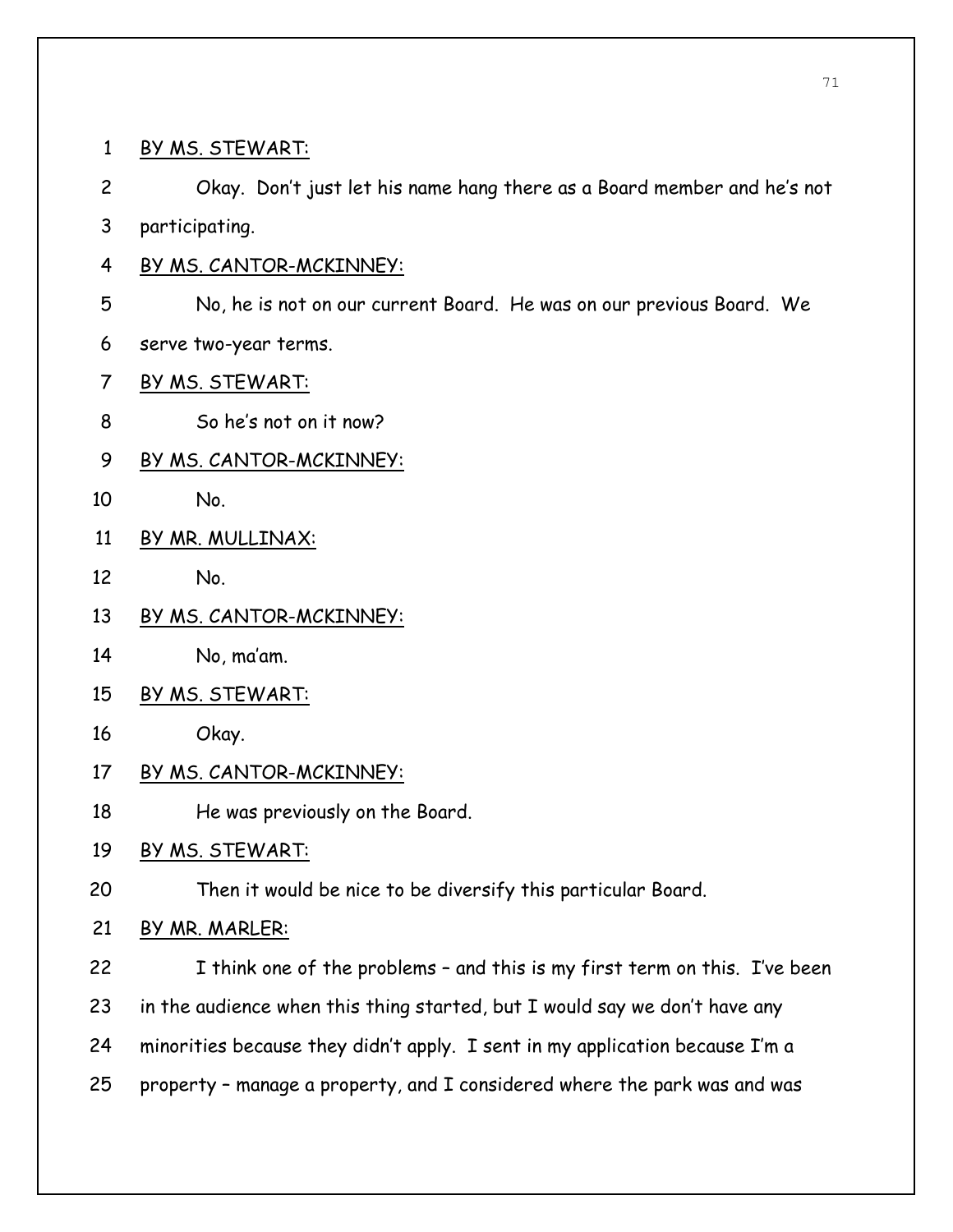BY MS. STEWART:

Okay. Don't just let his name hang there as a Board member and he's not participating.

BY MS. CANTOR-MCKINNEY:

No, he is not on our current Board. He was on our previous Board. We serve two-year terms.

BY MS. STEWART:

So he's not on it now?

BY MS. CANTOR-MCKINNEY:

No.

BY MR. MULLINAX:

No.

BY MS. CANTOR-MCKINNEY:

No, ma'am.

BY MS. STEWART:

Okay.

BY MS. CANTOR-MCKINNEY:

He was previously on the Board.

BY MS. STEWART:

Then it would be nice to be diversify this particular Board.

BY MR. MARLER:

I think one of the problems – and this is my first term on this. I've been in the audience when this thing started, but I would say we don't have any minorities because they didn't apply. I sent in my application because I'm a property – manage a property, and I considered where the park was and was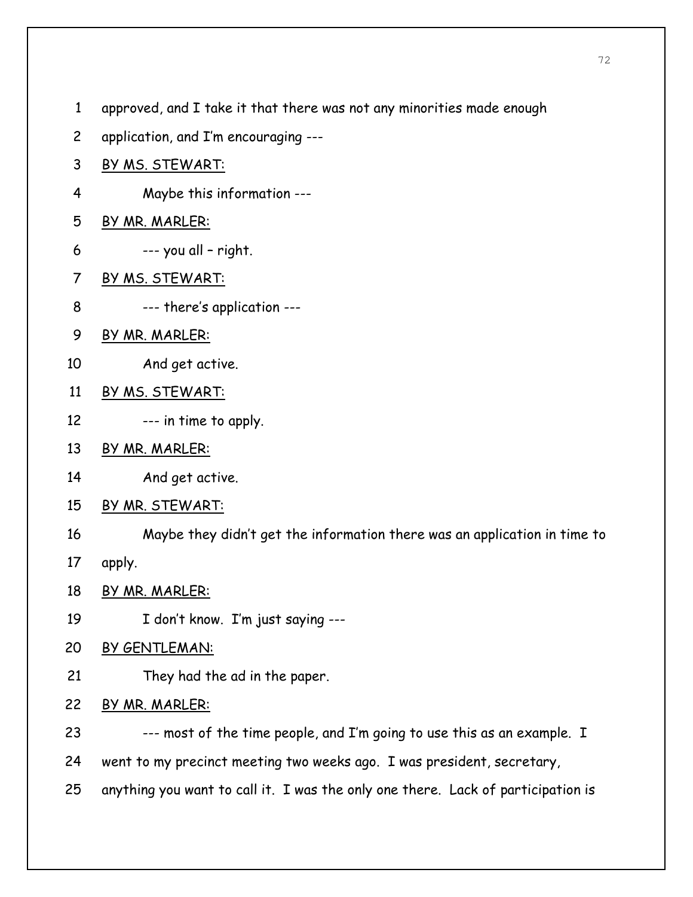approved, and I take it that there was not any minorities made enough application, and I'm encouraging ---

BY MS. STEWART:

Maybe this information ---

BY MR. MARLER:

--- you all – right.

BY MS. STEWART:

--- there's application ---

BY MR. MARLER:

And get active.

BY MS. STEWART:

--- in time to apply.

BY MR. MARLER:

And get active.

BY MR. STEWART:

Maybe they didn't get the information there was an application in time to apply.

BY MR. MARLER:

I don't know. I'm just saying ---

BY GENTLEMAN:

They had the ad in the paper.

BY MR. MARLER:

--- most of the time people, and I'm going to use this as an example. I went to my precinct meeting two weeks ago. I was president, secretary, anything you want to call it. I was the only one there. Lack of participation is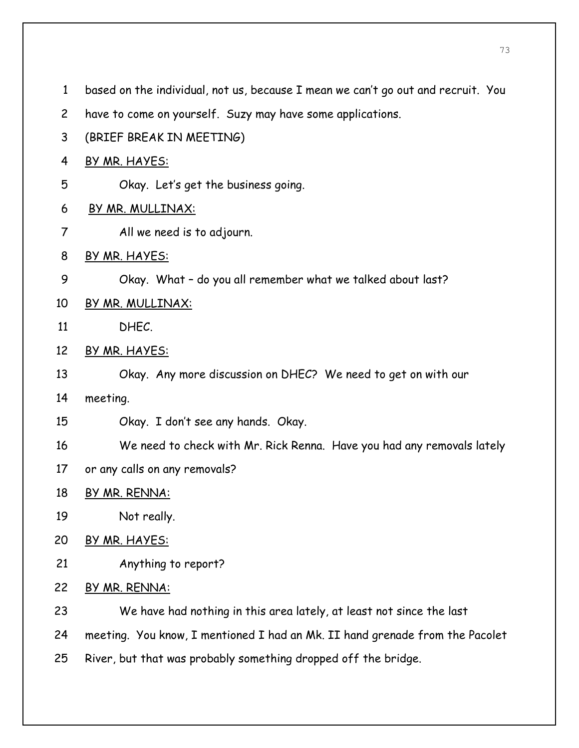based on the individual, not us, because I mean we can't go out and recruit. You have to come on yourself. Suzy may have some applications.

(BRIEF BREAK IN MEETING)

BY MR. HAYES:

Okay. Let's get the business going.

BY MR. MULLINAX:

All we need is to adjourn.

BY MR. HAYES:

Okay. What – do you all remember what we talked about last?

BY MR. MULLINAX:

DHEC.

BY MR. HAYES:

Okay. Any more discussion on DHEC? We need to get on with our meeting.

Okay. I don't see any hands. Okay.

We need to check with Mr. Rick Renna. Have you had any removals lately or any calls on any removals?

BY MR. RENNA:

Not really.

BY MR. HAYES:

Anything to report?

BY MR. RENNA:

We have had nothing in this area lately, at least not since the last meeting. You know, I mentioned I had an Mk. II hand grenade from the Pacolet River, but that was probably something dropped off the bridge.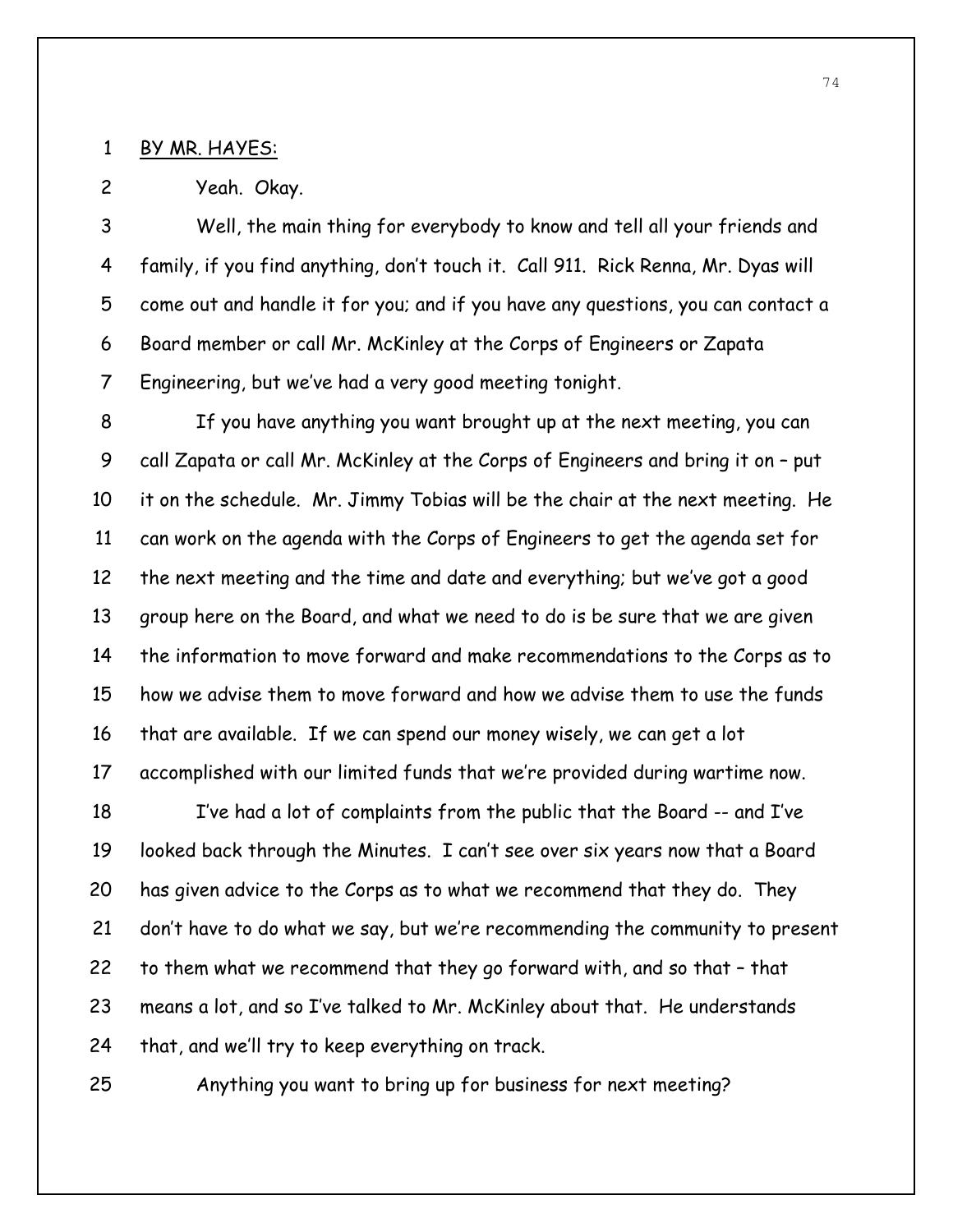BY MR. HAYES:

Yeah. Okay.

Well, the main thing for everybody to know and tell all your friends and family, if you find anything, don't touch it. Call 911. Rick Renna, Mr. Dyas will come out and handle it for you; and if you have any questions, you can contact a Board member or call Mr. McKinley at the Corps of Engineers or Zapata Engineering, but we've had a very good meeting tonight.

If you have anything you want brought up at the next meeting, you can call Zapata or call Mr. McKinley at the Corps of Engineers and bring it on – put it on the schedule. Mr. Jimmy Tobias will be the chair at the next meeting. He can work on the agenda with the Corps of Engineers to get the agenda set for the next meeting and the time and date and everything; but we've got a good group here on the Board, and what we need to do is be sure that we are given the information to move forward and make recommendations to the Corps as to how we advise them to move forward and how we advise them to use the funds that are available. If we can spend our money wisely, we can get a lot accomplished with our limited funds that we're provided during wartime now.

I've had a lot of complaints from the public that the Board -- and I've looked back through the Minutes. I can't see over six years now that a Board has given advice to the Corps as to what we recommend that they do. They don't have to do what we say, but we're recommending the community to present to them what we recommend that they go forward with, and so that – that means a lot, and so I've talked to Mr. McKinley about that. He understands that, and we'll try to keep everything on track.

Anything you want to bring up for business for next meeting?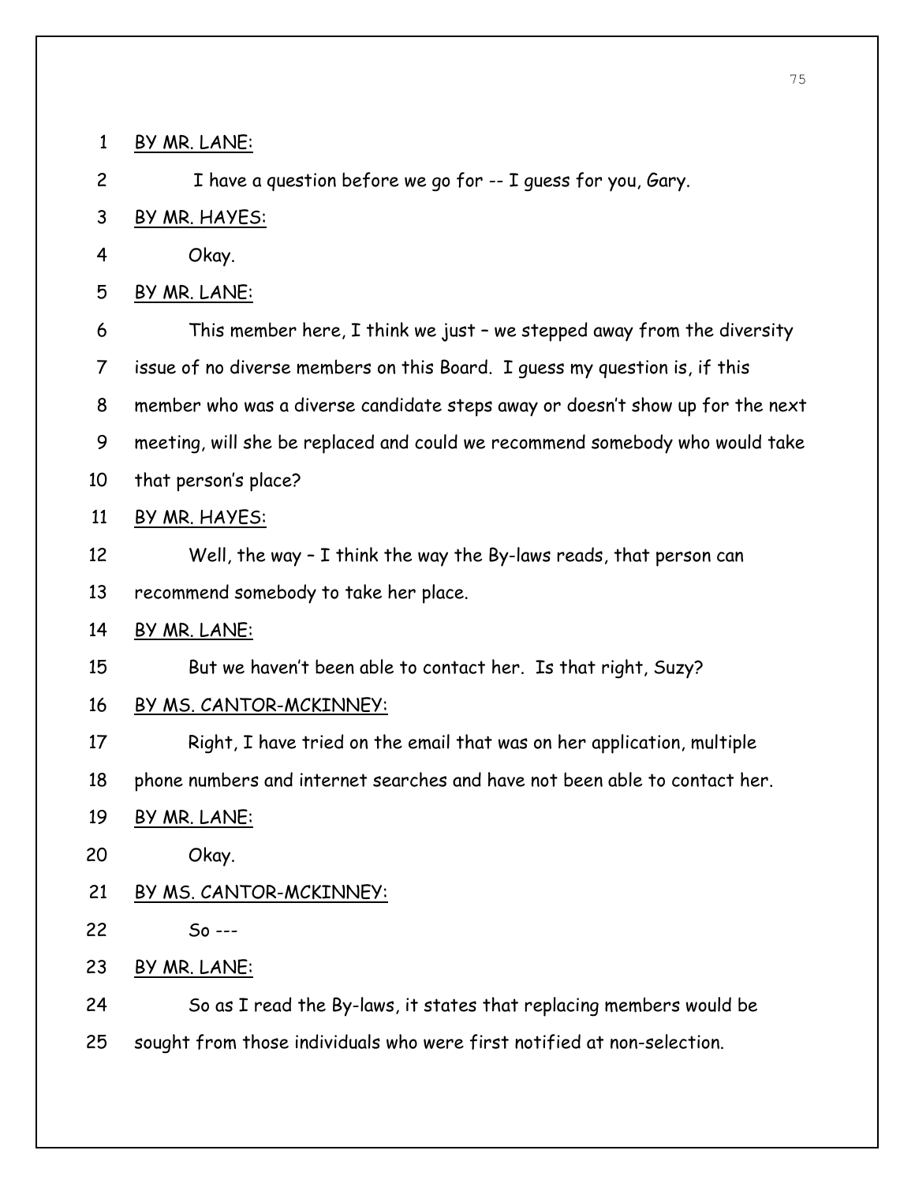BY MR. LANE:

I have a question before we go for -- I guess for you, Gary.

BY MR. HAYES:

Okay.

BY MR. LANE:

This member here, I think we just – we stepped away from the diversity issue of no diverse members on this Board. I guess my question is, if this member who was a diverse candidate steps away or doesn't show up for the next meeting, will she be replaced and could we recommend somebody who would take that person's place?

BY MR. HAYES:

Well, the way – I think the way the By-laws reads, that person can recommend somebody to take her place.

BY MR. LANE:

But we haven't been able to contact her. Is that right, Suzy?

BY MS. CANTOR-MCKINNEY:

Right, I have tried on the email that was on her application, multiple phone numbers and internet searches and have not been able to contact her.

BY MR. LANE:

Okay.

BY MS. CANTOR-MCKINNEY:

So ---

BY MR. LANE:

So as I read the By-laws, it states that replacing members would be sought from those individuals who were first notified at non-selection.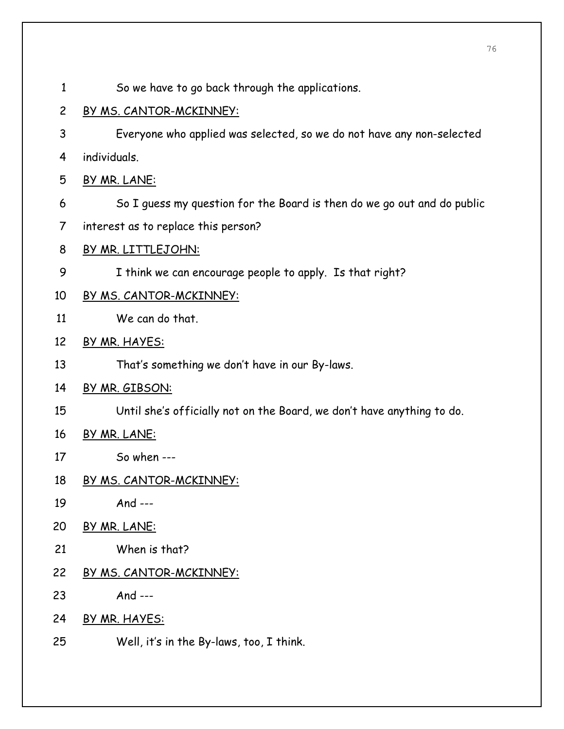1 So we have to go back through the applications.

2 BY MS. CANTOR-MCKINNEY:

3 Everyone who applied was selected, so we do not have any non-selected

4 individuals.

5 BY MR. LANE:

6 So I guess my question for the Board is then do we go out and do public

7 interest as to replace this person?

8 BY MR. LITTLEJOHN:

9 I think we can encourage people to apply. Is that right?

10 BY MS. CANTOR-MCKINNEY:

11 We can do that.

12 BY MR. HAYES:

13 That's something we don't have in our By-laws.

14 BY MR. GIBSON:

15 Until she's officially not on the Board, we don't have anything to do.

16 BY MR. LANE:

17 So when ---

18 BY MS. CANTOR-MCKINNEY:

19 And ---

20 BY MR. LANE:

21 When is that?

22 BY MS. CANTOR-MCKINNEY:

23 And ---

24 BY MR. HAYES:

25 Well, it's in the By-laws, too, I think.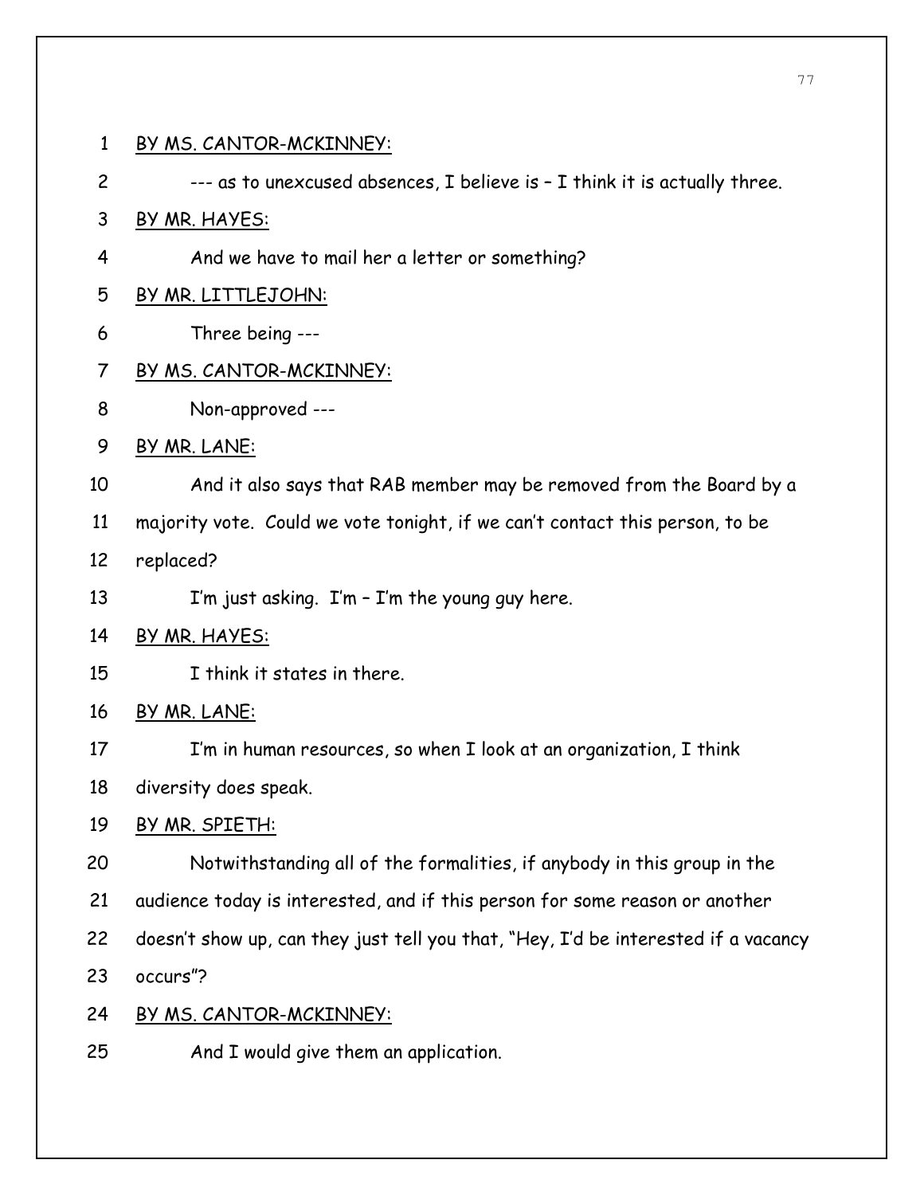BY MS. CANTOR-MCKINNEY:

--- as to unexcused absences, I believe is – I think it is actually three.

BY MR. HAYES:

And we have to mail her a letter or something?

BY MR. LITTLEJOHN:

Three being ---

BY MS. CANTOR-MCKINNEY:

Non-approved ---

BY MR. LANE:

And it also says that RAB member may be removed from the Board by a majority vote. Could we vote tonight, if we can't contact this person, to be replaced?

I'm just asking. I'm – I'm the young guy here.

BY MR. HAYES:

I think it states in there.

BY MR. LANE:

I'm in human resources, so when I look at an organization, I think diversity does speak.

BY MR. SPIETH:

Notwithstanding all of the formalities, if anybody in this group in the audience today is interested, and if this person for some reason or another doesn't show up, can they just tell you that, "Hey, I'd be interested if a vacancy occurs"?

BY MS. CANTOR-MCKINNEY:

And I would give them an application.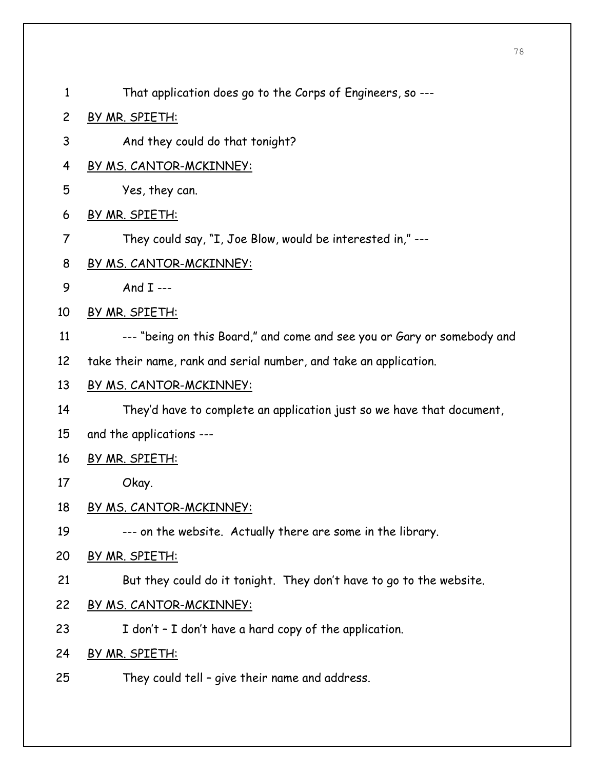1 That application does go to the Corps of Engineers, so ---

2 BY MR. SPIETH:

3 And they could do that tonight?

4 BY MS. CANTOR-MCKINNEY:

5 Yes, they can.

6 BY MR. SPIETH:

7 They could say, "I, Joe Blow, would be interested in," ---

8 BY MS. CANTOR-MCKINNEY:

9 And I ---

10 BY MR. SPIETH:

11 --- "being on this Board," and come and see you or Gary or somebody and

12 take their name, rank and serial number, and take an application.

13 BY MS. CANTOR-MCKINNEY:

14 They'd have to complete an application just so we have that document,

15 and the applications ---

16 BY MR. SPIETH:

17 Okay.

18 BY MS. CANTOR-MCKINNEY:

19 --- on the website. Actually there are some in the library.

20 BY MR. SPIETH:

21 But they could do it tonight. They don't have to go to the website.

22 BY MS. CANTOR-MCKINNEY:

23 I don't – I don't have a hard copy of the application.

24 BY MR. SPIETH:

25 They could tell – give their name and address.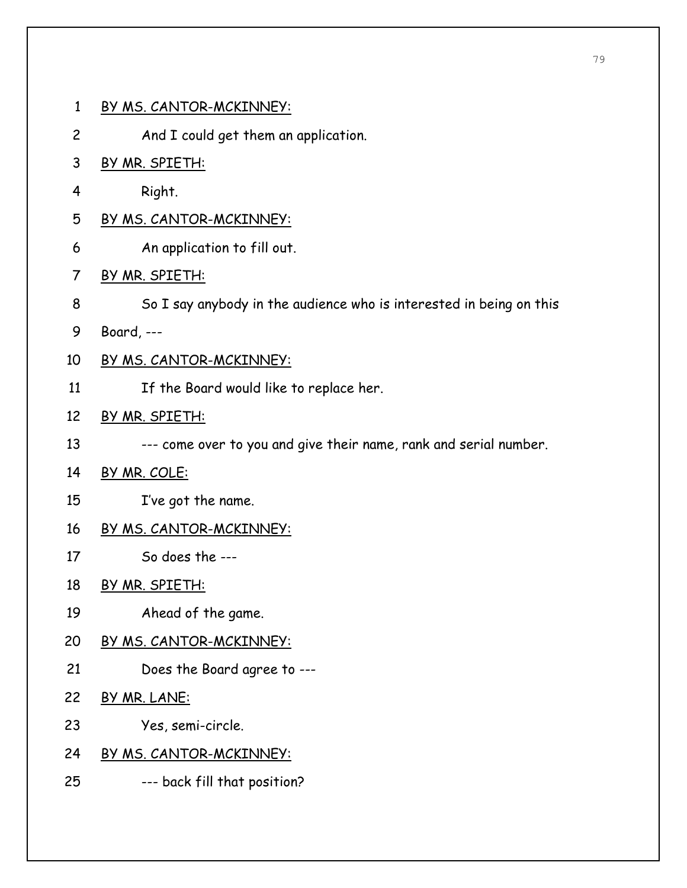BY MS. CANTOR-MCKINNEY:

And I could get them an application.

BY MR. SPIETH:

Right.

BY MS. CANTOR-MCKINNEY:

An application to fill out.

BY MR. SPIETH:

So I say anybody in the audience who is interested in being on this Board, ---

BY MS. CANTOR-MCKINNEY:

If the Board would like to replace her.

BY MR. SPIETH:

--- come over to you and give their name, rank and serial number.

BY MR. COLE:

I've got the name.

BY MS. CANTOR-MCKINNEY:

So does the ---

BY MR. SPIETH:

Ahead of the game.

BY MS. CANTOR-MCKINNEY:

Does the Board agree to ---

BY MR. LANE:

Yes, semi-circle.

BY MS. CANTOR-MCKINNEY:

--- back fill that position?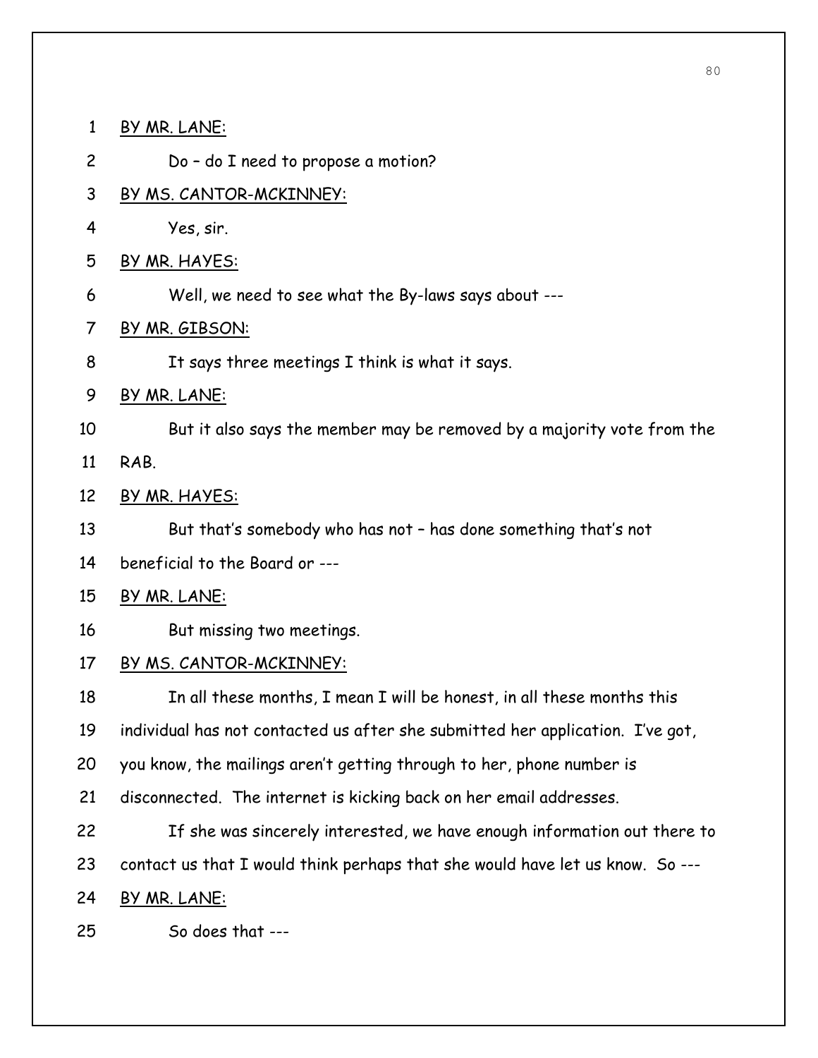BY MR. LANE:

Do – do I need to propose a motion?

BY MS. CANTOR-MCKINNEY:

Yes, sir.

BY MR. HAYES:

Well, we need to see what the By-laws says about ---

BY MR. GIBSON:

It says three meetings I think is what it says.

BY MR. LANE:

But it also says the member may be removed by a majority vote from the RAB.

BY MR. HAYES:

But that's somebody who has not – has done something that's not beneficial to the Board or ---

BY MR. LANE:

But missing two meetings.

BY MS. CANTOR-MCKINNEY:

In all these months, I mean I will be honest, in all these months this individual has not contacted us after she submitted her application. I've got, you know, the mailings aren't getting through to her, phone number is disconnected. The internet is kicking back on her email addresses.

If she was sincerely interested, we have enough information out there to contact us that I would think perhaps that she would have let us know. So ---

BY MR. LANE:

So does that ---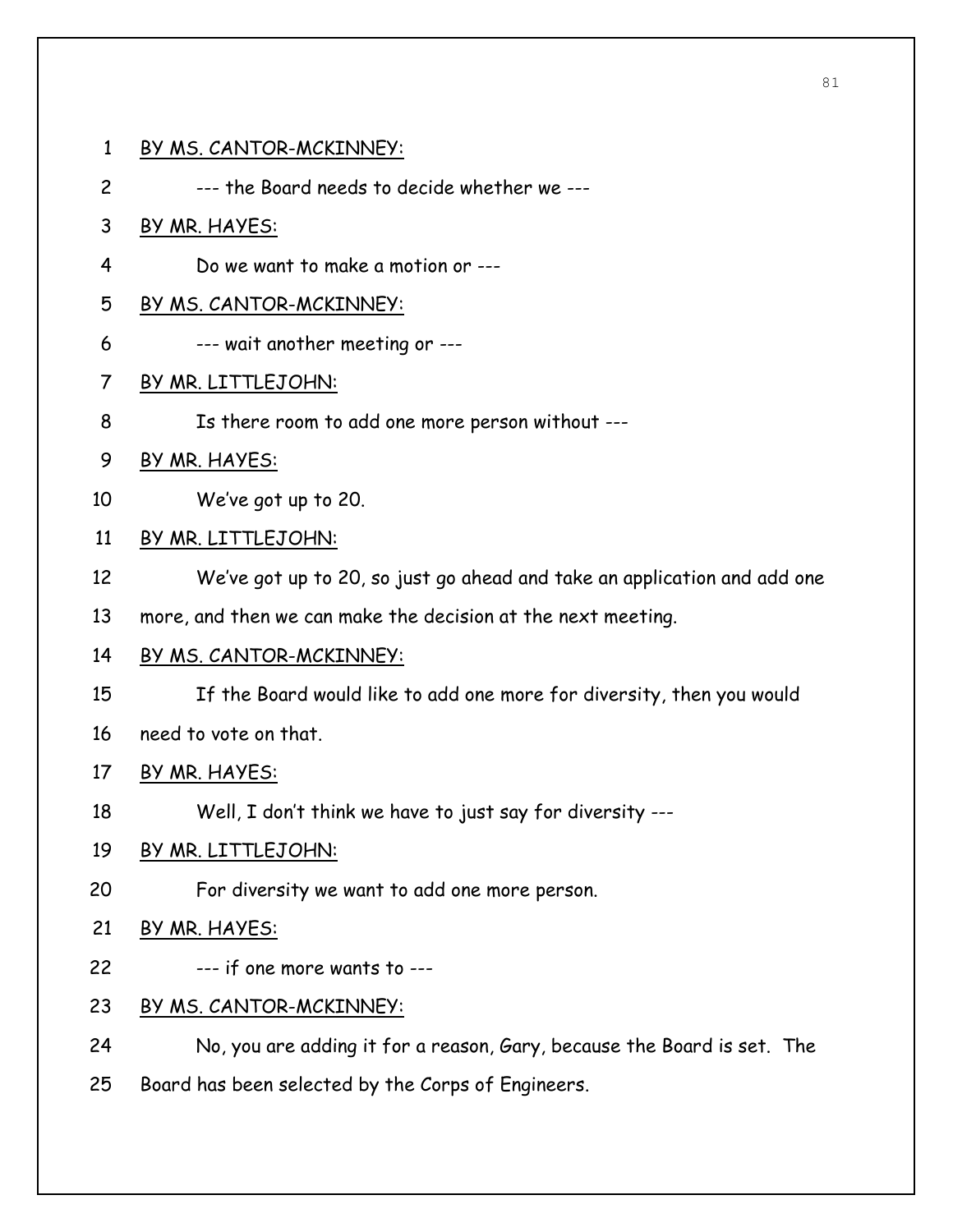BY MS. CANTOR-MCKINNEY:

--- the Board needs to decide whether we ---

BY MR. HAYES:

Do we want to make a motion or ---

BY MS. CANTOR-MCKINNEY:

--- wait another meeting or ---

BY MR. LITTLEJOHN:

Is there room to add one more person without ---

BY MR. HAYES:

We've got up to 20.

BY MR. LITTLEJOHN:

We've got up to 20, so just go ahead and take an application and add one more, and then we can make the decision at the next meeting.

BY MS. CANTOR-MCKINNEY:

If the Board would like to add one more for diversity, then you would need to vote on that.

BY MR. HAYES:

Well, I don't think we have to just say for diversity ---

BY MR. LITTLEJOHN:

For diversity we want to add one more person.

BY MR. HAYES:

--- if one more wants to ---

BY MS. CANTOR-MCKINNEY:

No, you are adding it for a reason, Gary, because the Board is set. The Board has been selected by the Corps of Engineers.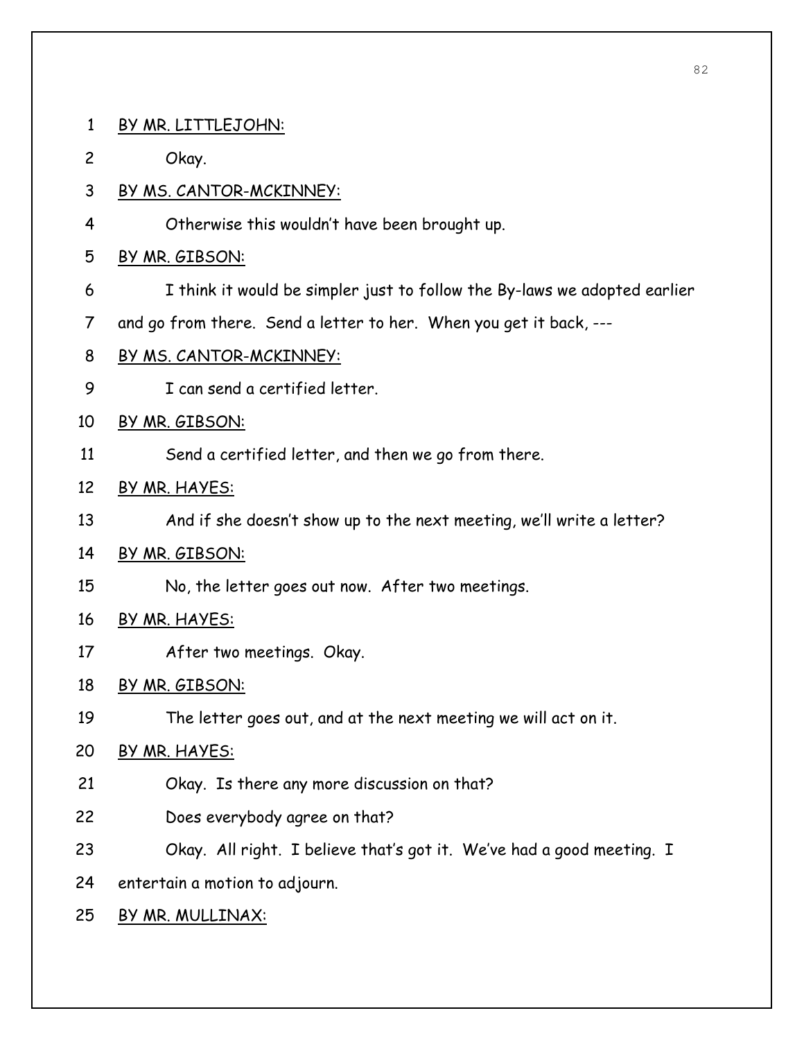BY MR. LITTLEJOHN:

Okay.

BY MS. CANTOR-MCKINNEY:

Otherwise this wouldn't have been brought up.

BY MR. GIBSON:

I think it would be simpler just to follow the By-laws we adopted earlier and go from there. Send a letter to her. When you get it back, ---

BY MS. CANTOR-MCKINNEY:

I can send a certified letter.

BY MR. GIBSON:

Send a certified letter, and then we go from there.

BY MR. HAYES:

And if she doesn't show up to the next meeting, we'll write a letter?

BY MR. GIBSON:

No, the letter goes out now. After two meetings.

BY MR. HAYES:

After two meetings. Okay.

BY MR. GIBSON:

The letter goes out, and at the next meeting we will act on it.

BY MR. HAYES:

Okay. Is there any more discussion on that?

Does everybody agree on that?

Okay. All right. I believe that's got it. We've had a good meeting. I entertain a motion to adjourn.

BY MR. MULLINAX: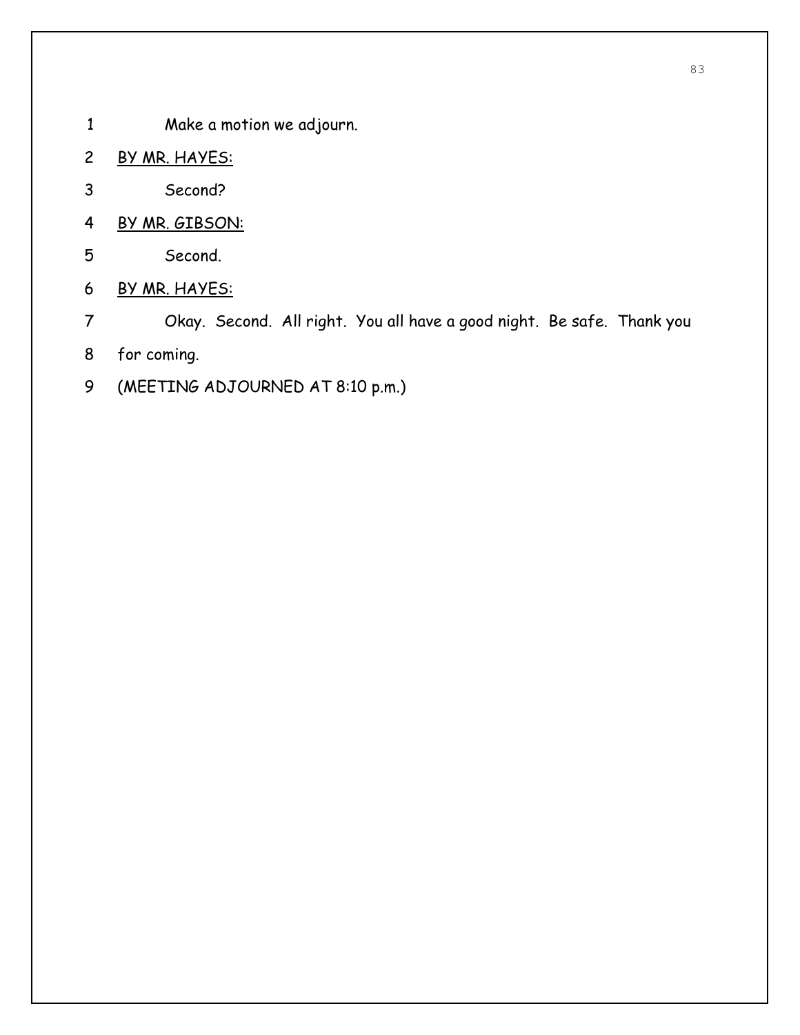Make a motion we adjourn.

BY MR. HAYES:

Second?

BY MR. GIBSON:

Second.

BY MR. HAYES:

Okay. Second. All right. You all have a good night. Be safe. Thank you for coming.

(MEETING ADJOURNED AT 8:10 p.m.)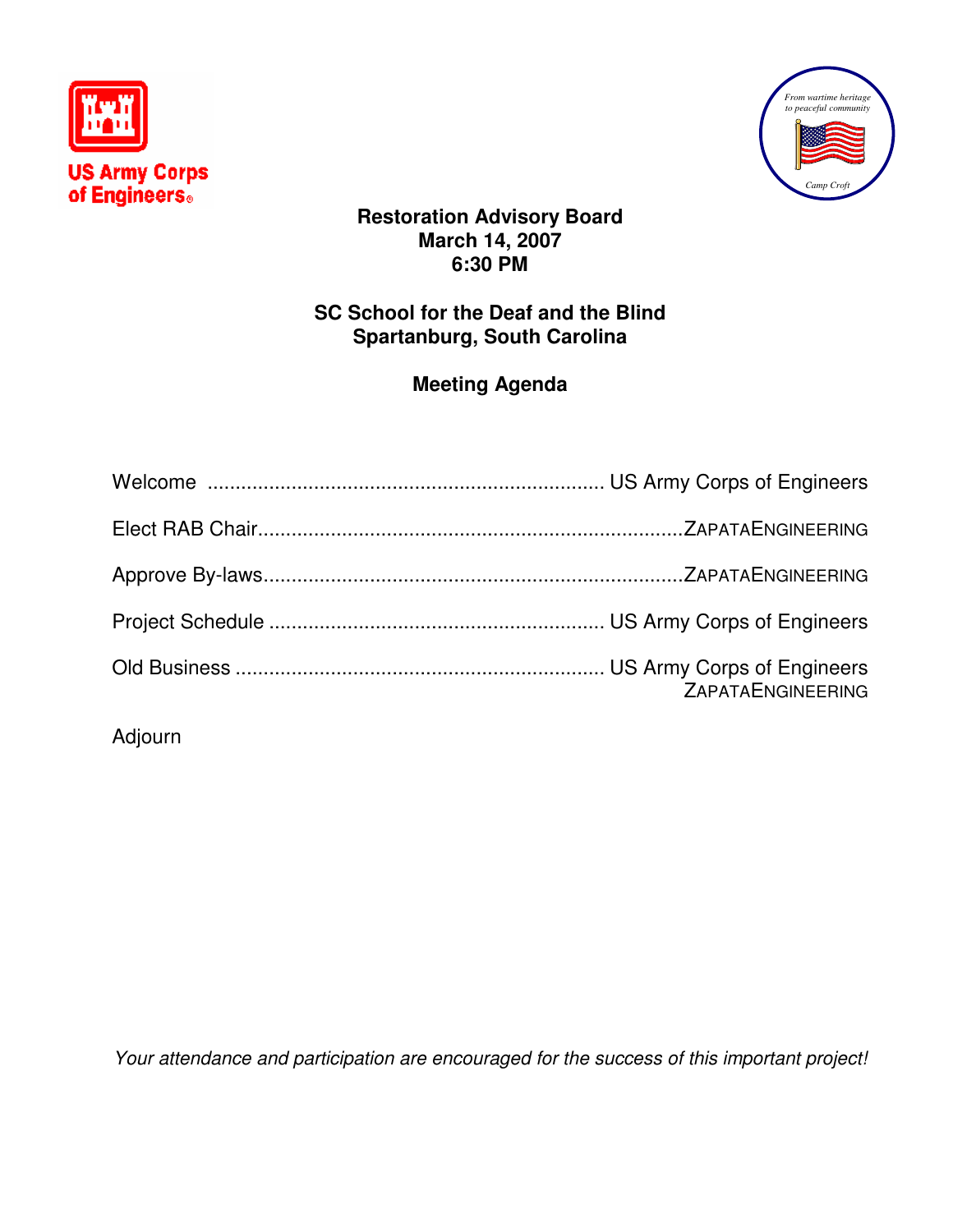US Army Corps of Engineers

From wartime heritage to peaceful community

Camp Croft

**Restoration Advisory Board**
**March 14, 2007**
**6:30 PM**

**SC School for the Deaf and the Blind**
**Spartanburg, South Carolina**

**Meeting Agenda**

Welcome ...................................................................... US Army Corps of Engineers

Elect RAB Chair........................................................................... ZAPATAENGINEERING

Approve By-laws.......................................................................... ZAPATAENGINEERING

Project Schedule ........................................................... US Army Corps of Engineers

Old Business ................................................................. US Army Corps of Engineers
ZAPATAENGINEERING

Adjourn

*Your attendance and participation are encouraged for the success of this important project!*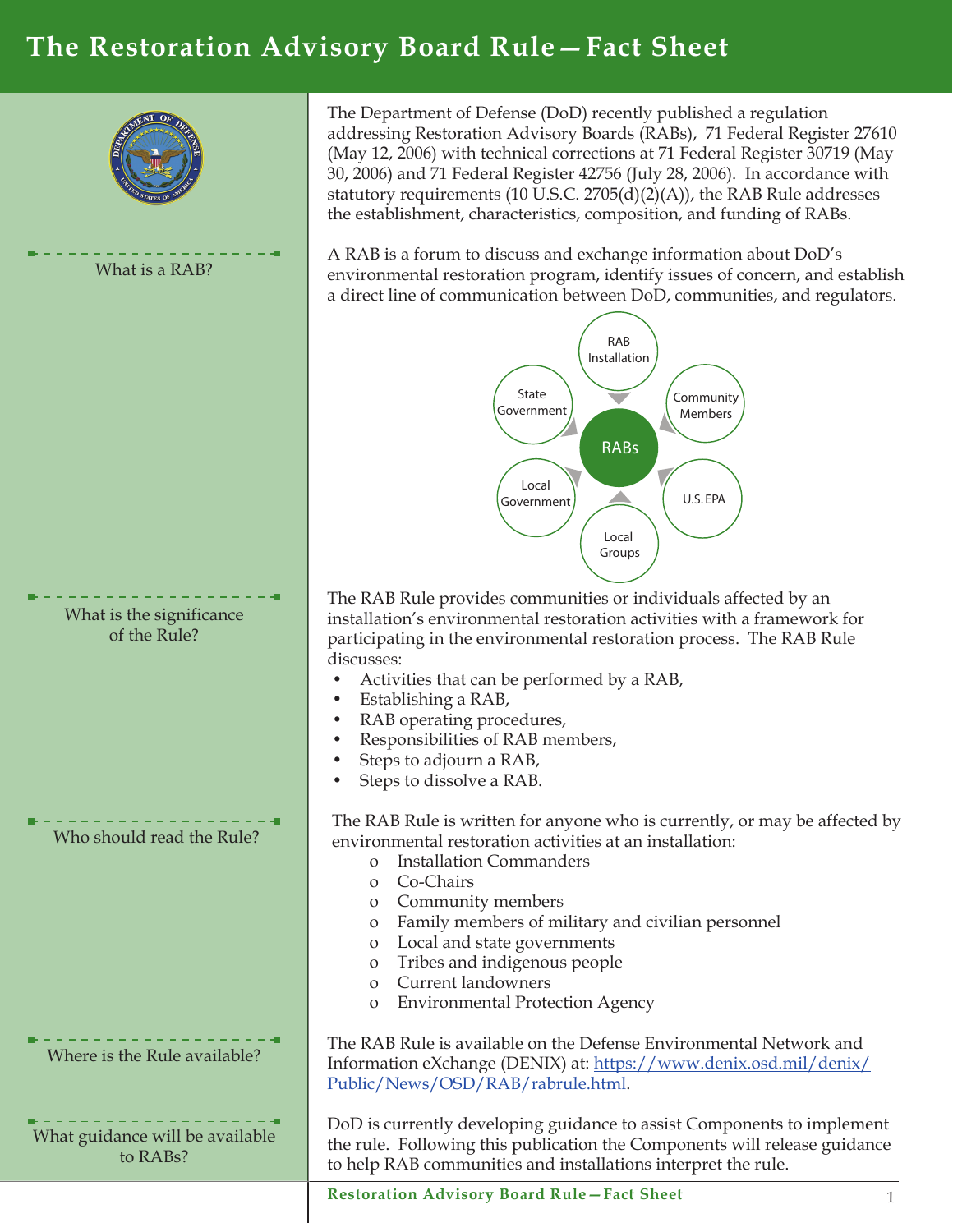# The Restoration Advisory Board Rule—Fact Sheet

The Department of Defense (DoD) recently published a regulation addressing Restoration Advisory Boards (RABs), 71 Federal Register 27610 (May 12, 2006) with technical corrections at 71 Federal Register 30719 (May 30, 2006) and 71 Federal Register 42756 (July 28, 2006). In accordance with statutory requirements (10 U.S.C. 2705(d)(2)(A)), the RAB Rule addresses the establishment, characteristics, composition, and funding of RABs.

## What is a RAB?

A RAB is a forum to discuss and exchange information about DoD's environmental restoration program, identify issues of concern, and establish a direct line of communication between DoD, communities, and regulators.

RAB Installation
State Government
Community Members
RABs
Local Government
U.S. EPA
Local Groups

## What is the significance of the Rule?

The RAB Rule provides communities or individuals affected by an installation's environmental restoration activities with a framework for participating in the environmental restoration process. The RAB Rule discusses:

- Activities that can be performed by a RAB,
- Establishing a RAB,
- RAB operating procedures,
- Responsibilities of RAB members,
- Steps to adjourn a RAB,
- Steps to dissolve a RAB.

## Who should read the Rule?

The RAB Rule is written for anyone who is currently, or may be affected by environmental restoration activities at an installation:

- Installation Commanders
- Co-Chairs
- Community members
- Family members of military and civilian personnel
- Local and state governments
- Tribes and indigenous people
- Current landowners
- Environmental Protection Agency

## Where is the Rule available?

The RAB Rule is available on the Defense Environmental Network and Information eXchange (DENIX) at: https://www.denix.osd.mil/denix/Public/News/OSD/RAB/rabrule.html.

## What guidance will be available to RABs?

DoD is currently developing guidance to assist Components to implement the rule. Following this publication the Components will release guidance to help RAB communities and installations interpret the rule.